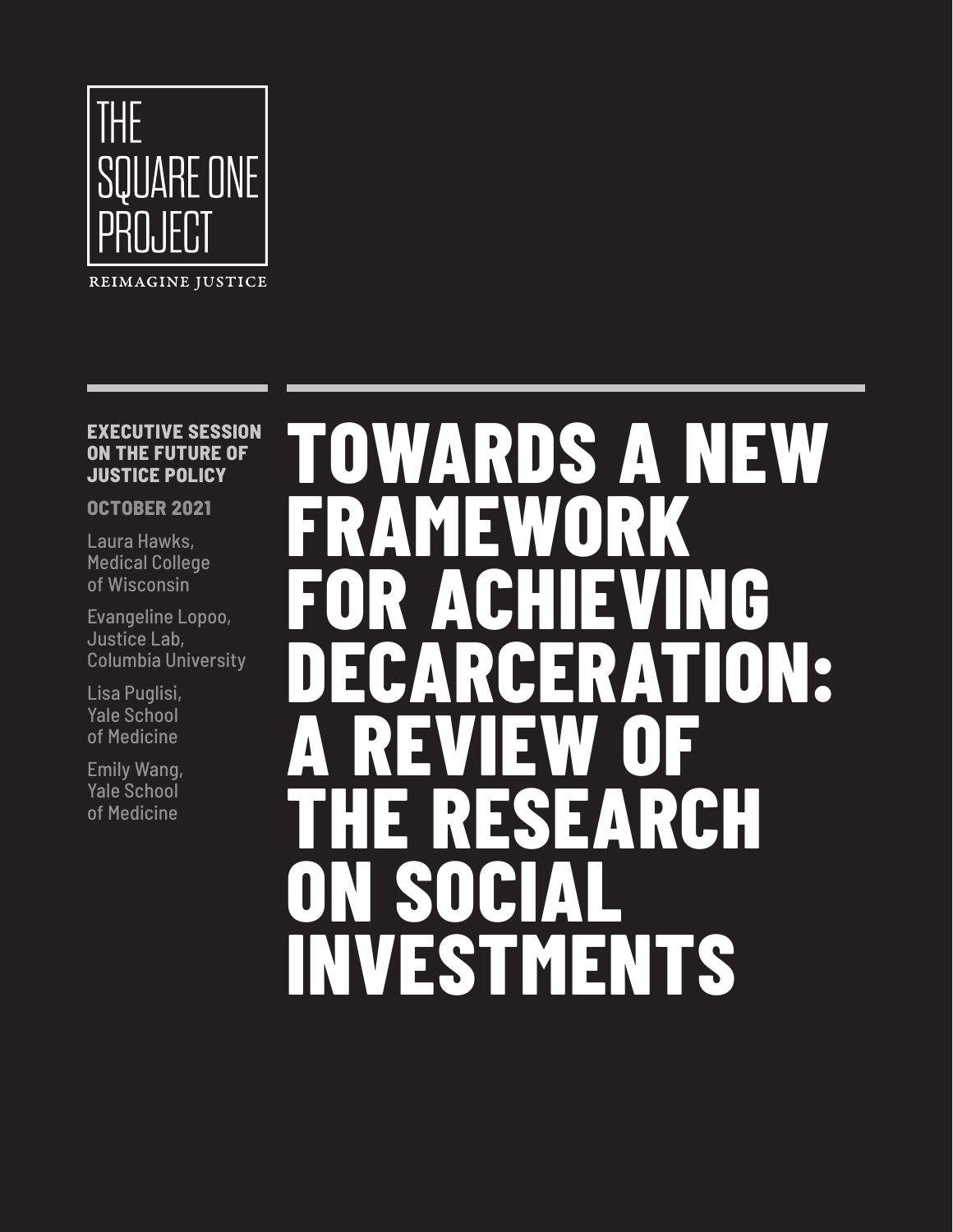THE SQUARE ONE PROJECT

REIMAGINE JUSTICE

**EXECUTIVE SESSION ON THE FUTURE OF JUSTICE POLICY**

**OCTOBER 2021**

Laura Hawks, Medical College of Wisconsin

Evangeline Lopoo, Justice Lab, Columbia University

Lisa Puglisi, Yale School of Medicine

Emily Wang, Yale School of Medicine

# TOWARDS A NEW FRAMEWORK FOR ACHIEVING DECARCERATION: A REVIEW OF THE RESEARCH ON SOCIAL INVESTMENTS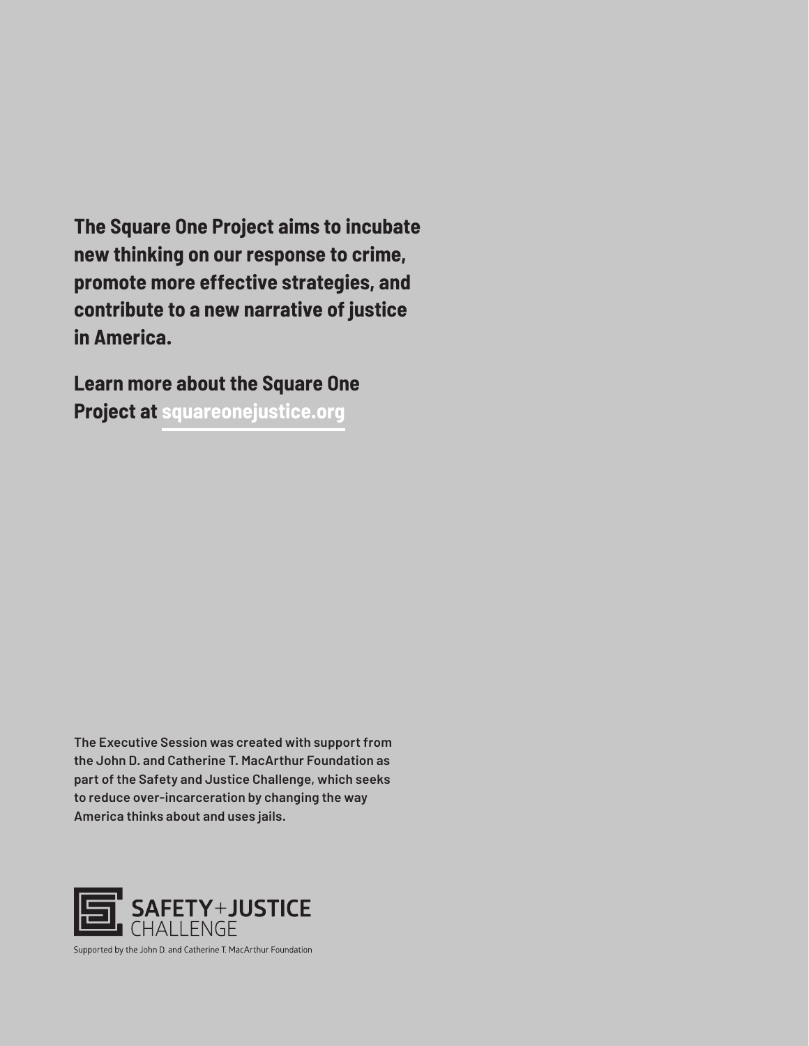**The Square One Project aims to incubate new thinking on our response to crime, promote more effective strategies, and contribute to a new narrative of justice in America.**

**Learn more about the Square One Project at squareonejustice.org**

**The Executive Session was created with support from the John D. and Catherine T. MacArthur Foundation as part of the Safety and Justice Challenge, which seeks to reduce over-incarceration by changing the way America thinks about and uses jails.**

SAFETY+JUSTICE CHALLENGE

Supported by the John D. and Catherine T. MacArthur Foundation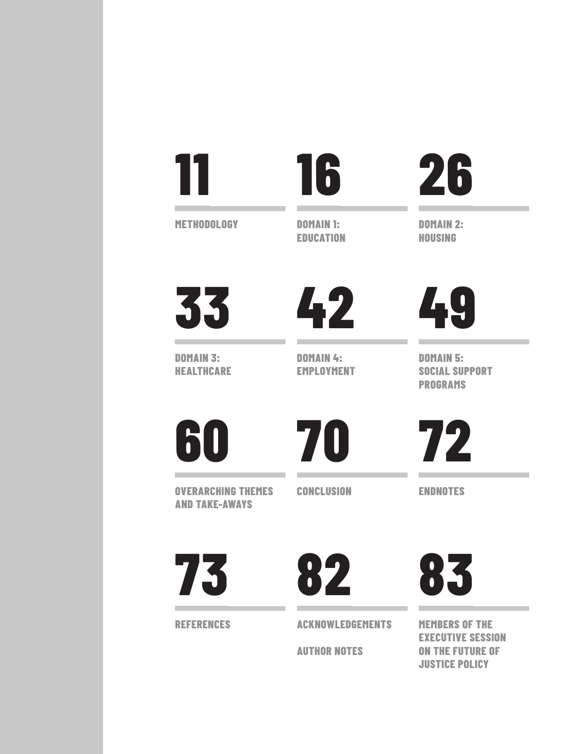11 METHODOLOGY

16 DOMAIN 1: EDUCATION

26 DOMAIN 2: HOUSING

33 DOMAIN 3: HEALTHCARE

42 DOMAIN 4: EMPLOYMENT

49 DOMAIN 5: SOCIAL SUPPORT PROGRAMS

60 OVERARCHING THEMES AND TAKE-AWAYS

70 CONCLUSION

72 ENDNOTES

73 REFERENCES

82 ACKNOWLEDGEMENTS

AUTHOR NOTES

83 MEMBERS OF THE EXECUTIVE SESSION ON THE FUTURE OF JUSTICE POLICY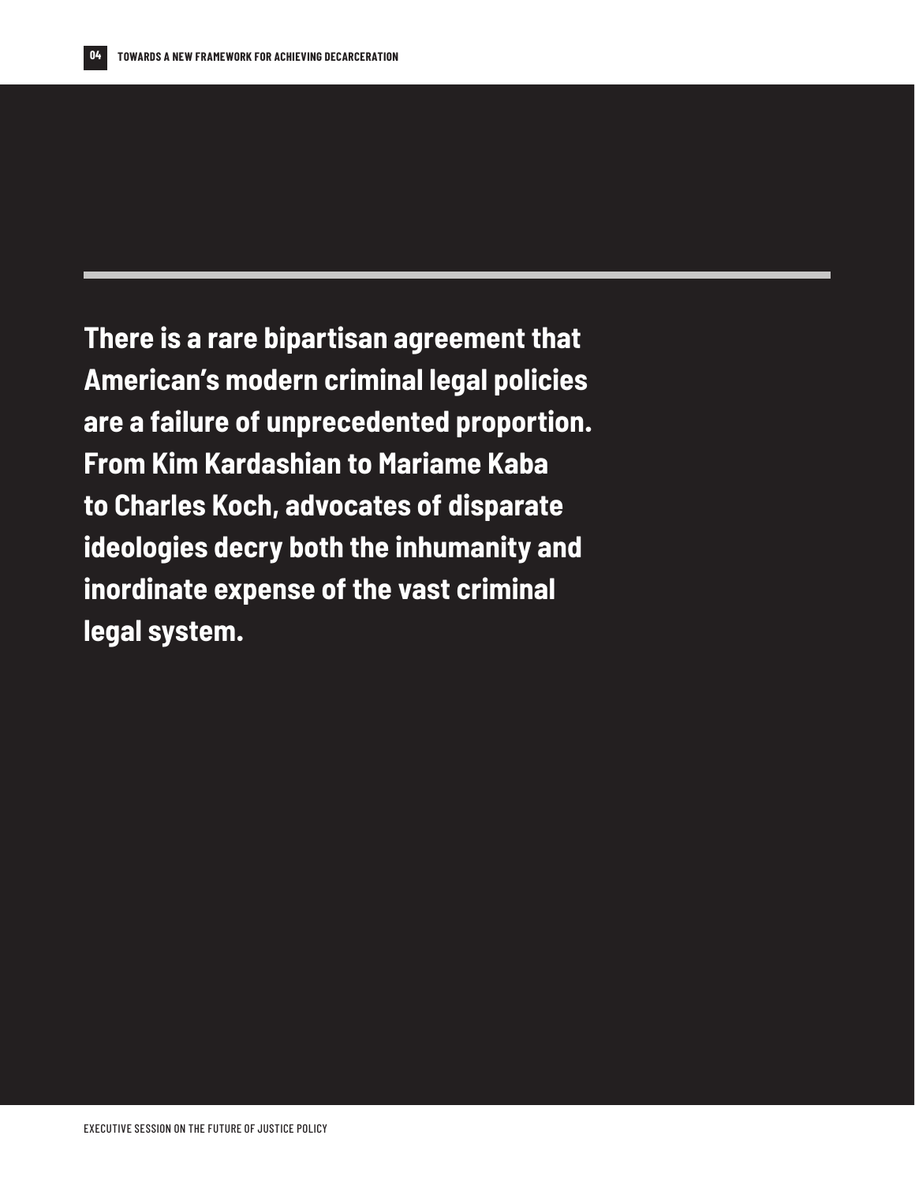**There is a rare bipartisan agreement that American's modern criminal legal policies are a failure of unprecedented proportion. From Kim Kardashian to Mariame Kaba to Charles Koch, advocates of disparate ideologies decry both the inhumanity and inordinate expense of the vast criminal legal system.**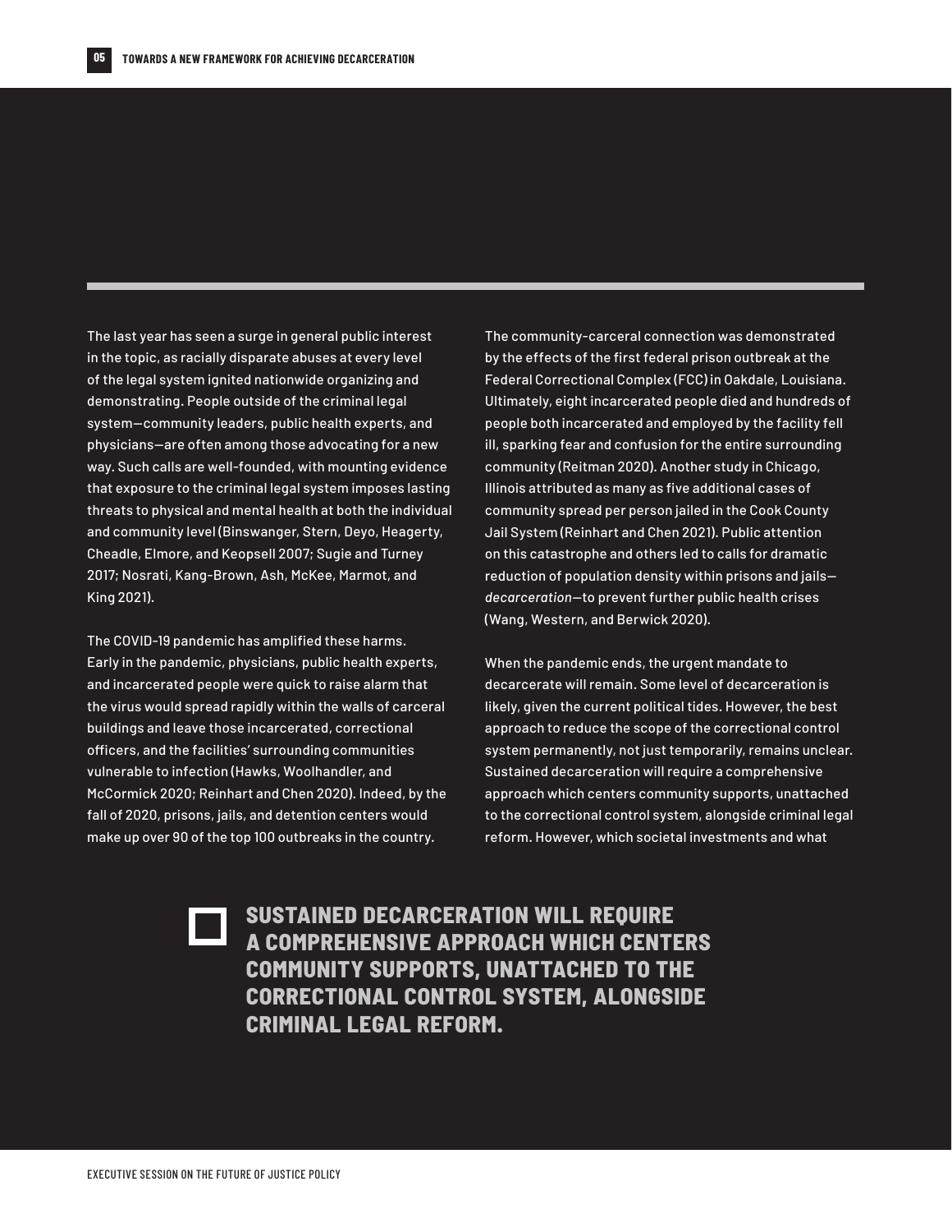The last year has seen a surge in general public interest in the topic, as racially disparate abuses at every level of the legal system ignited nationwide organizing and demonstrating. People outside of the criminal legal system—community leaders, public health experts, and physicians—are often among those advocating for a new way. Such calls are well-founded, with mounting evidence that exposure to the criminal legal system imposes lasting threats to physical and mental health at both the individual and community level (Binswanger, Stern, Deyo, Heagerty, Cheadle, Elmore, and Keopsell 2007; Sugie and Turney 2017; Nosrati, Kang-Brown, Ash, McKee, Marmot, and King 2021).

The COVID-19 pandemic has amplified these harms. Early in the pandemic, physicians, public health experts, and incarcerated people were quick to raise alarm that the virus would spread rapidly within the walls of carceral buildings and leave those incarcerated, correctional officers, and the facilities' surrounding communities vulnerable to infection (Hawks, Woolhandler, and McCormick 2020; Reinhart and Chen 2020). Indeed, by the fall of 2020, prisons, jails, and detention centers would make up over 90 of the top 100 outbreaks in the country.

The community-carceral connection was demonstrated by the effects of the first federal prison outbreak at the Federal Correctional Complex (FCC) in Oakdale, Louisiana. Ultimately, eight incarcerated people died and hundreds of people both incarcerated and employed by the facility fell ill, sparking fear and confusion for the entire surrounding community (Reitman 2020). Another study in Chicago, Illinois attributed as many as five additional cases of community spread per person jailed in the Cook County Jail System (Reinhart and Chen 2021). Public attention on this catastrophe and others led to calls for dramatic reduction of population density within prisons and jails—*decarceration*—to prevent further public health crises (Wang, Western, and Berwick 2020).

When the pandemic ends, the urgent mandate to decarcerate will remain. Some level of decarceration is likely, given the current political tides. However, the best approach to reduce the scope of the correctional control system permanently, not just temporarily, remains unclear. Sustained decarceration will require a comprehensive approach which centers community supports, unattached to the correctional control system, alongside criminal legal reform. However, which societal investments and what

**SUSTAINED DECARCERATION WILL REQUIRE A COMPREHENSIVE APPROACH WHICH CENTERS COMMUNITY SUPPORTS, UNATTACHED TO THE CORRECTIONAL CONTROL SYSTEM, ALONGSIDE CRIMINAL LEGAL REFORM.**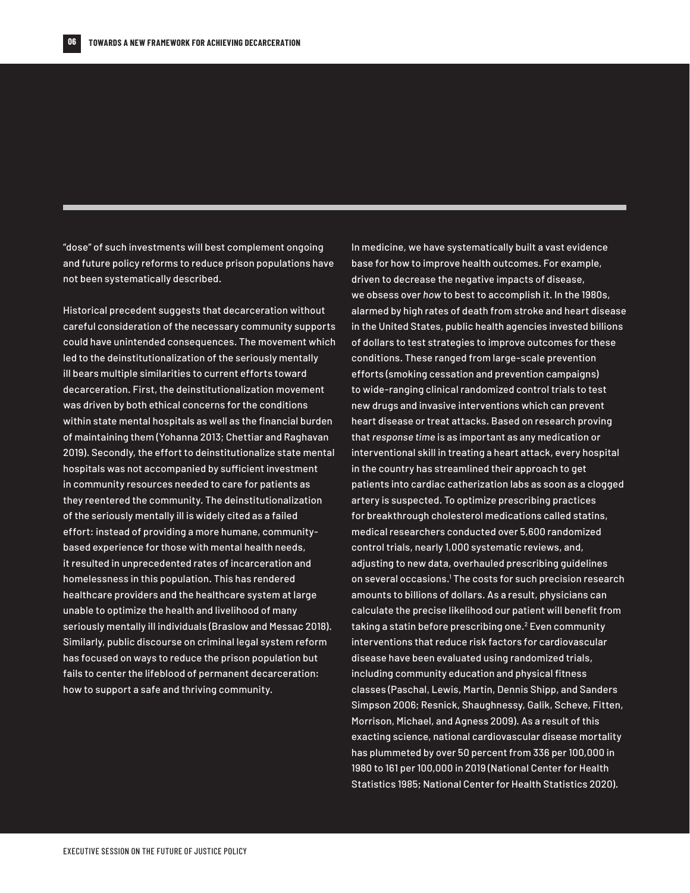"dose" of such investments will best complement ongoing and future policy reforms to reduce prison populations have not been systematically described.

Historical precedent suggests that decarceration without careful consideration of the necessary community supports could have unintended consequences. The movement which led to the deinstitutionalization of the seriously mentally ill bears multiple similarities to current efforts toward decarceration. First, the deinstitutionalization movement was driven by both ethical concerns for the conditions within state mental hospitals as well as the financial burden of maintaining them (Yohanna 2013; Chettiar and Raghavan 2019). Secondly, the effort to deinstitutionalize state mental hospitals was not accompanied by sufficient investment in community resources needed to care for patients as they reentered the community. The deinstitutionalization of the seriously mentally ill is widely cited as a failed effort: instead of providing a more humane, community-based experience for those with mental health needs, it resulted in unprecedented rates of incarceration and homelessness in this population. This has rendered healthcare providers and the healthcare system at large unable to optimize the health and livelihood of many seriously mentally ill individuals (Braslow and Messac 2018). Similarly, public discourse on criminal legal system reform has focused on ways to reduce the prison population but fails to center the lifeblood of permanent decarceration: how to support a safe and thriving community.

In medicine, we have systematically built a vast evidence base for how to improve health outcomes. For example, driven to decrease the negative impacts of disease, we obsess over *how* to best to accomplish it. In the 1980s, alarmed by high rates of death from stroke and heart disease in the United States, public health agencies invested billions of dollars to test strategies to improve outcomes for these conditions. These ranged from large-scale prevention efforts (smoking cessation and prevention campaigns) to wide-ranging clinical randomized control trials to test new drugs and invasive interventions which can prevent heart disease or treat attacks. Based on research proving that *response time* is as important as any medication or interventional skill in treating a heart attack, every hospital in the country has streamlined their approach to get patients into cardiac catherization labs as soon as a clogged artery is suspected. To optimize prescribing practices for breakthrough cholesterol medications called statins, medical researchers conducted over 5,600 randomized control trials, nearly 1,000 systematic reviews, and, adjusting to new data, overhauled prescribing guidelines on several occasions.[1] The costs for such precision research amounts to billions of dollars. As a result, physicians can calculate the precise likelihood our patient will benefit from taking a statin before prescribing one.[2] Even community interventions that reduce risk factors for cardiovascular disease have been evaluated using randomized trials, including community education and physical fitness classes (Paschal, Lewis, Martin, Dennis Shipp, and Sanders Simpson 2006; Resnick, Shaughnessy, Galik, Scheve, Fitten, Morrison, Michael, and Agness 2009). As a result of this exacting science, national cardiovascular disease mortality has plummeted by over 50 percent from 336 per 100,000 in 1980 to 161 per 100,000 in 2019 (National Center for Health Statistics 1985; National Center for Health Statistics 2020).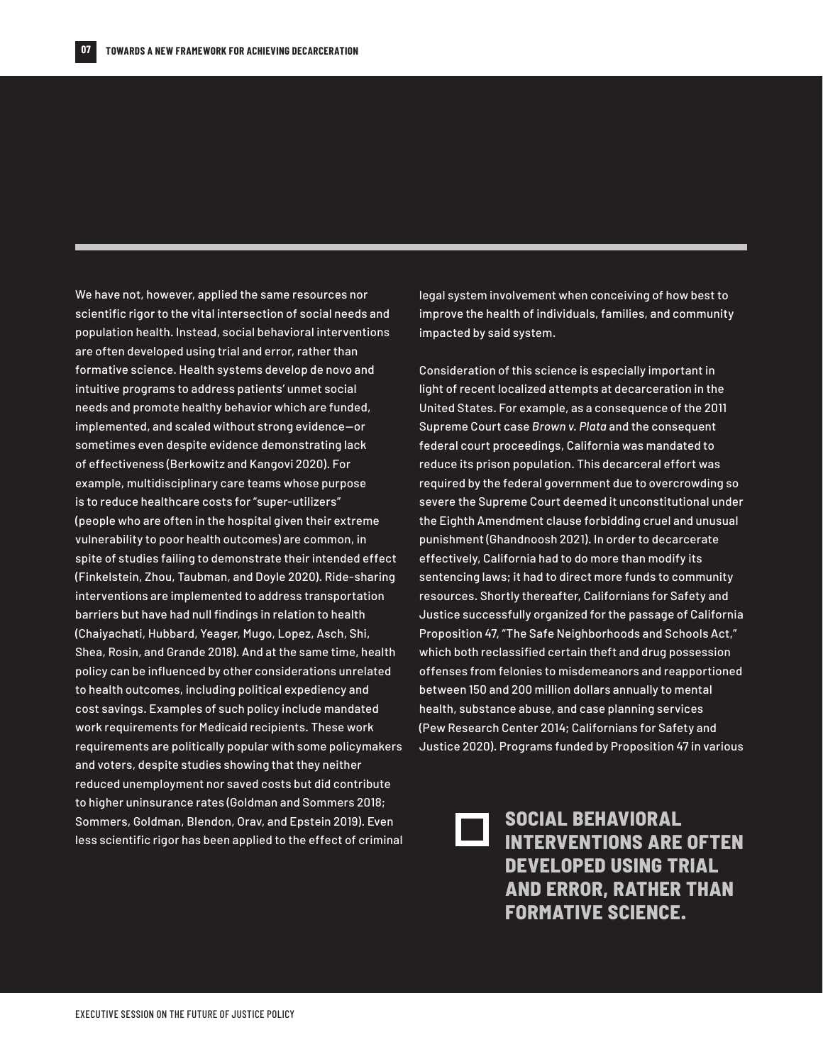We have not, however, applied the same resources nor scientific rigor to the vital intersection of social needs and population health. Instead, social behavioral interventions are often developed using trial and error, rather than formative science. Health systems develop de novo and intuitive programs to address patients' unmet social needs and promote healthy behavior which are funded, implemented, and scaled without strong evidence—or sometimes even despite evidence demonstrating lack of effectiveness (Berkowitz and Kangovi 2020). For example, multidisciplinary care teams whose purpose is to reduce healthcare costs for "super-utilizers" (people who are often in the hospital given their extreme vulnerability to poor health outcomes) are common, in spite of studies failing to demonstrate their intended effect (Finkelstein, Zhou, Taubman, and Doyle 2020). Ride-sharing interventions are implemented to address transportation barriers but have had null findings in relation to health (Chaiyachati, Hubbard, Yeager, Mugo, Lopez, Asch, Shi, Shea, Rosin, and Grande 2018). And at the same time, health policy can be influenced by other considerations unrelated to health outcomes, including political expediency and cost savings. Examples of such policy include mandated work requirements for Medicaid recipients. These work requirements are politically popular with some policymakers and voters, despite studies showing that they neither reduced unemployment nor saved costs but did contribute to higher uninsurance rates (Goldman and Sommers 2018; Sommers, Goldman, Blendon, Orav, and Epstein 2019). Even less scientific rigor has been applied to the effect of criminal legal system involvement when conceiving of how best to improve the health of individuals, families, and community impacted by said system.

Consideration of this science is especially important in light of recent localized attempts at decarceration in the United States. For example, as a consequence of the 2011 Supreme Court case *Brown v. Plata* and the consequent federal court proceedings, California was mandated to reduce its prison population. This decarceral effort was required by the federal government due to overcrowding so severe the Supreme Court deemed it unconstitutional under the Eighth Amendment clause forbidding cruel and unusual punishment (Ghandnoosh 2021). In order to decarcerate effectively, California had to do more than modify its sentencing laws; it had to direct more funds to community resources. Shortly thereafter, Californians for Safety and Justice successfully organized for the passage of California Proposition 47, "The Safe Neighborhoods and Schools Act," which both reclassified certain theft and drug possession offenses from felonies to misdemeanors and reapportioned between 150 and 200 million dollars annually to mental health, substance abuse, and case planning services (Pew Research Center 2014; Californians for Safety and Justice 2020). Programs funded by Proposition 47 in various

**SOCIAL BEHAVIORAL INTERVENTIONS ARE OFTEN DEVELOPED USING TRIAL AND ERROR, RATHER THAN FORMATIVE SCIENCE.**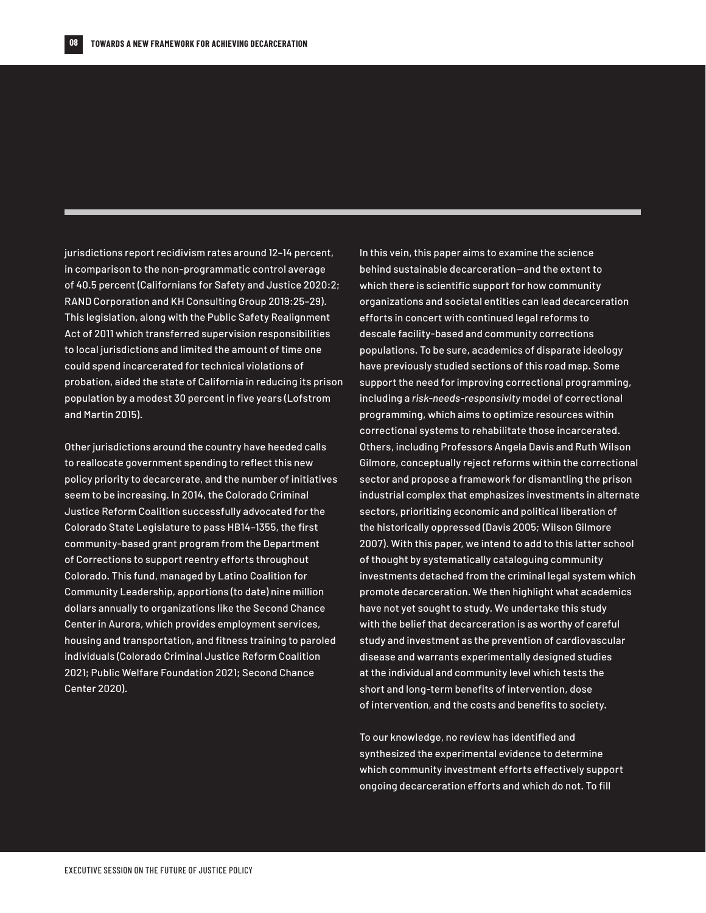jurisdictions report recidivism rates around 12–14 percent, in comparison to the non-programmatic control average of 40.5 percent (Californians for Safety and Justice 2020:2; RAND Corporation and KH Consulting Group 2019:25–29). This legislation, along with the Public Safety Realignment Act of 2011 which transferred supervision responsibilities to local jurisdictions and limited the amount of time one could spend incarcerated for technical violations of probation, aided the state of California in reducing its prison population by a modest 30 percent in five years (Lofstrom and Martin 2015).

Other jurisdictions around the country have heeded calls to reallocate government spending to reflect this new policy priority to decarcerate, and the number of initiatives seem to be increasing. In 2014, the Colorado Criminal Justice Reform Coalition successfully advocated for the Colorado State Legislature to pass HB14–1355, the first community-based grant program from the Department of Corrections to support reentry efforts throughout Colorado. This fund, managed by Latino Coalition for Community Leadership, apportions (to date) nine million dollars annually to organizations like the Second Chance Center in Aurora, which provides employment services, housing and transportation, and fitness training to paroled individuals (Colorado Criminal Justice Reform Coalition 2021; Public Welfare Foundation 2021; Second Chance Center 2020).

In this vein, this paper aims to examine the science behind sustainable decarceration—and the extent to which there is scientific support for how community organizations and societal entities can lead decarceration efforts in concert with continued legal reforms to descale facility-based and community corrections populations. To be sure, academics of disparate ideology have previously studied sections of this road map. Some support the need for improving correctional programming, including a *risk-needs-responsivity* model of correctional programming, which aims to optimize resources within correctional systems to rehabilitate those incarcerated. Others, including Professors Angela Davis and Ruth Wilson Gilmore, conceptually reject reforms within the correctional sector and propose a framework for dismantling the prison industrial complex that emphasizes investments in alternate sectors, prioritizing economic and political liberation of the historically oppressed (Davis 2005; Wilson Gilmore 2007). With this paper, we intend to add to this latter school of thought by systematically cataloguing community investments detached from the criminal legal system which promote decarceration. We then highlight what academics have not yet sought to study. We undertake this study with the belief that decarceration is as worthy of careful study and investment as the prevention of cardiovascular disease and warrants experimentally designed studies at the individual and community level which tests the short and long-term benefits of intervention, dose of intervention, and the costs and benefits to society.

To our knowledge, no review has identified and synthesized the experimental evidence to determine which community investment efforts effectively support ongoing decarceration efforts and which do not. To fill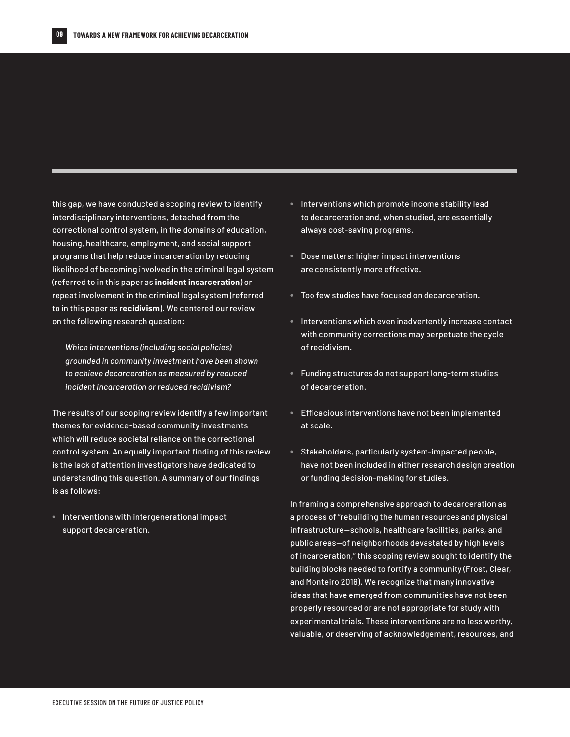this gap, we have conducted a scoping review to identify interdisciplinary interventions, detached from the correctional control system, in the domains of education, housing, healthcare, employment, and social support programs that help reduce incarceration by reducing likelihood of becoming involved in the criminal legal system (referred to in this paper as **incident incarceration**) or repeat involvement in the criminal legal system (referred to in this paper as **recidivism**). We centered our review on the following research question:

> *Which interventions (including social policies) grounded in community investment have been shown to achieve decarceration as measured by reduced incident incarceration or reduced recidivism?*

The results of our scoping review identify a few important themes for evidence-based community investments which will reduce societal reliance on the correctional control system. An equally important finding of this review is the lack of attention investigators have dedicated to understanding this question. A summary of our findings is as follows:

- Interventions with intergenerational impact support decarceration.
- Interventions which promote income stability lead to decarceration and, when studied, are essentially always cost-saving programs.
- Dose matters: higher impact interventions are consistently more effective.
- Too few studies have focused on decarceration.
- Interventions which even inadvertently increase contact with community corrections may perpetuate the cycle of recidivism.
- Funding structures do not support long-term studies of decarceration.
- Efficacious interventions have not been implemented at scale.
- Stakeholders, particularly system-impacted people, have not been included in either research design creation or funding decision-making for studies.

In framing a comprehensive approach to decarceration as a process of "rebuilding the human resources and physical infrastructure—schools, healthcare facilities, parks, and public areas—of neighborhoods devastated by high levels of incarceration," this scoping review sought to identify the building blocks needed to fortify a community (Frost, Clear, and Monteiro 2018). We recognize that many innovative ideas that have emerged from communities have not been properly resourced or are not appropriate for study with experimental trials. These interventions are no less worthy, valuable, or deserving of acknowledgement, resources, and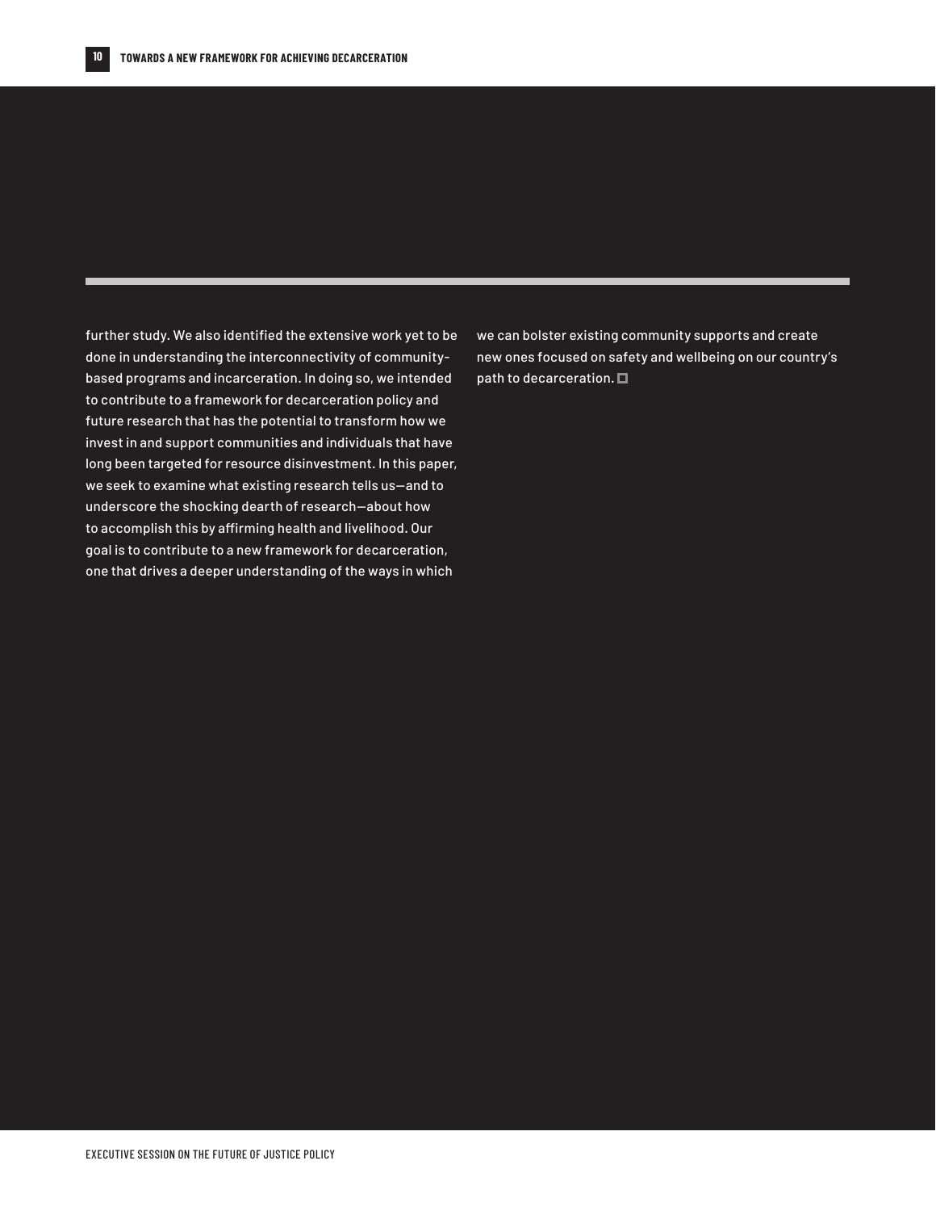further study. We also identified the extensive work yet to be done in understanding the interconnectivity of community-based programs and incarceration. In doing so, we intended to contribute to a framework for decarceration policy and future research that has the potential to transform how we invest in and support communities and individuals that have long been targeted for resource disinvestment. In this paper, we seek to examine what existing research tells us—and to underscore the shocking dearth of research—about how to accomplish this by affirming health and livelihood. Our goal is to contribute to a new framework for decarceration, one that drives a deeper understanding of the ways in which we can bolster existing community supports and create new ones focused on safety and wellbeing on our country's path to decarceration. ◻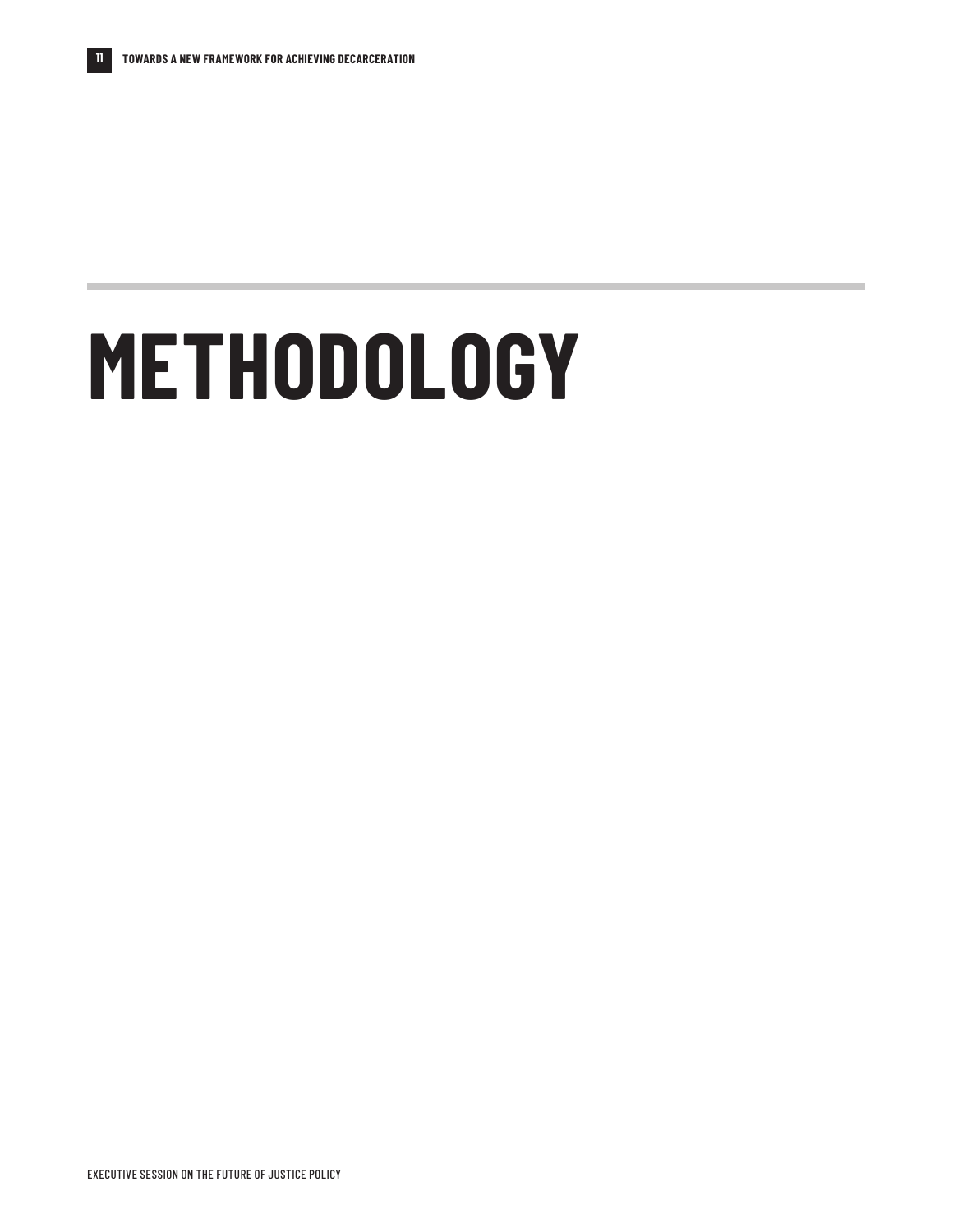# METHODOLOGY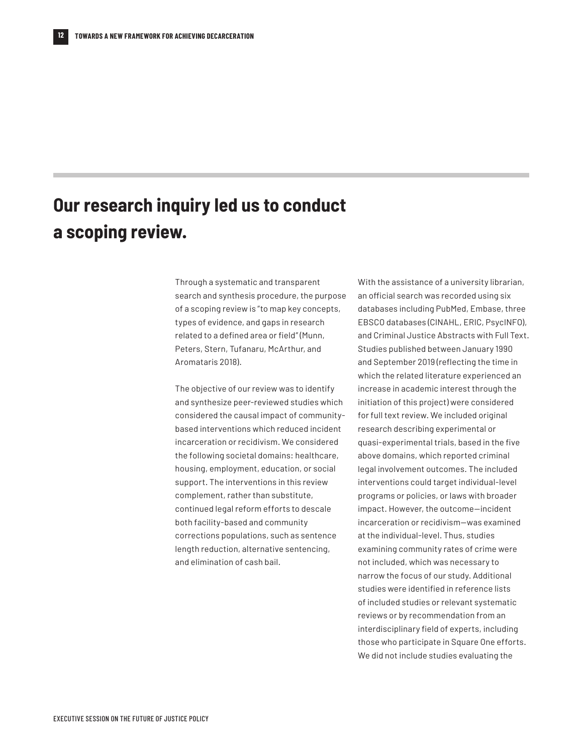## Our research inquiry led us to conduct a scoping review.

Through a systematic and transparent search and synthesis procedure, the purpose of a scoping review is "to map key concepts, types of evidence, and gaps in research related to a defined area or field" (Munn, Peters, Stern, Tufanaru, McArthur, and Aromataris 2018).

The objective of our review was to identify and synthesize peer-reviewed studies which considered the causal impact of community-based interventions which reduced incident incarceration or recidivism. We considered the following societal domains: healthcare, housing, employment, education, or social support. The interventions in this review complement, rather than substitute, continued legal reform efforts to descale both facility-based and community corrections populations, such as sentence length reduction, alternative sentencing, and elimination of cash bail.

With the assistance of a university librarian, an official search was recorded using six databases including PubMed, Embase, three EBSCO databases (CINAHL, ERIC, PsycINFO), and Criminal Justice Abstracts with Full Text. Studies published between January 1990 and September 2019 (reflecting the time in which the related literature experienced an increase in academic interest through the initiation of this project) were considered for full text review. We included original research describing experimental or quasi-experimental trials, based in the five above domains, which reported criminal legal involvement outcomes. The included interventions could target individual-level programs or policies, or laws with broader impact. However, the outcome—incident incarceration or recidivism—was examined at the individual-level. Thus, studies examining community rates of crime were not included, which was necessary to narrow the focus of our study. Additional studies were identified in reference lists of included studies or relevant systematic reviews or by recommendation from an interdisciplinary field of experts, including those who participate in Square One efforts. We did not include studies evaluating the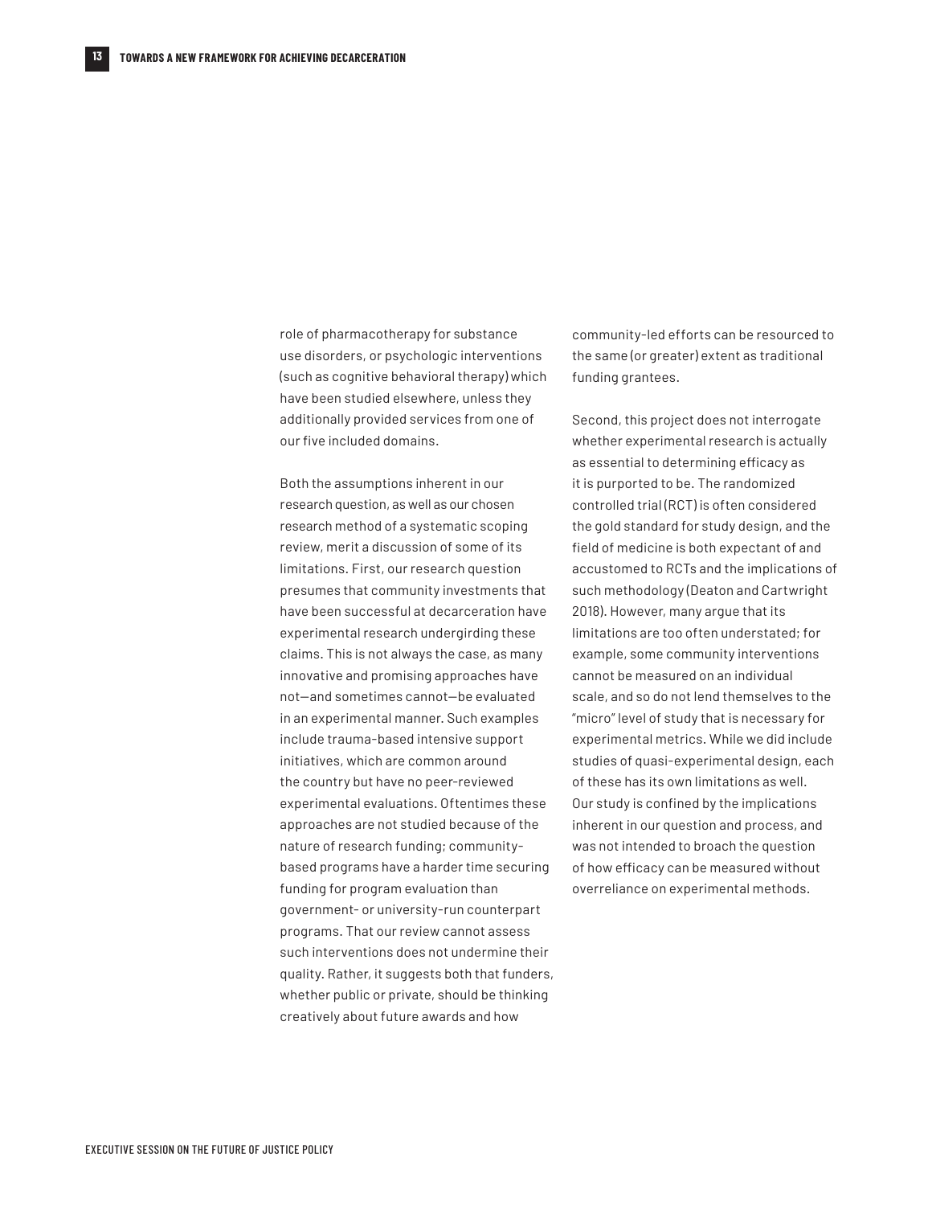role of pharmacotherapy for substance use disorders, or psychologic interventions (such as cognitive behavioral therapy) which have been studied elsewhere, unless they additionally provided services from one of our five included domains.

Both the assumptions inherent in our research question, as well as our chosen research method of a systematic scoping review, merit a discussion of some of its limitations. First, our research question presumes that community investments that have been successful at decarceration have experimental research undergirding these claims. This is not always the case, as many innovative and promising approaches have not—and sometimes cannot—be evaluated in an experimental manner. Such examples include trauma-based intensive support initiatives, which are common around the country but have no peer-reviewed experimental evaluations. Oftentimes these approaches are not studied because of the nature of research funding; community-based programs have a harder time securing funding for program evaluation than government- or university-run counterpart programs. That our review cannot assess such interventions does not undermine their quality. Rather, it suggests both that funders, whether public or private, should be thinking creatively about future awards and how community-led efforts can be resourced to the same (or greater) extent as traditional funding grantees.

Second, this project does not interrogate whether experimental research is actually as essential to determining efficacy as it is purported to be. The randomized controlled trial (RCT) is often considered the gold standard for study design, and the field of medicine is both expectant of and accustomed to RCTs and the implications of such methodology (Deaton and Cartwright 2018). However, many argue that its limitations are too often understated; for example, some community interventions cannot be measured on an individual scale, and so do not lend themselves to the "micro" level of study that is necessary for experimental metrics. While we did include studies of quasi-experimental design, each of these has its own limitations as well. Our study is confined by the implications inherent in our question and process, and was not intended to broach the question of how efficacy can be measured without overreliance on experimental methods.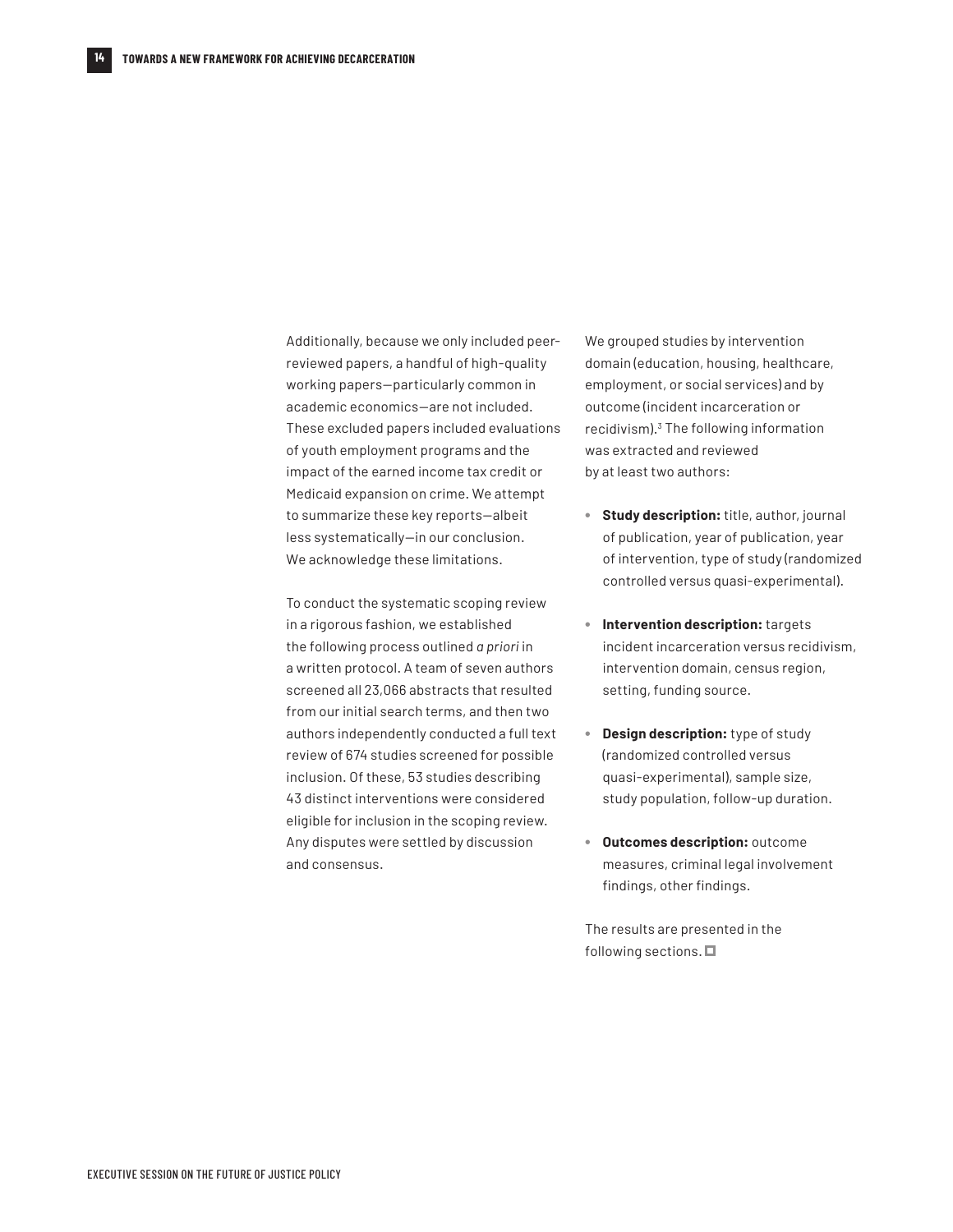Additionally, because we only included peer-reviewed papers, a handful of high-quality working papers—particularly common in academic economics—are not included. These excluded papers included evaluations of youth employment programs and the impact of the earned income tax credit or Medicaid expansion on crime. We attempt to summarize these key reports—albeit less systematically—in our conclusion. We acknowledge these limitations.

To conduct the systematic scoping review in a rigorous fashion, we established the following process outlined *a priori* in a written protocol. A team of seven authors screened all 23,066 abstracts that resulted from our initial search terms, and then two authors independently conducted a full text review of 674 studies screened for possible inclusion. Of these, 53 studies describing 43 distinct interventions were considered eligible for inclusion in the scoping review. Any disputes were settled by discussion and consensus.

We grouped studies by intervention domain (education, housing, healthcare, employment, or social services) and by outcome (incident incarceration or recidivism).[3] The following information was extracted and reviewed by at least two authors:

- **Study description:** title, author, journal of publication, year of publication, year of intervention, type of study (randomized controlled versus quasi-experimental).
- **Intervention description:** targets incident incarceration versus recidivism, intervention domain, census region, setting, funding source.
- **Design description:** type of study (randomized controlled versus quasi-experimental), sample size, study population, follow-up duration.
- **Outcomes description:** outcome measures, criminal legal involvement findings, other findings.

The results are presented in the following sections.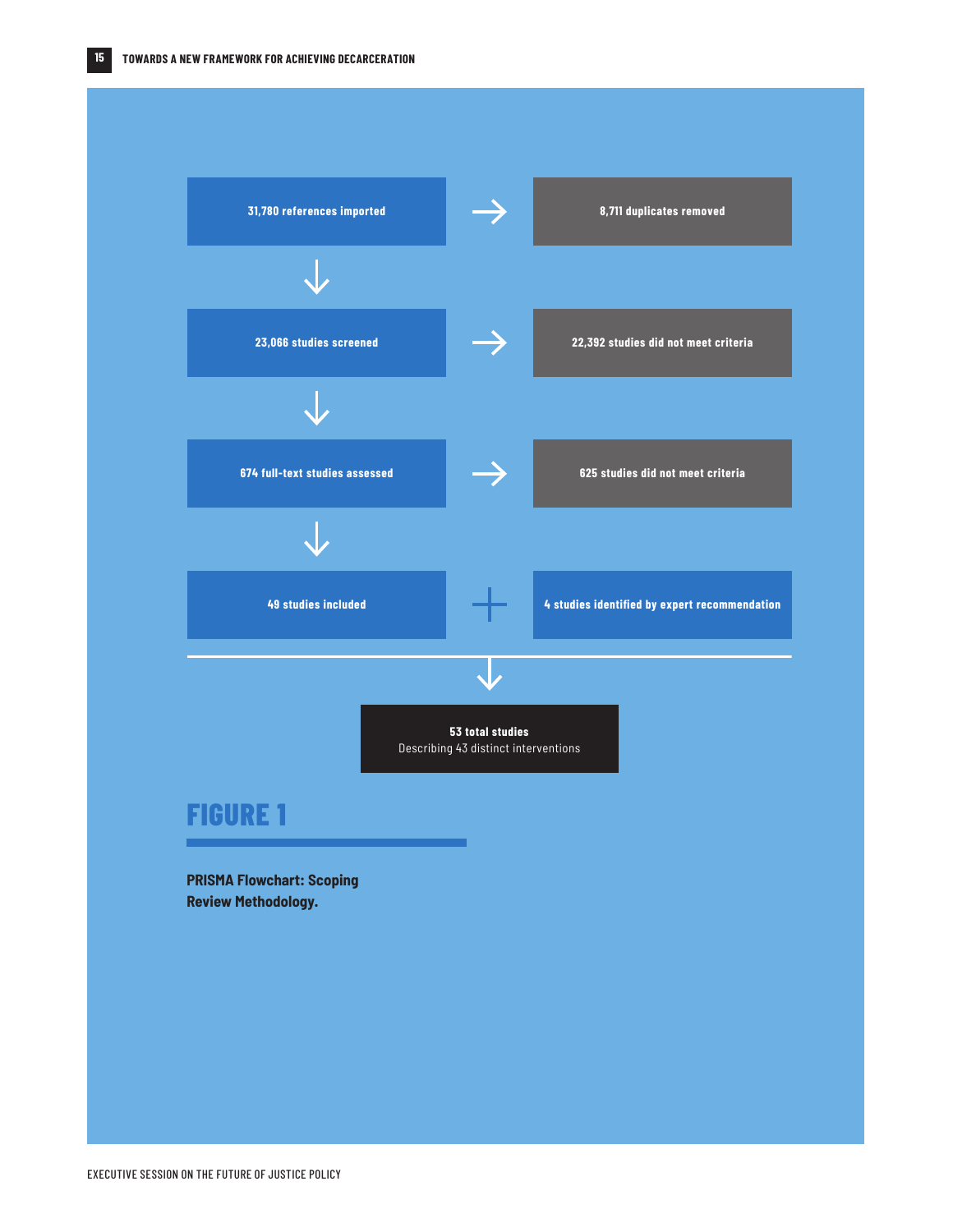31,780 references imported

8,711 duplicates removed

23,066 studies screened

22,392 studies did not meet criteria

674 full-text studies assessed

625 studies did not meet criteria

49 studies included

4 studies identified by expert recommendation

**53 total studies**
Describing 43 distinct interventions

# FIGURE 1

**PRISMA Flowchart: Scoping Review Methodology.**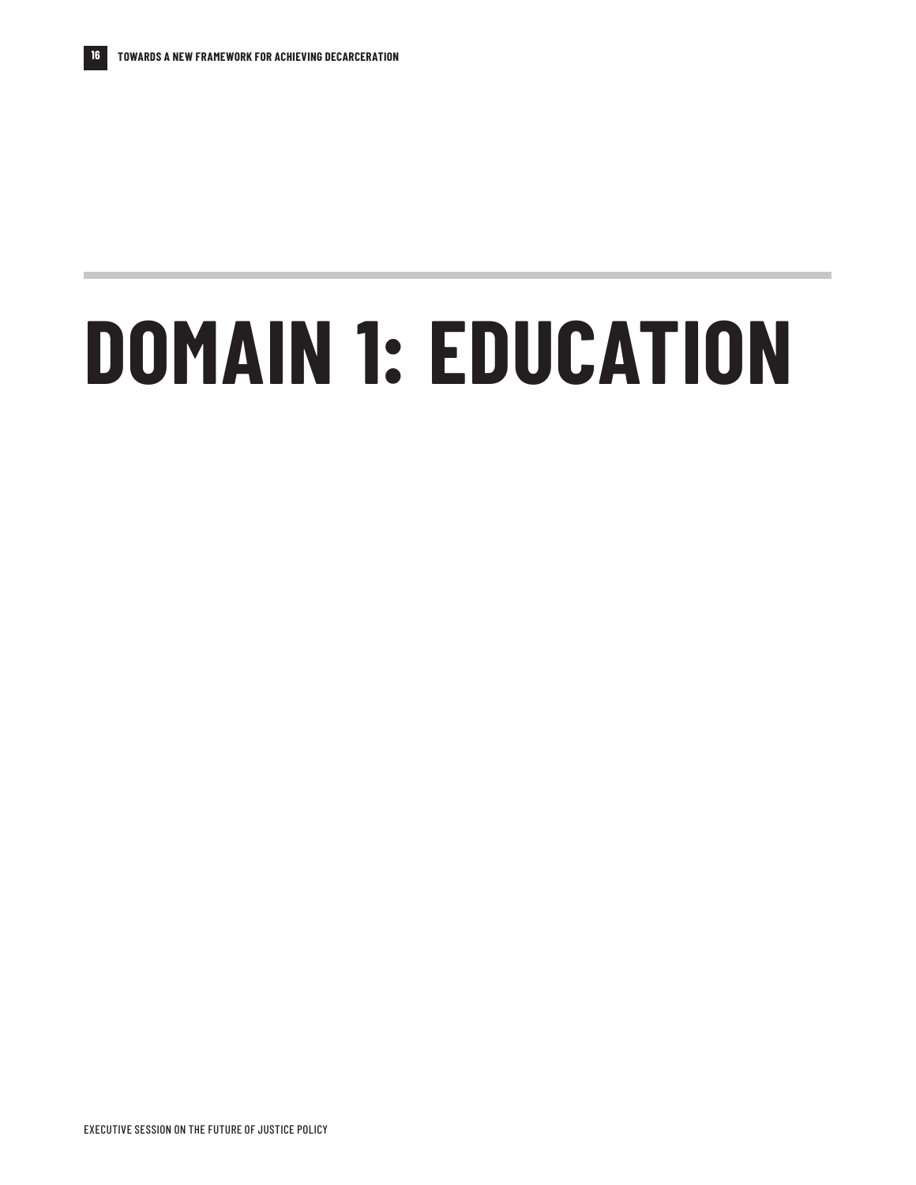# DOMAIN 1: EDUCATION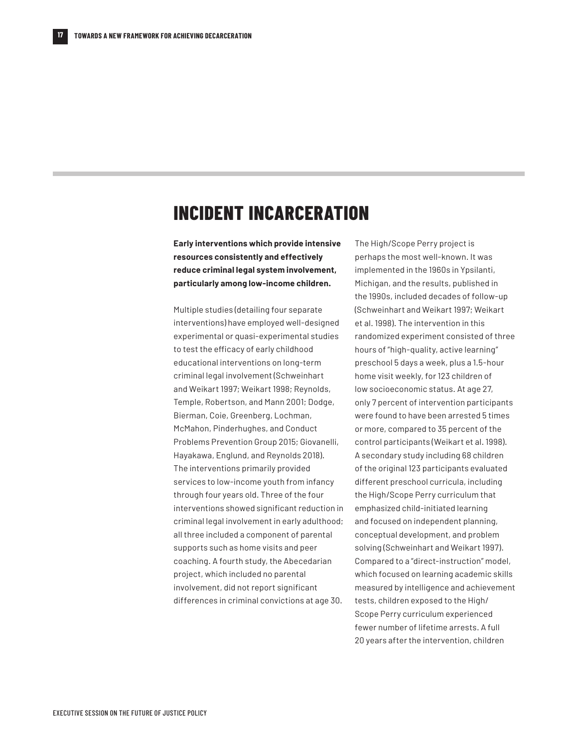# INCIDENT INCARCERATION

**Early interventions which provide intensive resources consistently and effectively reduce criminal legal system involvement, particularly among low-income children.**

Multiple studies (detailing four separate interventions) have employed well-designed experimental or quasi-experimental studies to test the efficacy of early childhood educational interventions on long-term criminal legal involvement (Schweinhart and Weikart 1997; Weikart 1998; Reynolds, Temple, Robertson, and Mann 2001; Dodge, Bierman, Coie, Greenberg, Lochman, McMahon, Pinderhughes, and Conduct Problems Prevention Group 2015; Giovanelli, Hayakawa, Englund, and Reynolds 2018). The interventions primarily provided services to low-income youth from infancy through four years old. Three of the four interventions showed significant reduction in criminal legal involvement in early adulthood; all three included a component of parental supports such as home visits and peer coaching. A fourth study, the Abecedarian project, which included no parental involvement, did not report significant differences in criminal convictions at age 30.

The High/Scope Perry project is perhaps the most well-known. It was implemented in the 1960s in Ypsilanti, Michigan, and the results, published in the 1990s, included decades of follow-up (Schweinhart and Weikart 1997; Weikart et al. 1998). The intervention in this randomized experiment consisted of three hours of "high-quality, active learning" preschool 5 days a week, plus a 1.5-hour home visit weekly, for 123 children of low socioeconomic status. At age 27, only 7 percent of intervention participants were found to have been arrested 5 times or more, compared to 35 percent of the control participants (Weikart et al. 1998). A secondary study including 68 children of the original 123 participants evaluated different preschool curricula, including the High/Scope Perry curriculum that emphasized child-initiated learning and focused on independent planning, conceptual development, and problem solving (Schweinhart and Weikart 1997). Compared to a "direct-instruction" model, which focused on learning academic skills measured by intelligence and achievement tests, children exposed to the High/Scope Perry curriculum experienced fewer number of lifetime arrests. A full 20 years after the intervention, children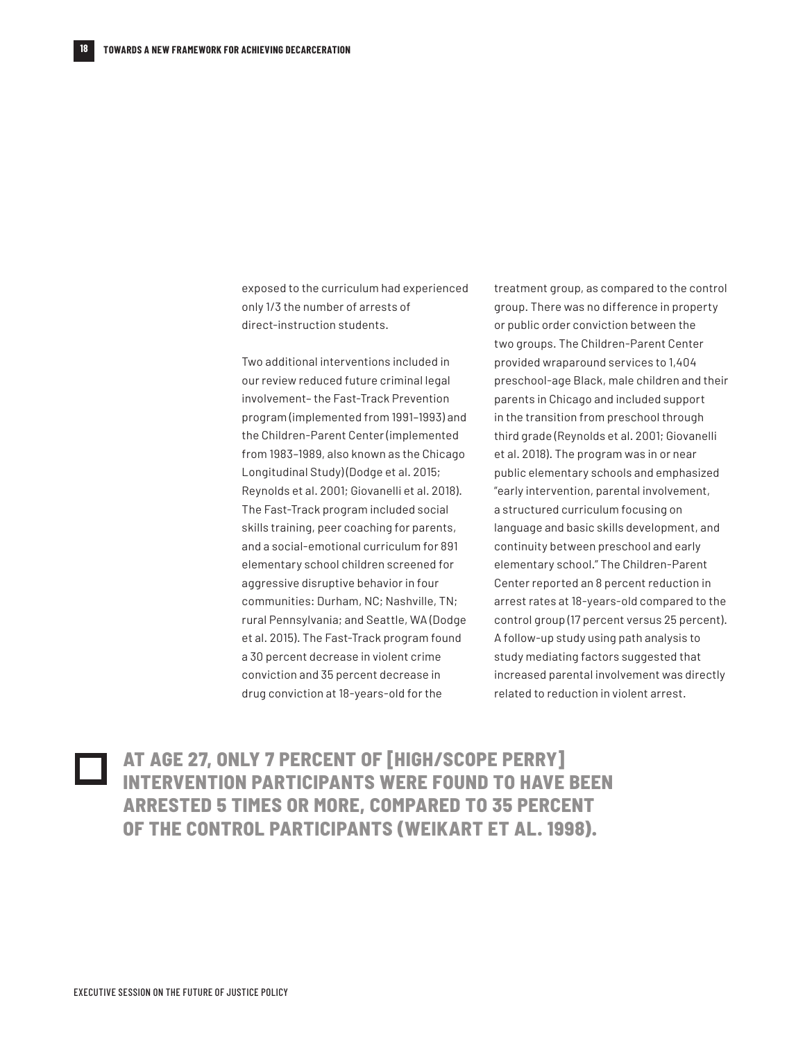exposed to the curriculum had experienced only 1/3 the number of arrests of direct-instruction students.

Two additional interventions included in our review reduced future criminal legal involvement– the Fast-Track Prevention program (implemented from 1991–1993) and the Children-Parent Center (implemented from 1983–1989, also known as the Chicago Longitudinal Study) (Dodge et al. 2015; Reynolds et al. 2001; Giovanelli et al. 2018). The Fast-Track program included social skills training, peer coaching for parents, and a social-emotional curriculum for 891 elementary school children screened for aggressive disruptive behavior in four communities: Durham, NC; Nashville, TN; rural Pennsylvania; and Seattle, WA (Dodge et al. 2015). The Fast-Track program found a 30 percent decrease in violent crime conviction and 35 percent decrease in drug conviction at 18-years-old for the treatment group, as compared to the control group. There was no difference in property or public order conviction between the two groups. The Children-Parent Center provided wraparound services to 1,404 preschool-age Black, male children and their parents in Chicago and included support in the transition from preschool through third grade (Reynolds et al. 2001; Giovanelli et al. 2018). The program was in or near public elementary schools and emphasized "early intervention, parental involvement, a structured curriculum focusing on language and basic skills development, and continuity between preschool and early elementary school." The Children-Parent Center reported an 8 percent reduction in arrest rates at 18-years-old compared to the control group (17 percent versus 25 percent). A follow-up study using path analysis to study mediating factors suggested that increased parental involvement was directly related to reduction in violent arrest.

**AT AGE 27, ONLY 7 PERCENT OF [HIGH/SCOPE PERRY] INTERVENTION PARTICIPANTS WERE FOUND TO HAVE BEEN ARRESTED 5 TIMES OR MORE, COMPARED TO 35 PERCENT OF THE CONTROL PARTICIPANTS (WEIKART ET AL. 1998).**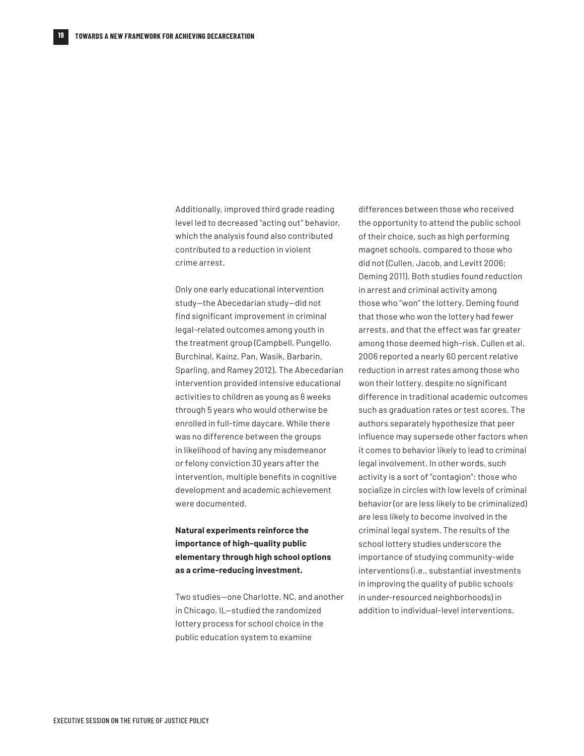Additionally, improved third grade reading level led to decreased "acting out" behavior, which the analysis found also contributed contributed to a reduction in violent crime arrest.

Only one early educational intervention study—the Abecedarian study—did not find significant improvement in criminal legal-related outcomes among youth in the treatment group (Campbell, Pungello, Burchinal, Kainz, Pan, Wasik, Barbarin, Sparling, and Ramey 2012). The Abecedarian intervention provided intensive educational activities to children as young as 6 weeks through 5 years who would otherwise be enrolled in full-time daycare. While there was no difference between the groups in likelihood of having any misdemeanor or felony conviction 30 years after the intervention, multiple benefits in cognitive development and academic achievement were documented.

**Natural experiments reinforce the importance of high-quality public elementary through high school options as a crime-reducing investment.**

Two studies—one Charlotte, NC, and another in Chicago, IL—studied the randomized lottery process for school choice in the public education system to examine differences between those who received the opportunity to attend the public school of their choice, such as high performing magnet schools, compared to those who did not (Cullen, Jacob, and Levitt 2006; Deming 2011). Both studies found reduction in arrest and criminal activity among those who "won" the lottery. Deming found that those who won the lottery had fewer arrests, and that the effect was far greater among those deemed high-risk. Cullen et al. 2006 reported a nearly 60 percent relative reduction in arrest rates among those who won their lottery, despite no significant difference in traditional academic outcomes such as graduation rates or test scores. The authors separately hypothesize that peer influence may supersede other factors when it comes to behavior likely to lead to criminal legal involvement. In other words, such activity is a sort of "contagion": those who socialize in circles with low levels of criminal behavior (or are less likely to be criminalized) are less likely to become involved in the criminal legal system. The results of the school lottery studies underscore the importance of studying community-wide interventions (i.e., substantial investments in improving the quality of public schools in under-resourced neighborhoods) in addition to individual-level interventions.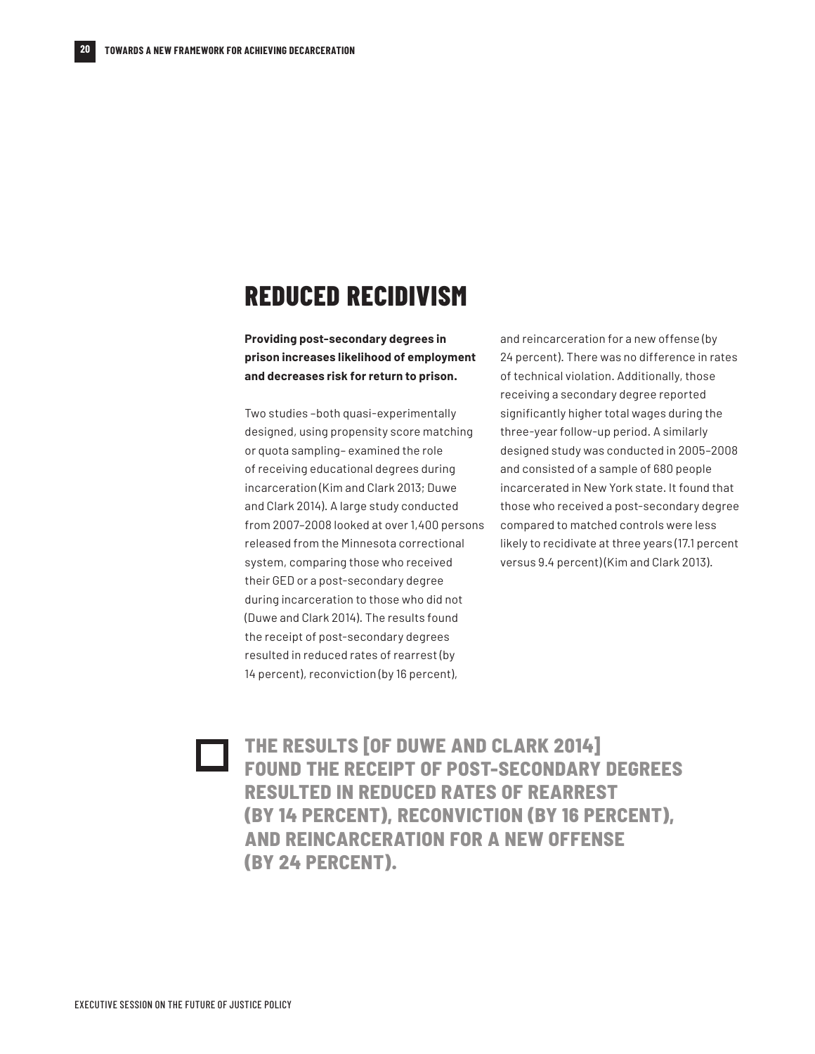# REDUCED RECIDIVISM

**Providing post-secondary degrees in prison increases likelihood of employment and decreases risk for return to prison.**

Two studies –both quasi-experimentally designed, using propensity score matching or quota sampling– examined the role of receiving educational degrees during incarceration (Kim and Clark 2013; Duwe and Clark 2014). A large study conducted from 2007–2008 looked at over 1,400 persons released from the Minnesota correctional system, comparing those who received their GED or a post-secondary degree during incarceration to those who did not (Duwe and Clark 2014). The results found the receipt of post-secondary degrees resulted in reduced rates of rearrest (by 14 percent), reconviction (by 16 percent), and reincarceration for a new offense (by 24 percent). There was no difference in rates of technical violation. Additionally, those receiving a secondary degree reported significantly higher total wages during the three-year follow-up period. A similarly designed study was conducted in 2005–2008 and consisted of a sample of 680 people incarcerated in New York state. It found that those who received a post-secondary degree compared to matched controls were less likely to recidivate at three years (17.1 percent versus 9.4 percent) (Kim and Clark 2013).

**THE RESULTS [OF DUWE AND CLARK 2014] FOUND THE RECEIPT OF POST-SECONDARY DEGREES RESULTED IN REDUCED RATES OF REARREST (BY 14 PERCENT), RECONVICTION (BY 16 PERCENT), AND REINCARCERATION FOR A NEW OFFENSE (BY 24 PERCENT).**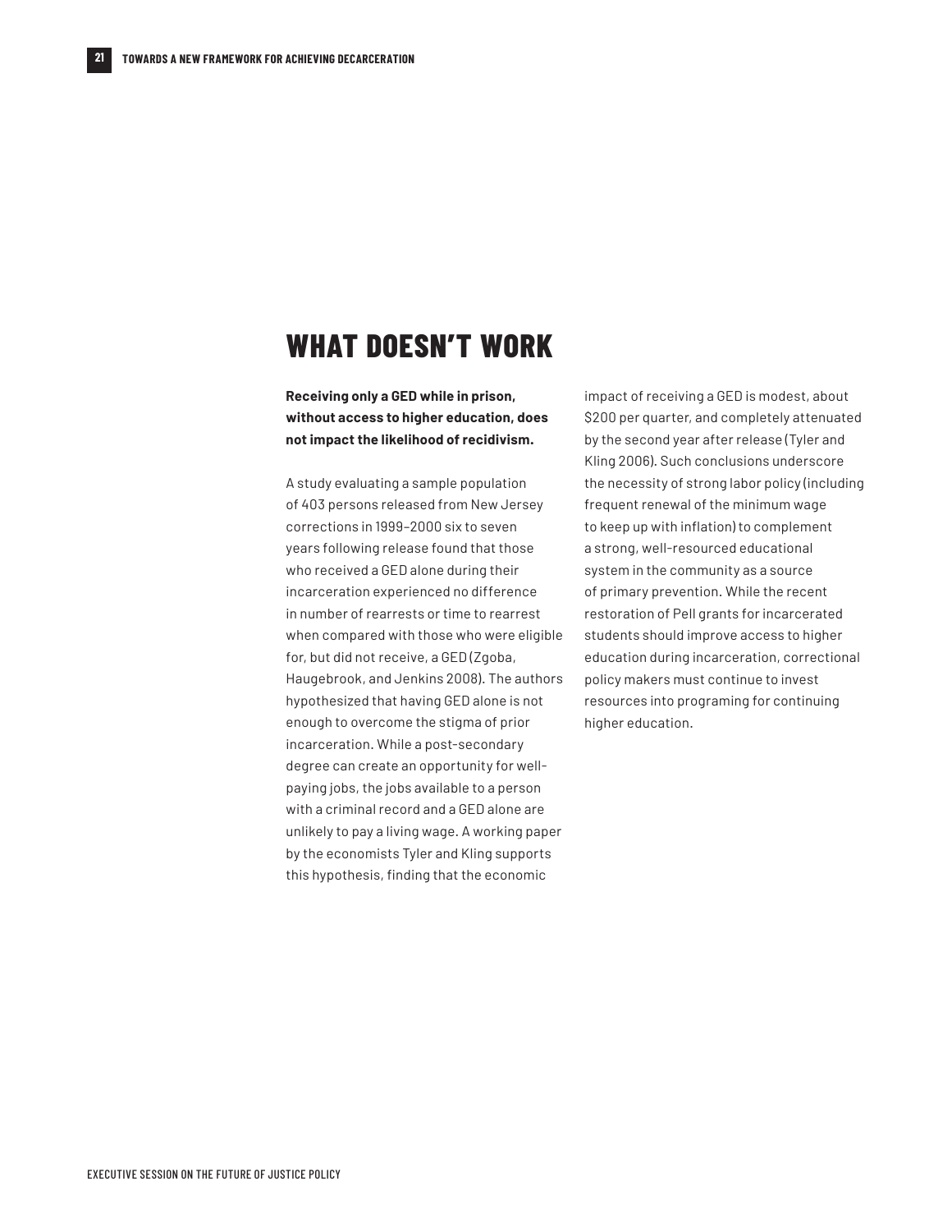## WHAT DOESN'T WORK

**Receiving only a GED while in prison, without access to higher education, does not impact the likelihood of recidivism.**

A study evaluating a sample population of 403 persons released from New Jersey corrections in 1999–2000 six to seven years following release found that those who received a GED alone during their incarceration experienced no difference in number of rearrests or time to rearrest when compared with those who were eligible for, but did not receive, a GED (Zgoba, Haugebrook, and Jenkins 2008). The authors hypothesized that having GED alone is not enough to overcome the stigma of prior incarceration. While a post-secondary degree can create an opportunity for well-paying jobs, the jobs available to a person with a criminal record and a GED alone are unlikely to pay a living wage. A working paper by the economists Tyler and Kling supports this hypothesis, finding that the economic impact of receiving a GED is modest, about $200 per quarter, and completely attenuated by the second year after release (Tyler and Kling 2006). Such conclusions underscore the necessity of strong labor policy (including frequent renewal of the minimum wage to keep up with inflation) to complement a strong, well-resourced educational system in the community as a source of primary prevention. While the recent restoration of Pell grants for incarcerated students should improve access to higher education during incarceration, correctional policy makers must continue to invest resources into programing for continuing higher education.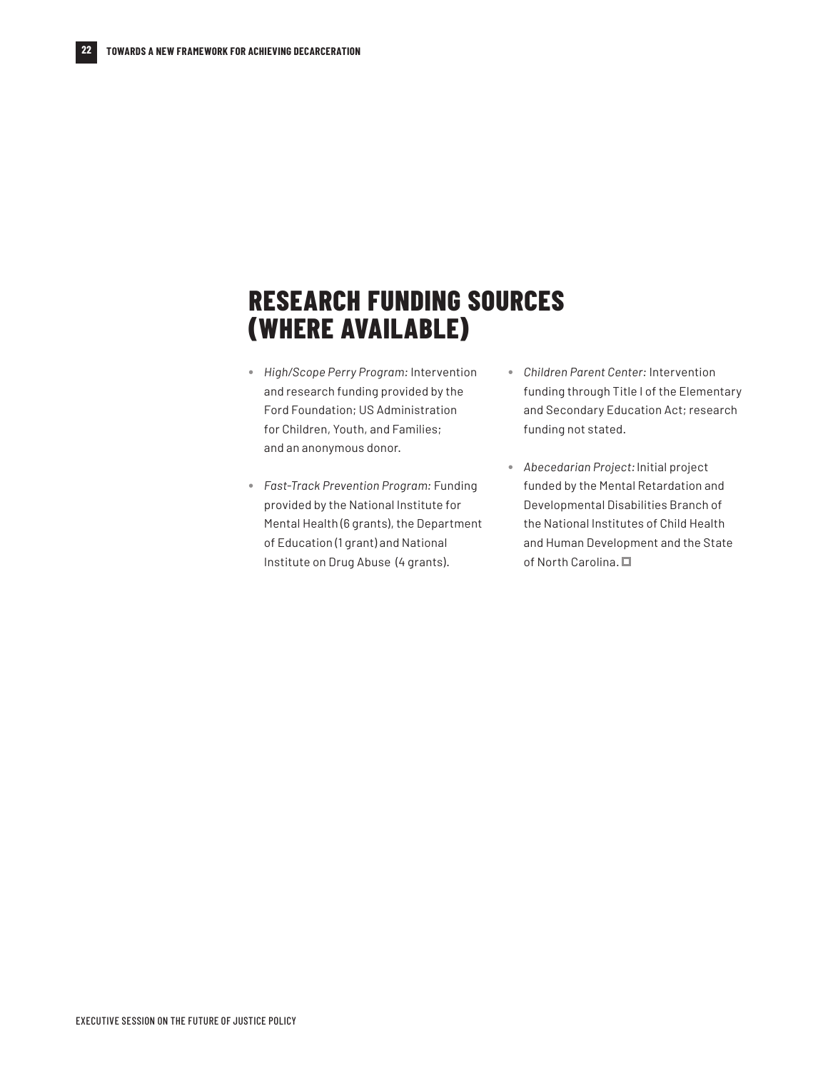## RESEARCH FUNDING SOURCES (WHERE AVAILABLE)

- *High/Scope Perry Program:* Intervention and research funding provided by the Ford Foundation; US Administration for Children, Youth, and Families; and an anonymous donor.
- *Fast-Track Prevention Program:* Funding provided by the National Institute for Mental Health (6 grants), the Department of Education (1 grant) and National Institute on Drug Abuse (4 grants).
- *Children Parent Center:* Intervention funding through Title I of the Elementary and Secondary Education Act; research funding not stated.
- *Abecedarian Project:* Initial project funded by the Mental Retardation and Developmental Disabilities Branch of the National Institutes of Child Health and Human Development and the State of North Carolina. ◻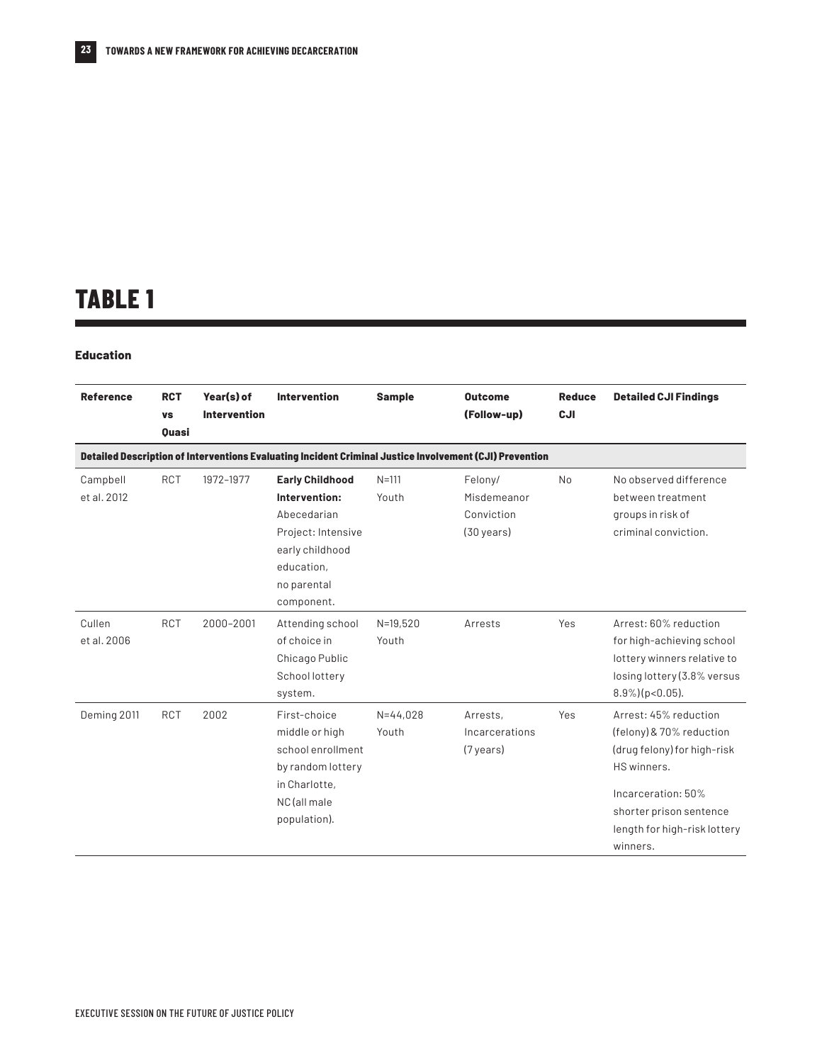# TABLE 1

### Education

| Reference | RCT vs Quasi | Year(s) of Intervention | Intervention | Sample | Outcome (Follow-up) | Reduce CJI | Detailed CJI Findings |
|---|---|---|---|---|---|---|---|
| **Detailed Description of Interventions Evaluating Incident Criminal Justice Involvement (CJI) Prevention** | | | | | | | |
| Campbell et al. 2012 | RCT | 1972–1977 | **Early Childhood Intervention:** Abecedarian Project: Intensive early childhood education, no parental component. | N=111 Youth | Felony/ Misdemeanor Conviction (30 years) | No | No observed difference between treatment groups in risk of criminal conviction. |
| Cullen et al. 2006 | RCT | 2000–2001 | Attending school of choice in Chicago Public School lottery system. | N=19,520 Youth | Arrests | Yes | Arrest: 60% reduction for high-achieving school lottery winners relative to losing lottery (3.8% versus 8.9%)($p<0.05$). |
| Deming 2011 | RCT | 2002 | First-choice middle or high school enrollment by random lottery in Charlotte, NC (all male population). | N=44,028 Youth | Arrests, Incarcerations (7 years) | Yes | Arrest: 45% reduction (felony) & 70% reduction (drug felony) for high-risk HS winners. Incarceration: 50% shorter prison sentence length for high-risk lottery winners. |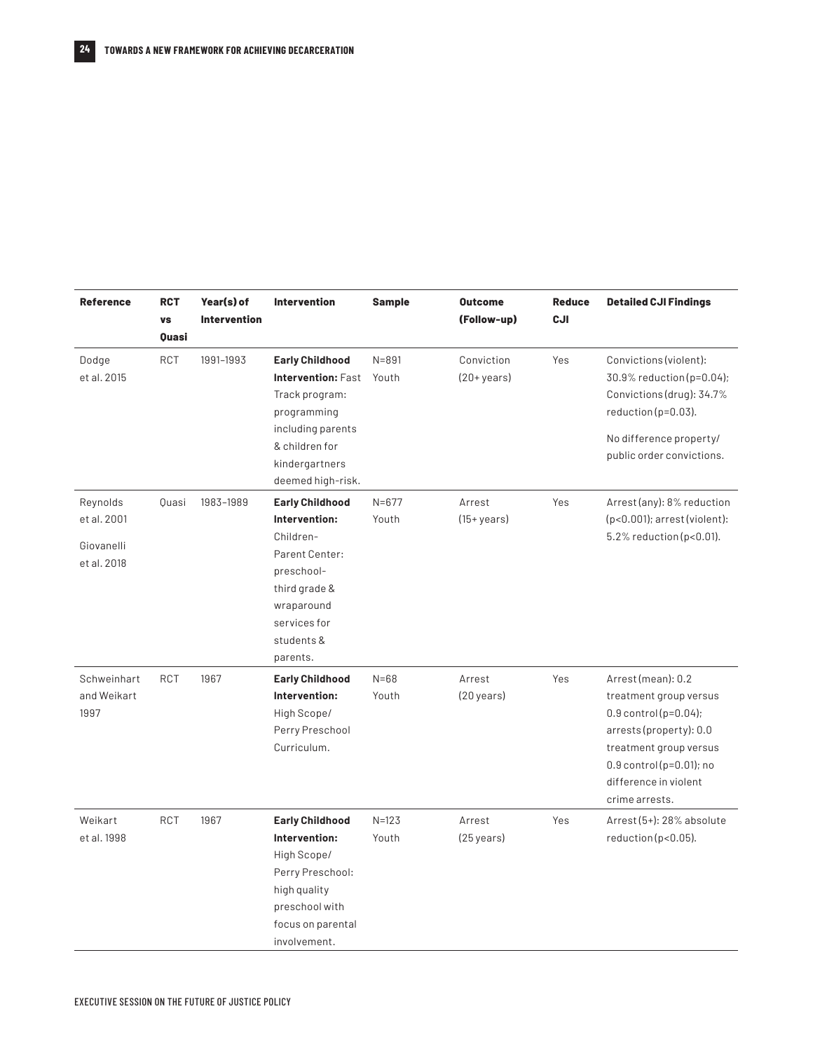| Reference | RCT vs Quasi | Year(s) of Intervention | Intervention | Sample | Outcome (Follow-up) | Reduce CJI | Detailed CJI Findings |
|---|---|---|---|---|---|---|---|
| Dodge et al. 2015 | RCT | 1991–1993 | **Early Childhood Intervention:** Fast Track program: programming including parents & children for kindergartners deemed high-risk. | N=891 Youth | Conviction (20+ years) | Yes | Convictions (violent): 30.9% reduction ($p=0.04$); Convictions (drug): 34.7% reduction ($p=0.03$). No difference property/public order convictions. |
| Reynolds et al. 2001 Giovanelli et al. 2018 | Quasi | 1983–1989 | **Early Childhood Intervention:** Children-Parent Center: preschool-third grade & wraparound services for students & parents. | N=677 Youth | Arrest (15+ years) | Yes | Arrest (any): 8% reduction ($p<0.001$); arrest (violent): 5.2% reduction ($p<0.01$). |
| Schweinhart and Weikart 1997 | RCT | 1967 | **Early Childhood Intervention:** High Scope/Perry Preschool Curriculum. | N=68 Youth | Arrest (20 years) | Yes | Arrest (mean): 0.2 treatment group versus 0.9 control ($p=0.04$); arrests (property): 0.0 treatment group versus 0.9 control ($p=0.01$); no difference in violent crime arrests. |
| Weikart et al. 1998 | RCT | 1967 | **Early Childhood Intervention:** High Scope/Perry Preschool: high quality preschool with focus on parental involvement. | N=123 Youth | Arrest (25 years) | Yes | Arrest (5+): 28% absolute reduction ($p<0.05$). |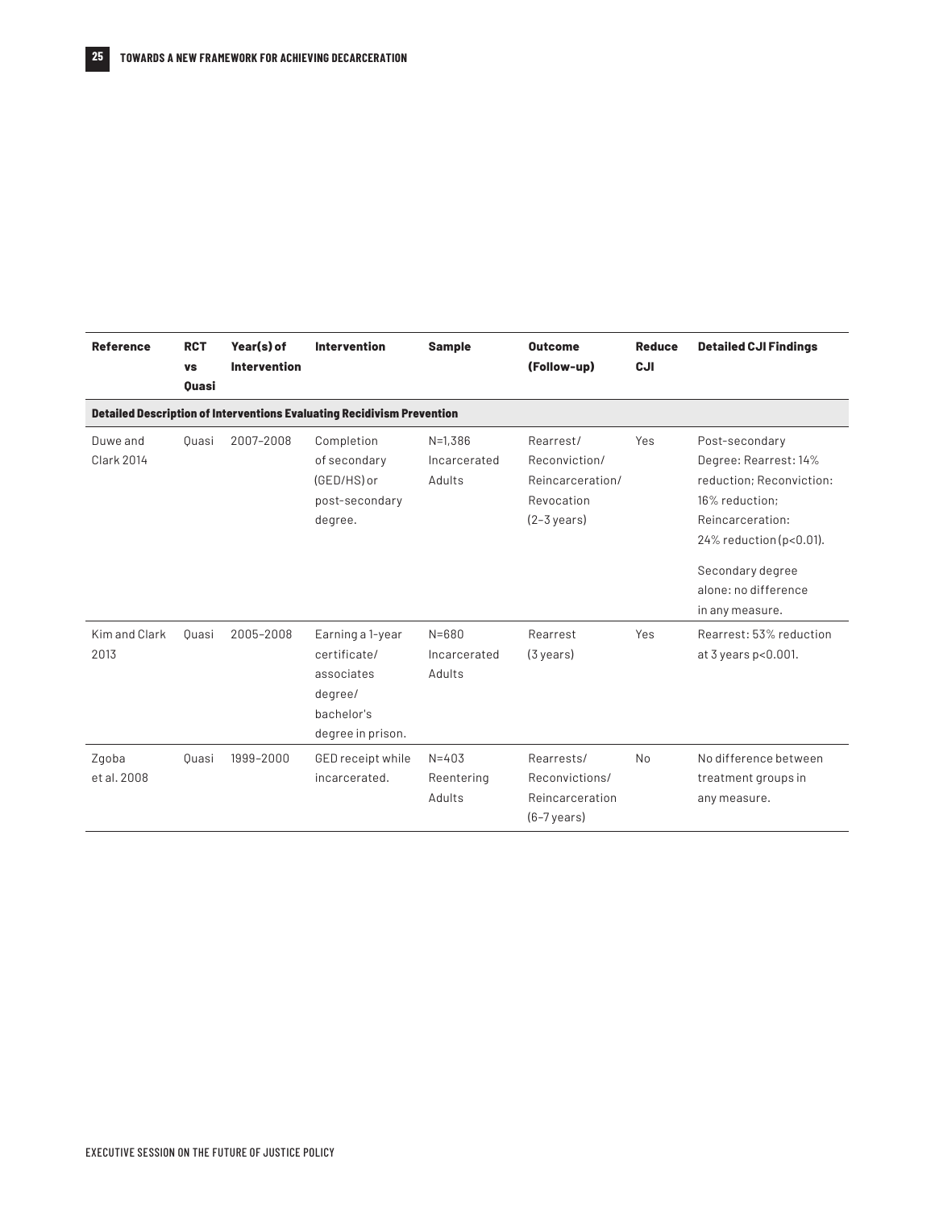| Reference | RCT vs Quasi | Year(s) of Intervention | Intervention | Sample | Outcome (Follow-up) | Reduce CJI | Detailed CJI Findings |
|---|---|---|---|---|---|---|---|
| **Detailed Description of Interventions Evaluating Recidivism Prevention** | | | | | | | |
| Duwe and Clark 2014 | Quasi | 2007–2008 | Completion of secondary (GED/HS) or post-secondary degree. | N=1,386 Incarcerated Adults | Rearrest/ Reconviction/ Reincarceration/ Revocation (2–3 years) | Yes | Post-secondary Degree: Rearrest: 14% reduction; Reconviction: 16% reduction; Reincarceration: 24% reduction ($p<0.01$). Secondary degree alone: no difference in any measure. |
| Kim and Clark 2013 | Quasi | 2005–2008 | Earning a 1-year certificate/ associates degree/ bachelor's degree in prison. | N=680 Incarcerated Adults | Rearrest (3 years) | Yes | Rearrest: 53% reduction at 3 years $p<0.001$. |
| Zgoba et al. 2008 | Quasi | 1999–2000 | GED receipt while incarcerated. | N=403 Reentering Adults | Rearrests/ Reconvictions/ Reincarceration (6–7 years) | No | No difference between treatment groups in any measure. |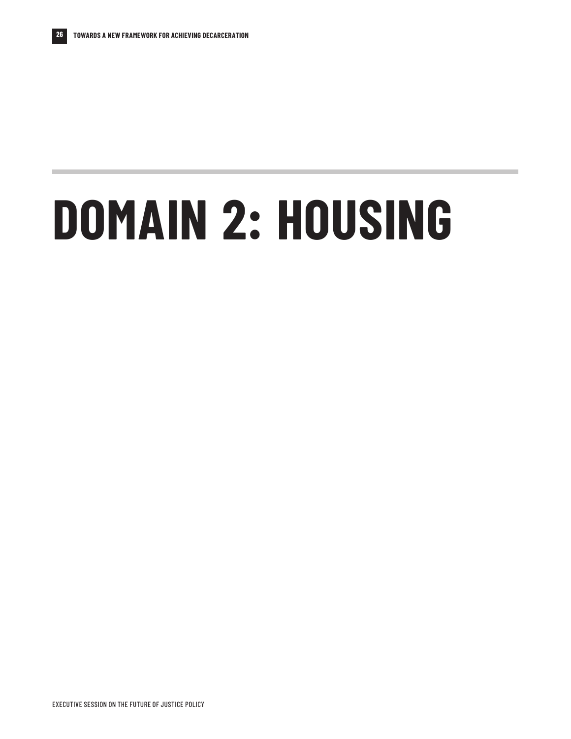# DOMAIN 2: HOUSING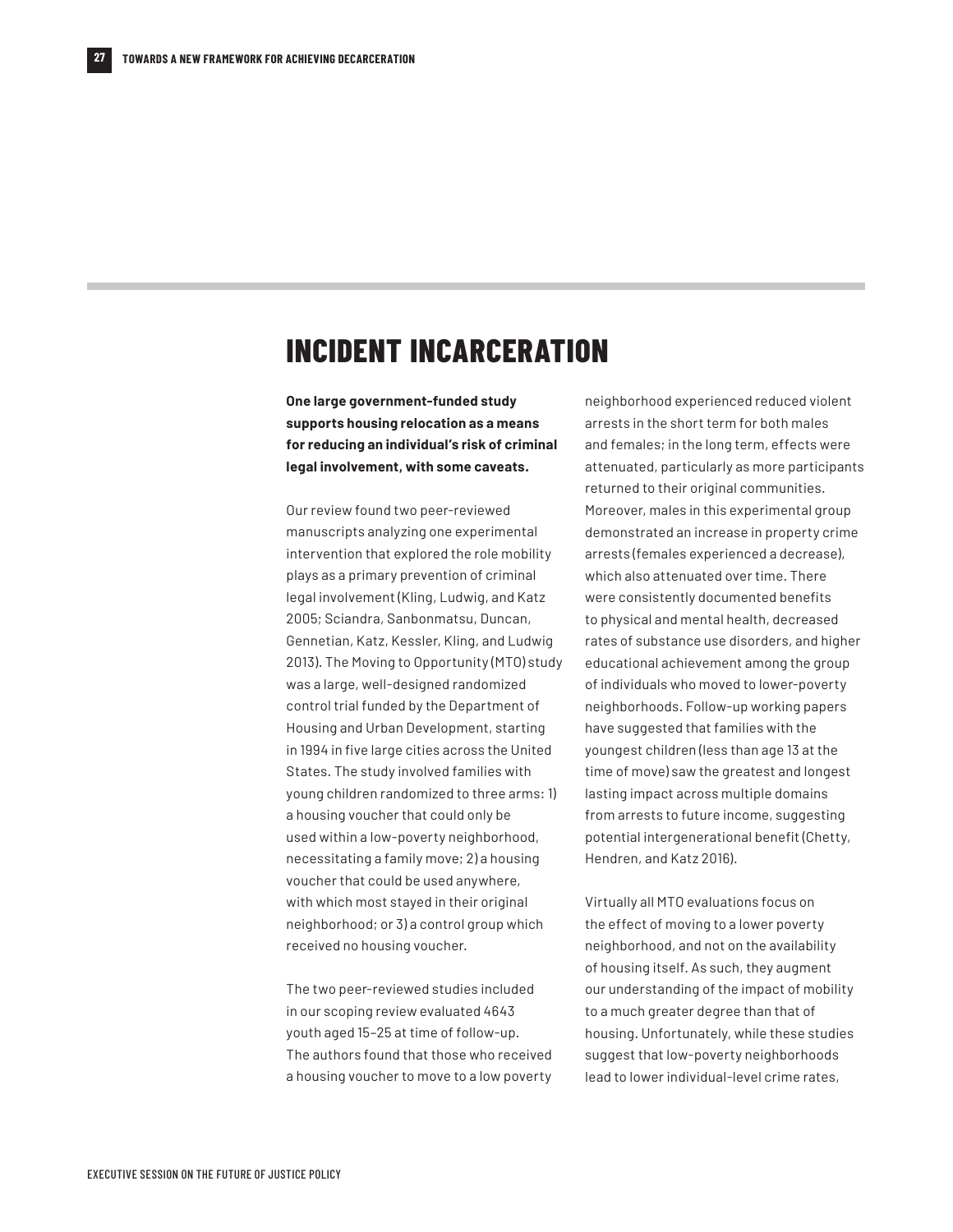# INCIDENT INCARCERATION

**One large government-funded study supports housing relocation as a means for reducing an individual's risk of criminal legal involvement, with some caveats.**

Our review found two peer-reviewed manuscripts analyzing one experimental intervention that explored the role mobility plays as a primary prevention of criminal legal involvement (Kling, Ludwig, and Katz 2005; Sciandra, Sanbonmatsu, Duncan, Gennetian, Katz, Kessler, Kling, and Ludwig 2013). The Moving to Opportunity (MTO) study was a large, well-designed randomized control trial funded by the Department of Housing and Urban Development, starting in 1994 in five large cities across the United States. The study involved families with young children randomized to three arms: 1) a housing voucher that could only be used within a low-poverty neighborhood, necessitating a family move; 2) a housing voucher that could be used anywhere, with which most stayed in their original neighborhood; or 3) a control group which received no housing voucher.

The two peer-reviewed studies included in our scoping review evaluated 4643 youth aged 15–25 at time of follow-up. The authors found that those who received a housing voucher to move to a low poverty neighborhood experienced reduced violent arrests in the short term for both males and females; in the long term, effects were attenuated, particularly as more participants returned to their original communities. Moreover, males in this experimental group demonstrated an increase in property crime arrests (females experienced a decrease), which also attenuated over time. There were consistently documented benefits to physical and mental health, decreased rates of substance use disorders, and higher educational achievement among the group of individuals who moved to lower-poverty neighborhoods. Follow-up working papers have suggested that families with the youngest children (less than age 13 at the time of move) saw the greatest and longest lasting impact across multiple domains from arrests to future income, suggesting potential intergenerational benefit (Chetty, Hendren, and Katz 2016).

Virtually all MTO evaluations focus on the effect of moving to a lower poverty neighborhood, and not on the availability of housing itself. As such, they augment our understanding of the impact of mobility to a much greater degree than that of housing. Unfortunately, while these studies suggest that low-poverty neighborhoods lead to lower individual-level crime rates,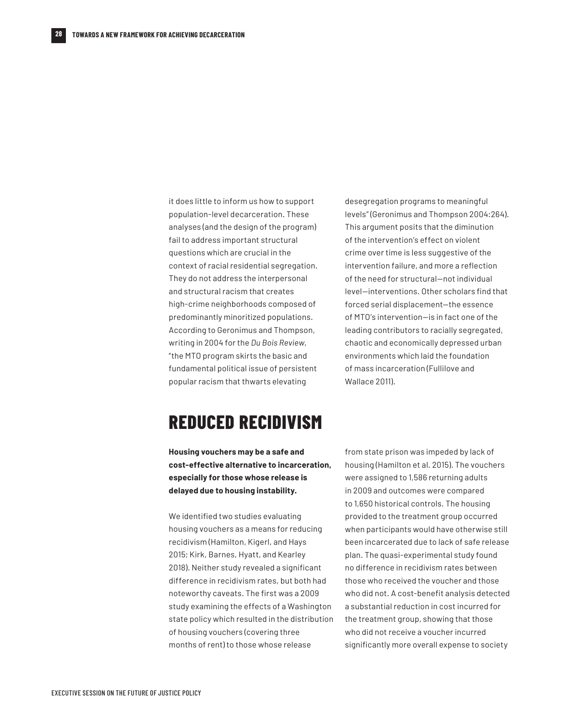it does little to inform us how to support population-level decarceration. These analyses (and the design of the program) fail to address important structural questions which are crucial in the context of racial residential segregation. They do not address the interpersonal and structural racism that creates high-crime neighborhoods composed of predominantly minoritized populations. According to Geronimus and Thompson, writing in 2004 for the *Du Bois Review*, "the MTO program skirts the basic and fundamental political issue of persistent popular racism that thwarts elevating desegregation programs to meaningful levels" (Geronimus and Thompson 2004:264). This argument posits that the diminution of the intervention's effect on violent crime over time is less suggestive of the intervention failure, and more a reflection of the need for structural—not individual level—interventions. Other scholars find that forced serial displacement—the essence of MTO's intervention—is in fact one of the leading contributors to racially segregated, chaotic and economically depressed urban environments which laid the foundation of mass incarceration (Fullilove and Wallace 2011).

## REDUCED RECIDIVISM

**Housing vouchers may be a safe and cost-effective alternative to incarceration, especially for those whose release is delayed due to housing instability.**

We identified two studies evaluating housing vouchers as a means for reducing recidivism (Hamilton, Kigerl, and Hays 2015; Kirk, Barnes, Hyatt, and Kearley 2018). Neither study revealed a significant difference in recidivism rates, but both had noteworthy caveats. The first was a 2009 study examining the effects of a Washington state policy which resulted in the distribution of housing vouchers (covering three months of rent) to those whose release from state prison was impeded by lack of housing (Hamilton et al. 2015). The vouchers were assigned to 1,586 returning adults in 2009 and outcomes were compared to 1,650 historical controls. The housing provided to the treatment group occurred when participants would have otherwise still been incarcerated due to lack of safe release plan. The quasi-experimental study found no difference in recidivism rates between those who received the voucher and those who did not. A cost-benefit analysis detected a substantial reduction in cost incurred for the treatment group, showing that those who did not receive a voucher incurred significantly more overall expense to society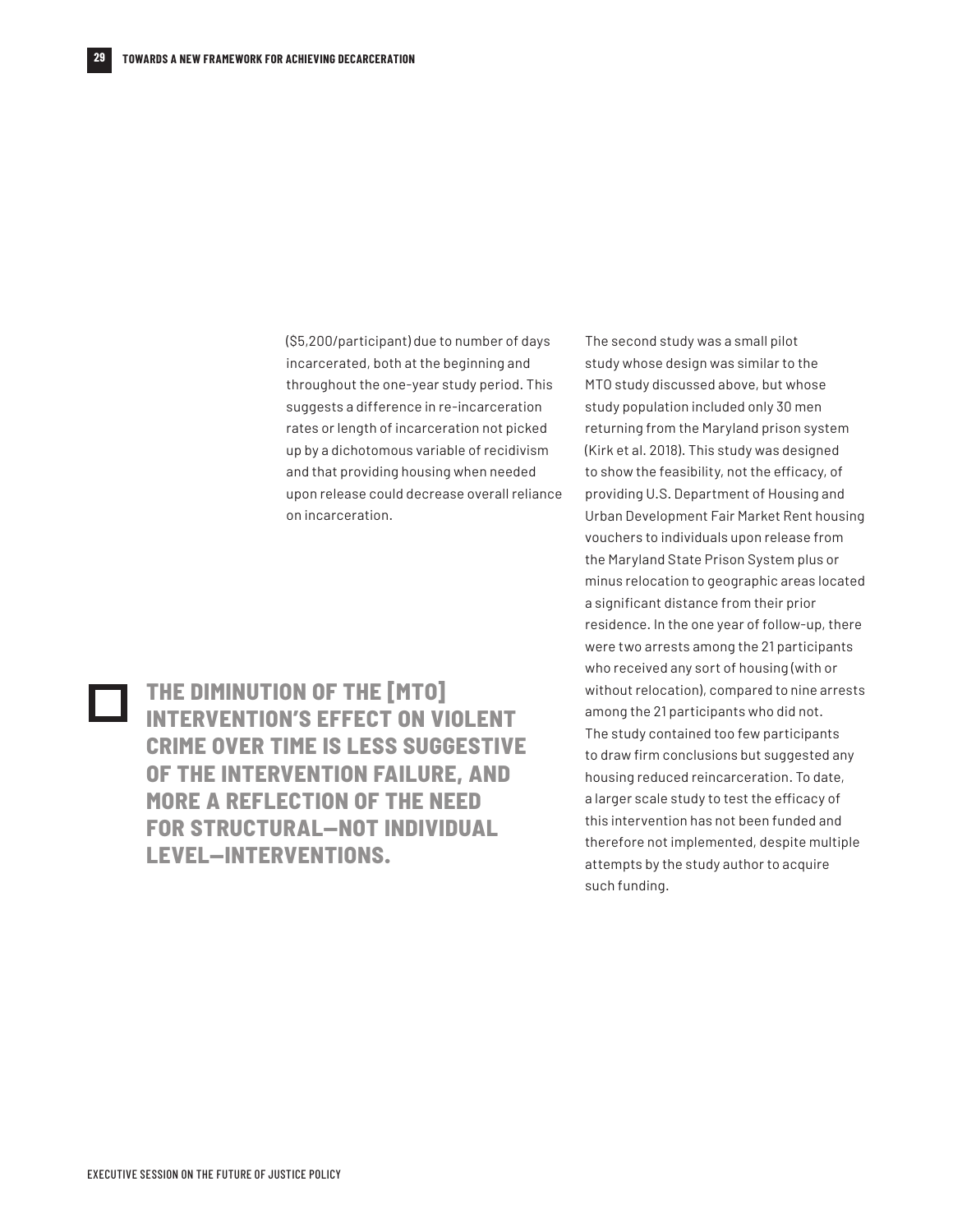($5,200/participant) due to number of days incarcerated, both at the beginning and throughout the one-year study period. This suggests a difference in re-incarceration rates or length of incarceration not picked up by a dichotomous variable of recidivism and that providing housing when needed upon release could decrease overall reliance on incarceration.

**THE DIMINUTION OF THE [MTO] INTERVENTION'S EFFECT ON VIOLENT CRIME OVER TIME IS LESS SUGGESTIVE OF THE INTERVENTION FAILURE, AND MORE A REFLECTION OF THE NEED FOR STRUCTURAL—NOT INDIVIDUAL LEVEL—INTERVENTIONS.**

The second study was a small pilot study whose design was similar to the MTO study discussed above, but whose study population included only 30 men returning from the Maryland prison system (Kirk et al. 2018). This study was designed to show the feasibility, not the efficacy, of providing U.S. Department of Housing and Urban Development Fair Market Rent housing vouchers to individuals upon release from the Maryland State Prison System plus or minus relocation to geographic areas located a significant distance from their prior residence. In the one year of follow-up, there were two arrests among the 21 participants who received any sort of housing (with or without relocation), compared to nine arrests among the 21 participants who did not. The study contained too few participants to draw firm conclusions but suggested any housing reduced reincarceration. To date, a larger scale study to test the efficacy of this intervention has not been funded and therefore not implemented, despite multiple attempts by the study author to acquire such funding.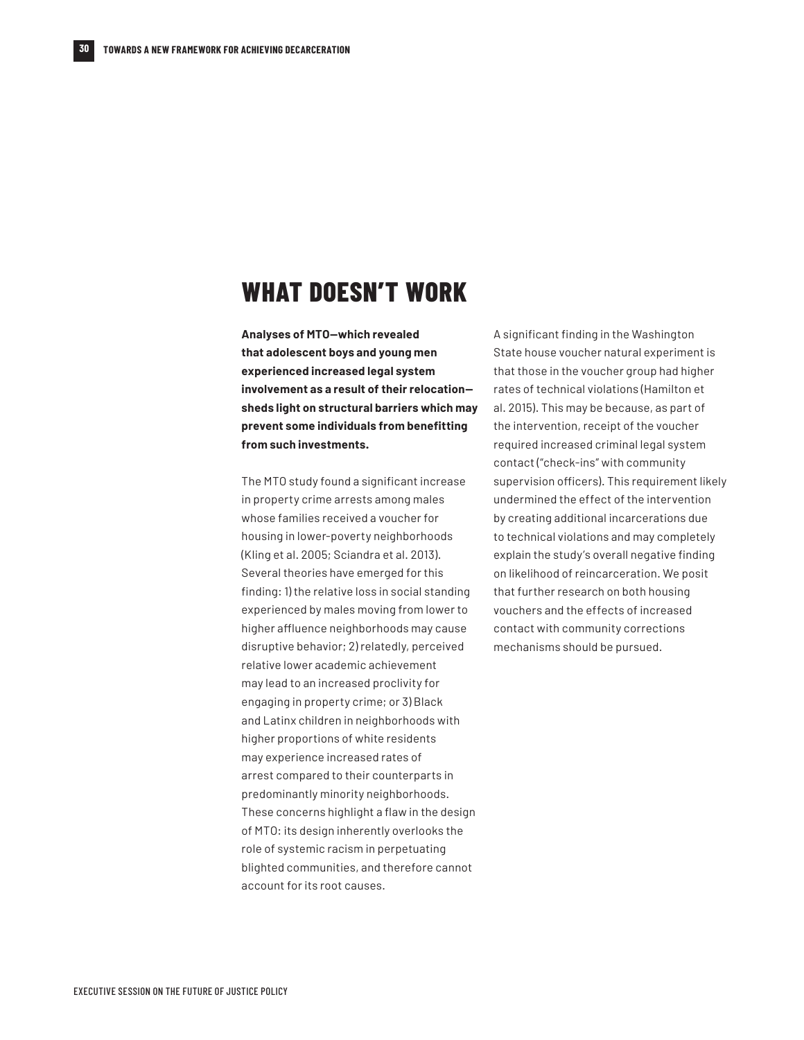## WHAT DOESN'T WORK

**Analyses of MTO—which revealed that adolescent boys and young men experienced increased legal system involvement as a result of their relocation—sheds light on structural barriers which may prevent some individuals from benefitting from such investments.**

The MTO study found a significant increase in property crime arrests among males whose families received a voucher for housing in lower-poverty neighborhoods (Kling et al. 2005; Sciandra et al. 2013). Several theories have emerged for this finding: 1) the relative loss in social standing experienced by males moving from lower to higher affluence neighborhoods may cause disruptive behavior; 2) relatedly, perceived relative lower academic achievement may lead to an increased proclivity for engaging in property crime; or 3) Black and Latinx children in neighborhoods with higher proportions of white residents may experience increased rates of arrest compared to their counterparts in predominantly minority neighborhoods. These concerns highlight a flaw in the design of MTO: its design inherently overlooks the role of systemic racism in perpetuating blighted communities, and therefore cannot account for its root causes.

A significant finding in the Washington State house voucher natural experiment is that those in the voucher group had higher rates of technical violations (Hamilton et al. 2015). This may be because, as part of the intervention, receipt of the voucher required increased criminal legal system contact ("check-ins" with community supervision officers). This requirement likely undermined the effect of the intervention by creating additional incarcerations due to technical violations and may completely explain the study's overall negative finding on likelihood of reincarceration. We posit that further research on both housing vouchers and the effects of increased contact with community corrections mechanisms should be pursued.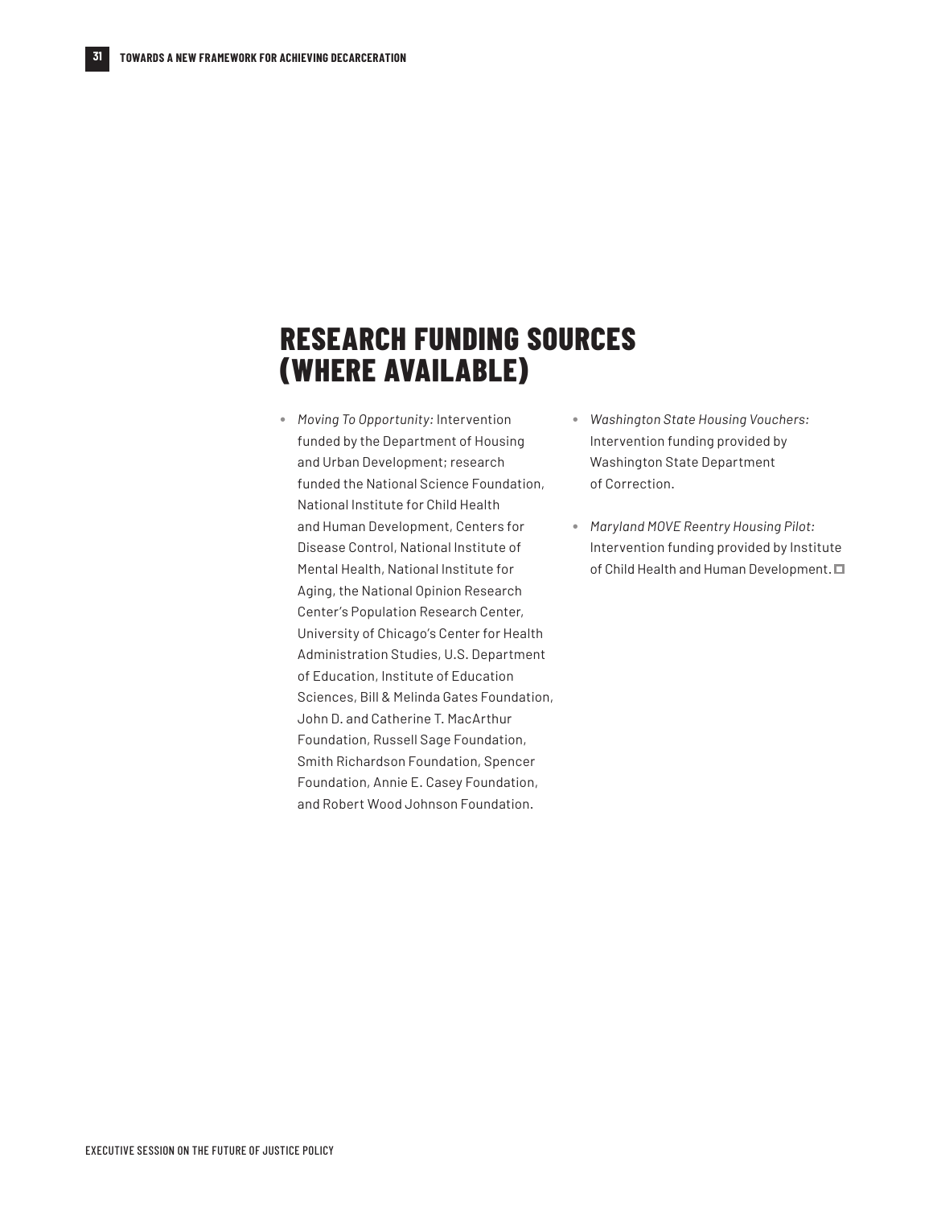## RESEARCH FUNDING SOURCES (WHERE AVAILABLE)

- *Moving To Opportunity:* Intervention funded by the Department of Housing and Urban Development; research funded the National Science Foundation, National Institute for Child Health and Human Development, Centers for Disease Control, National Institute of Mental Health, National Institute for Aging, the National Opinion Research Center's Population Research Center, University of Chicago's Center for Health Administration Studies, U.S. Department of Education, Institute of Education Sciences, Bill & Melinda Gates Foundation, John D. and Catherine T. MacArthur Foundation, Russell Sage Foundation, Smith Richardson Foundation, Spencer Foundation, Annie E. Casey Foundation, and Robert Wood Johnson Foundation.

- *Washington State Housing Vouchers:* Intervention funding provided by Washington State Department of Correction.

- *Maryland MOVE Reentry Housing Pilot:* Intervention funding provided by Institute of Child Health and Human Development. □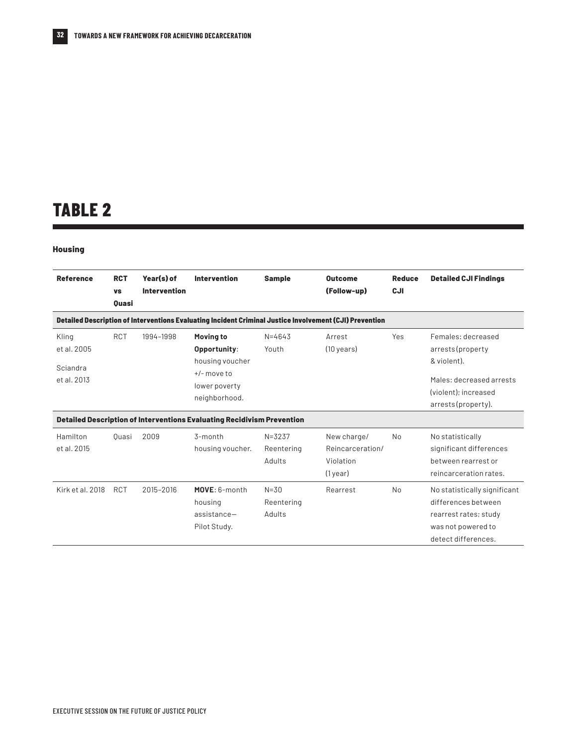# TABLE 2

### Housing

| Reference | RCT vs Quasi | Year(s) of Intervention | Intervention | Sample | Outcome (Follow-up) | Reduce CJI | Detailed CJI Findings |
|---|---|---|---|---|---|---|---|
| **Detailed Description of Interventions Evaluating Incident Criminal Justice Involvement (CJI) Prevention** | | | | | | | |
| Kling et al. 2005<br>Sciandra et al. 2013 | RCT | 1994–1998 | **Moving to Opportunity**: housing voucher +/- move to lower poverty neighborhood. | N=4643 Youth | Arrest (10 years) | Yes | Females: decreased arrests (property & violent).<br>Males: decreased arrests (violent); increased arrests (property). |
| **Detailed Description of Interventions Evaluating Recidivism Prevention** | | | | | | | |
| Hamilton et al. 2015 | Quasi | 2009 | 3-month housing voucher. | N=3237 Reentering Adults | New charge/ Reincarceration/ Violation (1 year) | No | No statistically significant differences between rearrest or reincarceration rates. |
| Kirk et al. 2018 | RCT | 2015–2016 | **MOVE**: 6-month housing assistance—Pilot Study. | N=30 Reentering Adults | Rearrest | No | No statistically significant differences between rearrest rates; study was not powered to detect differences. |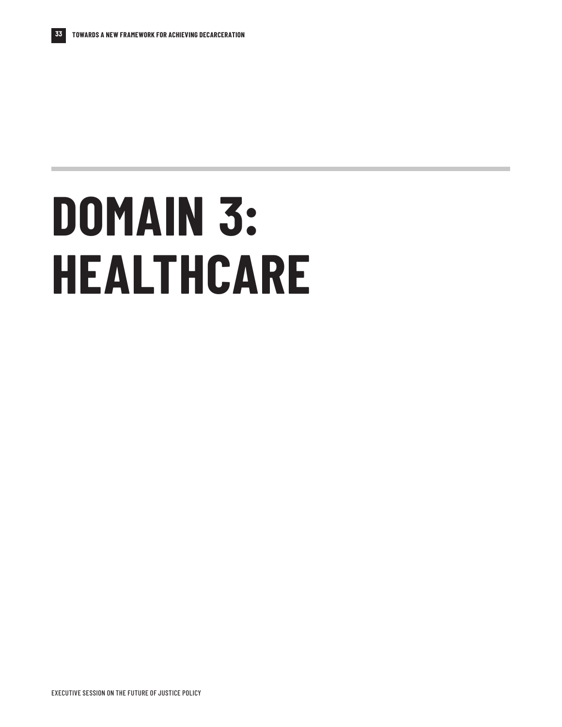# DOMAIN 3: HEALTHCARE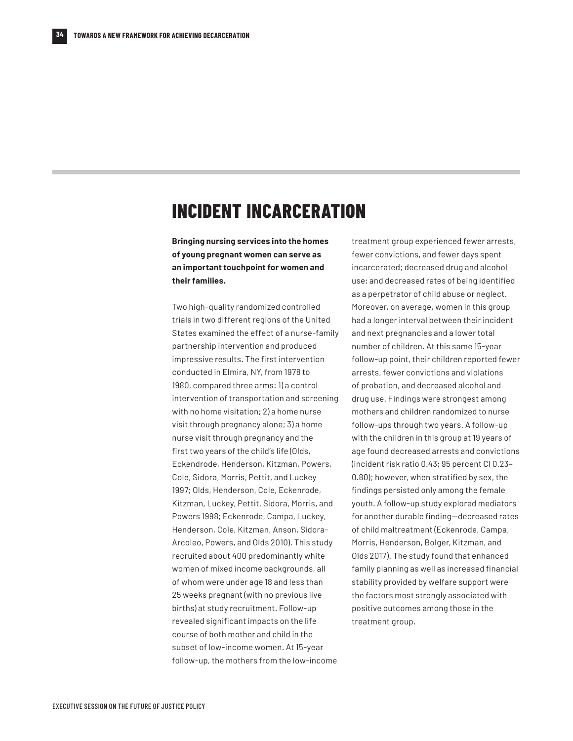## INCIDENT INCARCERATION

**Bringing nursing services into the homes of young pregnant women can serve as an important touchpoint for women and their families.**

Two high-quality randomized controlled trials in two different regions of the United States examined the effect of a nurse-family partnership intervention and produced impressive results. The first intervention conducted in Elmira, NY, from 1978 to 1980, compared three arms: 1) a control intervention of transportation and screening with no home visitation; 2) a home nurse visit through pregnancy alone; 3) a home nurse visit through pregnancy and the first two years of the child's life (Olds, Eckendrode, Henderson, Kitzman, Powers, Cole, Sidora, Morris, Pettit, and Luckey 1997; Olds, Henderson, Cole, Eckenrode, Kitzman, Luckey, Pettit, Sidora, Morris, and Powers 1998; Eckenrode, Campa, Luckey, Henderson, Cole, Kitzman, Anson, Sidora-Arcoleo, Powers, and Olds 2010). This study recruited about 400 predominantly white women of mixed income backgrounds, all of whom were under age 18 and less than 25 weeks pregnant (with no previous live births) at study recruitment. Follow-up revealed significant impacts on the life course of both mother and child in the subset of low-income women. At 15-year follow-up, the mothers from the low-income treatment group experienced fewer arrests, fewer convictions, and fewer days spent incarcerated; decreased drug and alcohol use; and decreased rates of being identified as a perpetrator of child abuse or neglect. Moreover, on average, women in this group had a longer interval between their incident and next pregnancies and a lower total number of children. At this same 15-year follow-up point, their children reported fewer arrests, fewer convictions and violations of probation, and decreased alcohol and drug use. Findings were strongest among mothers and children randomized to nurse follow-ups through two years. A follow-up with the children in this group at 19 years of age found decreased arrests and convictions (incident risk ratio 0.43; 95 percent CI 0.23–0.80); however, when stratified by sex, the findings persisted only among the female youth. A follow-up study explored mediators for another durable finding—decreased rates of child maltreatment (Eckenrode, Campa, Morris, Henderson, Bolger, Kitzman, and Olds 2017). The study found that enhanced family planning as well as increased financial stability provided by welfare support were the factors most strongly associated with positive outcomes among those in the treatment group.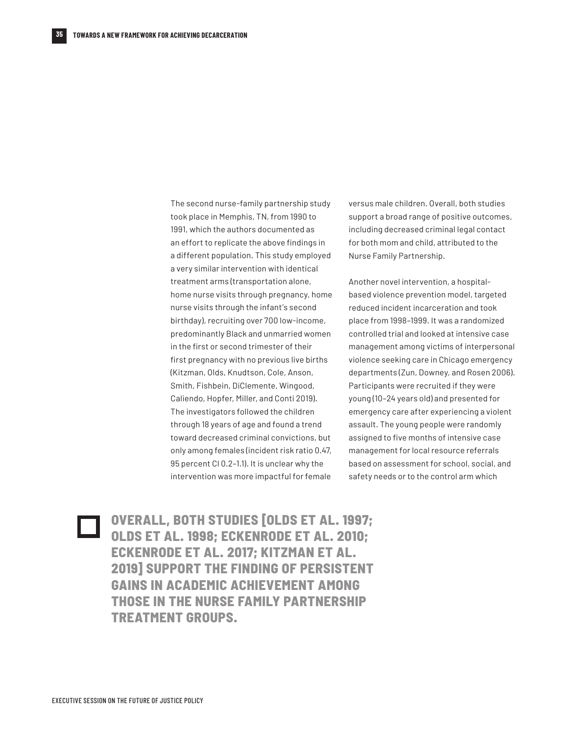The second nurse-family partnership study took place in Memphis, TN, from 1990 to 1991, which the authors documented as an effort to replicate the above findings in a different population. This study employed a very similar intervention with identical treatment arms (transportation alone, home nurse visits through pregnancy, home nurse visits through the infant's second birthday), recruiting over 700 low-income, predominantly Black and unmarried women in the first or second trimester of their first pregnancy with no previous live births (Kitzman, Olds, Knudtson, Cole, Anson, Smith, Fishbein, DiClemente, Wingood, Caliendo, Hopfer, Miller, and Conti 2019). The investigators followed the children through 18 years of age and found a trend toward decreased criminal convictions, but only among females (incident risk ratio 0.47, 95 percent CI 0.2–1.1). It is unclear why the intervention was more impactful for female versus male children. Overall, both studies support a broad range of positive outcomes, including decreased criminal legal contact for both mom and child, attributed to the Nurse Family Partnership.

Another novel intervention, a hospital-based violence prevention model, targeted reduced incident incarceration and took place from 1998–1999. It was a randomized controlled trial and looked at intensive case management among victims of interpersonal violence seeking care in Chicago emergency departments (Zun, Downey, and Rosen 2006). Participants were recruited if they were young (10–24 years old) and presented for emergency care after experiencing a violent assault. The young people were randomly assigned to five months of intensive case management for local resource referrals based on assessment for school, social, and safety needs or to the control arm which

**OVERALL, BOTH STUDIES [OLDS ET AL. 1997; OLDS ET AL. 1998; ECKENRODE ET AL. 2010; ECKENRODE ET AL. 2017; KITZMAN ET AL. 2019] SUPPORT THE FINDING OF PERSISTENT GAINS IN ACADEMIC ACHIEVEMENT AMONG THOSE IN THE NURSE FAMILY PARTNERSHIP TREATMENT GROUPS.**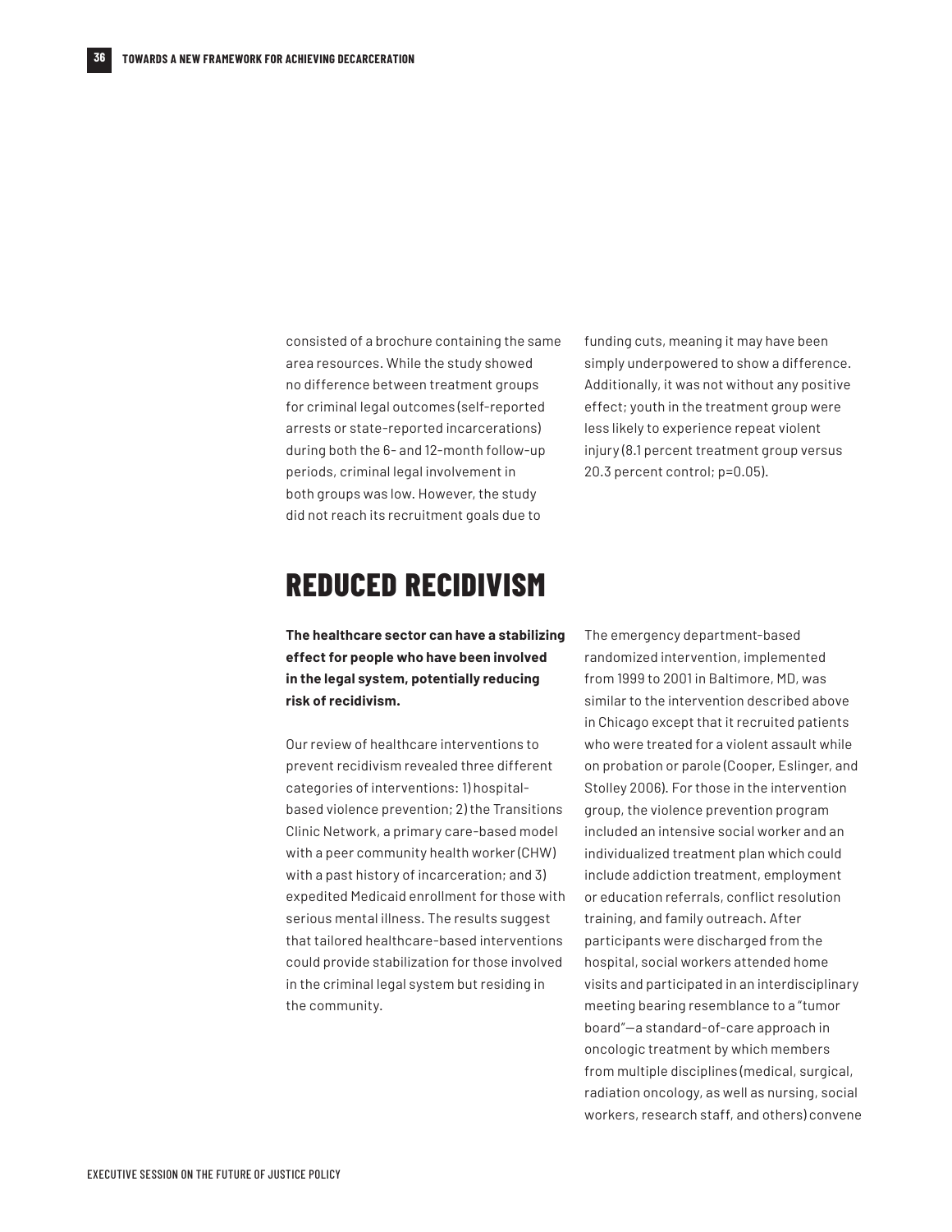consisted of a brochure containing the same area resources. While the study showed no difference between treatment groups for criminal legal outcomes (self-reported arrests or state-reported incarcerations) during both the 6- and 12-month follow-up periods, criminal legal involvement in both groups was low. However, the study did not reach its recruitment goals due to funding cuts, meaning it may have been simply underpowered to show a difference. Additionally, it was not without any positive effect; youth in the treatment group were less likely to experience repeat violent injury (8.1 percent treatment group versus 20.3 percent control; p=0.05).

## REDUCED RECIDIVISM

**The healthcare sector can have a stabilizing effect for people who have been involved in the legal system, potentially reducing risk of recidivism.**

Our review of healthcare interventions to prevent recidivism revealed three different categories of interventions: 1) hospital-based violence prevention; 2) the Transitions Clinic Network, a primary care-based model with a peer community health worker (CHW) with a past history of incarceration; and 3) expedited Medicaid enrollment for those with serious mental illness. The results suggest that tailored healthcare-based interventions could provide stabilization for those involved in the criminal legal system but residing in the community.

The emergency department-based randomized intervention, implemented from 1999 to 2001 in Baltimore, MD, was similar to the intervention described above in Chicago except that it recruited patients who were treated for a violent assault while on probation or parole (Cooper, Eslinger, and Stolley 2006). For those in the intervention group, the violence prevention program included an intensive social worker and an individualized treatment plan which could include addiction treatment, employment or education referrals, conflict resolution training, and family outreach. After participants were discharged from the hospital, social workers attended home visits and participated in an interdisciplinary meeting bearing resemblance to a "tumor board"—a standard-of-care approach in oncologic treatment by which members from multiple disciplines (medical, surgical, radiation oncology, as well as nursing, social workers, research staff, and others) convene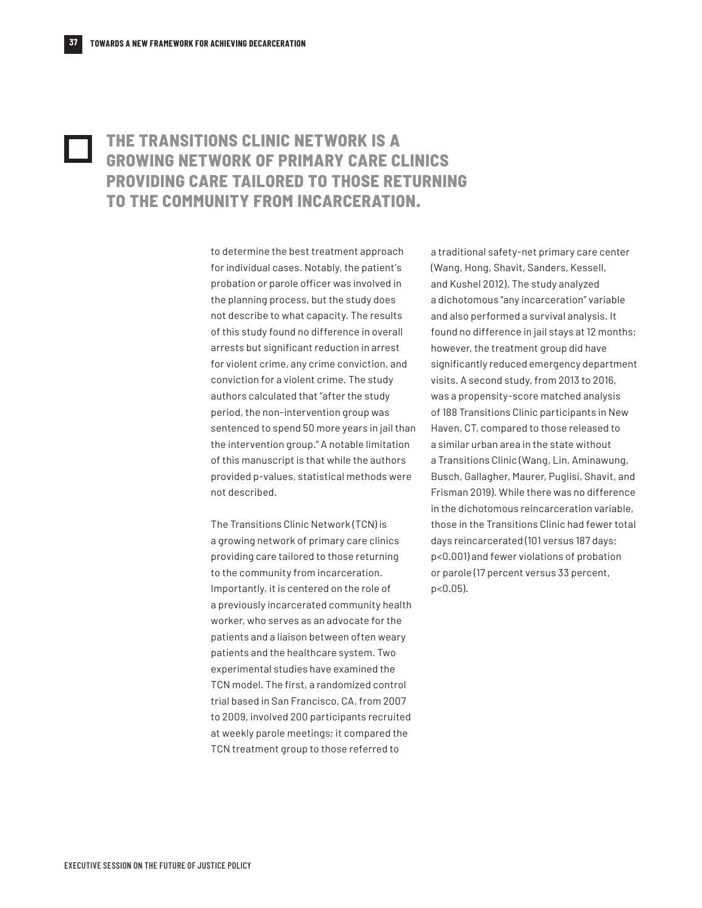> **THE TRANSITIONS CLINIC NETWORK IS A GROWING NETWORK OF PRIMARY CARE CLINICS PROVIDING CARE TAILORED TO THOSE RETURNING TO THE COMMUNITY FROM INCARCERATION.**

to determine the best treatment approach for individual cases. Notably, the patient's probation or parole officer was involved in the planning process, but the study does not describe to what capacity. The results of this study found no difference in overall arrests but significant reduction in arrest for violent crime, any crime conviction, and conviction for a violent crime. The study authors calculated that "after the study period, the non-intervention group was sentenced to spend 50 more years in jail than the intervention group." A notable limitation of this manuscript is that while the authors provided p-values, statistical methods were not described.

The Transitions Clinic Network (TCN) is a growing network of primary care clinics providing care tailored to those returning to the community from incarceration. Importantly, it is centered on the role of a previously incarcerated community health worker, who serves as an advocate for the patients and a liaison between often weary patients and the healthcare system. Two experimental studies have examined the TCN model. The first, a randomized control trial based in San Francisco, CA, from 2007 to 2009, involved 200 participants recruited at weekly parole meetings; it compared the TCN treatment group to those referred to a traditional safety-net primary care center (Wang, Hong, Shavit, Sanders, Kessell, and Kushel 2012). The study analyzed a dichotomous "any incarceration" variable and also performed a survival analysis. It found no difference in jail stays at 12 months; however, the treatment group did have significantly reduced emergency department visits. A second study, from 2013 to 2016, was a propensity-score matched analysis of 188 Transitions Clinic participants in New Haven, CT, compared to those released to a similar urban area in the state without a Transitions Clinic (Wang, Lin, Aminawung, Busch, Gallagher, Maurer, Puglisi, Shavit, and Frisman 2019). While there was no difference in the dichotomous reincarceration variable, those in the Transitions Clinic had fewer total days reincarcerated (101 versus 187 days; $p<0.001$) and fewer violations of probation or parole (17 percent versus 33 percent, $p<0.05$).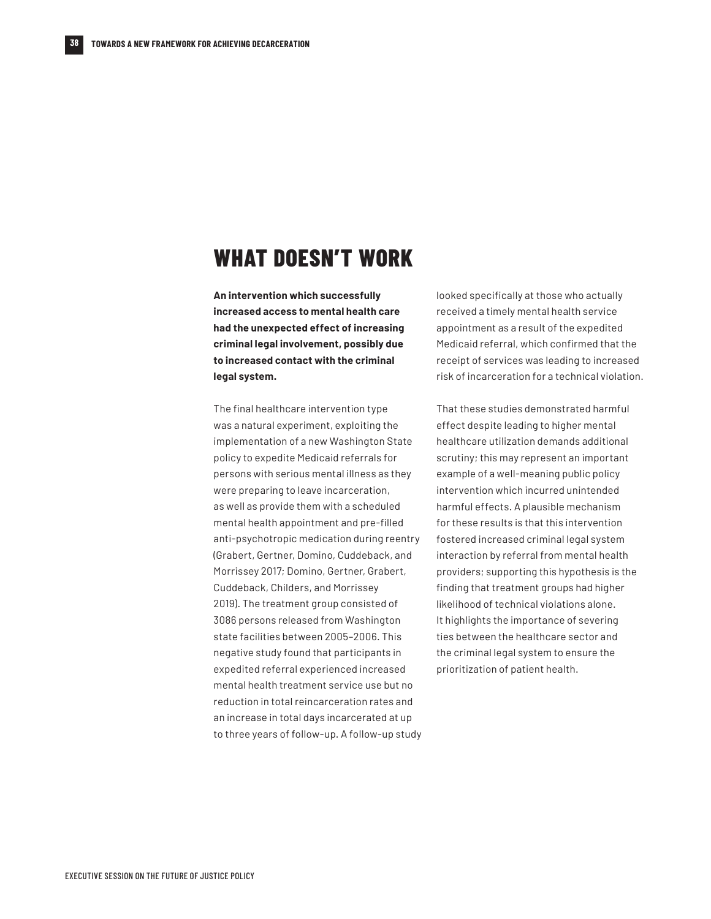## WHAT DOESN'T WORK

**An intervention which successfully increased access to mental health care had the unexpected effect of increasing criminal legal involvement, possibly due to increased contact with the criminal legal system.**

The final healthcare intervention type was a natural experiment, exploiting the implementation of a new Washington State policy to expedite Medicaid referrals for persons with serious mental illness as they were preparing to leave incarceration, as well as provide them with a scheduled mental health appointment and pre-filled anti-psychotropic medication during reentry (Grabert, Gertner, Domino, Cuddeback, and Morrissey 2017; Domino, Gertner, Grabert, Cuddeback, Childers, and Morrissey 2019). The treatment group consisted of 3086 persons released from Washington state facilities between 2005–2006. This negative study found that participants in expedited referral experienced increased mental health treatment service use but no reduction in total reincarceration rates and an increase in total days incarcerated at up to three years of follow-up. A follow-up study looked specifically at those who actually received a timely mental health service appointment as a result of the expedited Medicaid referral, which confirmed that the receipt of services was leading to increased risk of incarceration for a technical violation.

That these studies demonstrated harmful effect despite leading to higher mental healthcare utilization demands additional scrutiny; this may represent an important example of a well-meaning public policy intervention which incurred unintended harmful effects. A plausible mechanism for these results is that this intervention fostered increased criminal legal system interaction by referral from mental health providers; supporting this hypothesis is the finding that treatment groups had higher likelihood of technical violations alone. It highlights the importance of severing ties between the healthcare sector and the criminal legal system to ensure the prioritization of patient health.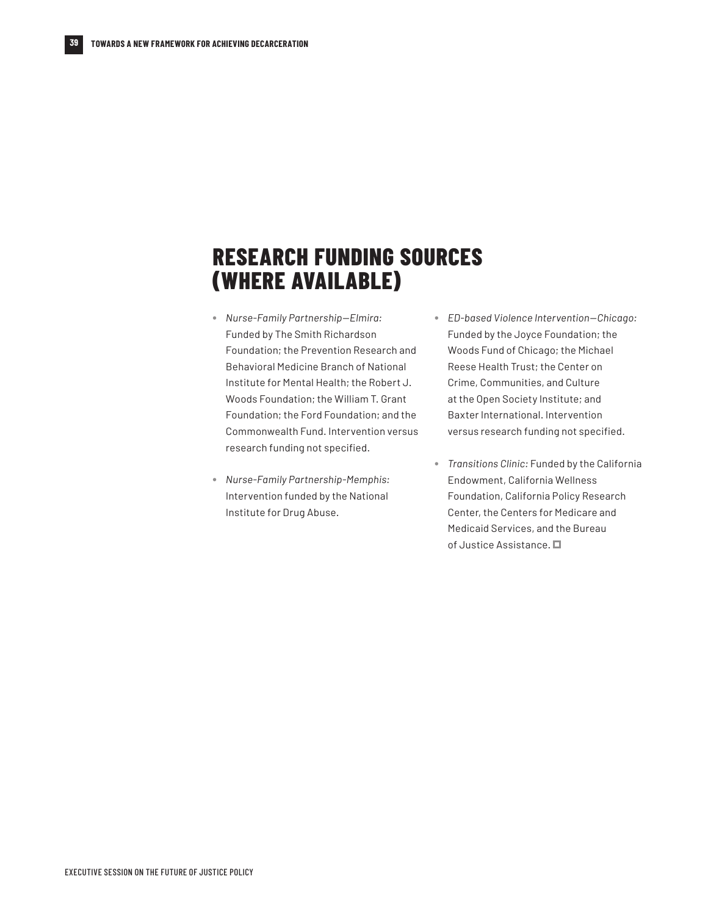## RESEARCH FUNDING SOURCES (WHERE AVAILABLE)

- *Nurse-Family Partnership—Elmira:* Funded by The Smith Richardson Foundation; the Prevention Research and Behavioral Medicine Branch of National Institute for Mental Health; the Robert J. Woods Foundation; the William T. Grant Foundation; the Ford Foundation; and the Commonwealth Fund. Intervention versus research funding not specified.

- *Nurse-Family Partnership-Memphis:* Intervention funded by the National Institute for Drug Abuse.

- *ED-based Violence Intervention—Chicago:* Funded by the Joyce Foundation; the Woods Fund of Chicago; the Michael Reese Health Trust; the Center on Crime, Communities, and Culture at the Open Society Institute; and Baxter International. Intervention versus research funding not specified.

- *Transitions Clinic:* Funded by the California Endowment, California Wellness Foundation, California Policy Research Center, the Centers for Medicare and Medicaid Services, and the Bureau of Justice Assistance.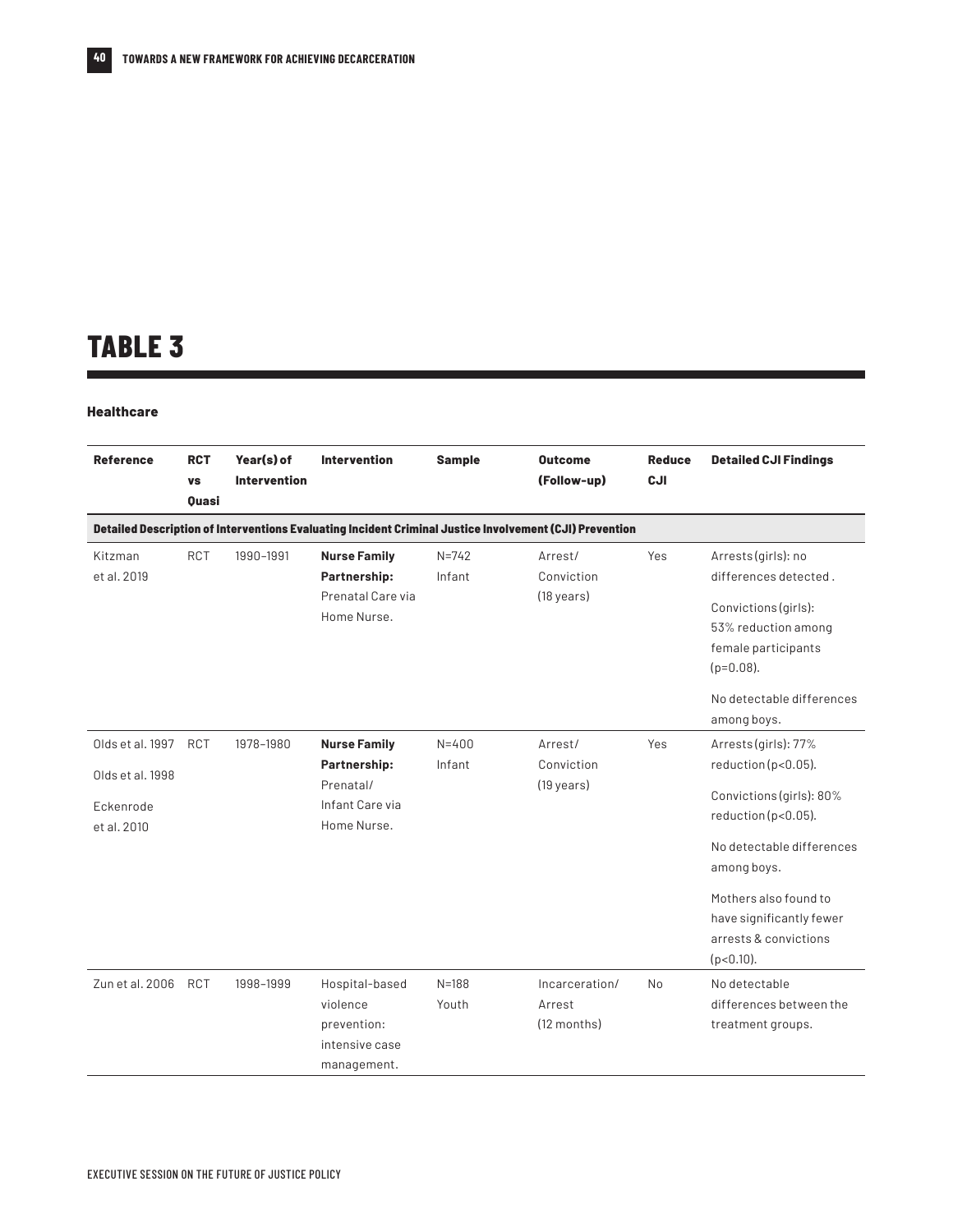# TABLE 3

### Healthcare

| Reference | RCT vs Quasi | Year(s) of Intervention | Intervention | Sample | Outcome (Follow-up) | Reduce CJI | Detailed CJI Findings |
|---|---|---|---|---|---|---|---|
| **Detailed Description of Interventions Evaluating Incident Criminal Justice Involvement (CJI) Prevention** | | | | | | | |
| Kitzman et al. 2019 | RCT | 1990–1991 | **Nurse Family Partnership:** Prenatal Care via Home Nurse. | N=742 Infant | Arrest/ Conviction (18 years) | Yes | Arrests (girls): no differences detected.<br><br>Convictions (girls): 53% reduction among female participants (p=0.08).<br><br>No detectable differences among boys. |
| Olds et al. 1997<br><br>Olds et al. 1998<br><br>Eckenrode et al. 2010 | RCT | 1978–1980 | **Nurse Family Partnership:** Prenatal/ Infant Care via Home Nurse. | N=400 Infant | Arrest/ Conviction (19 years) | Yes | Arrests (girls): 77% reduction ($p<0.05$).<br><br>Convictions (girls): 80% reduction ($p<0.05$).<br><br>No detectable differences among boys.<br><br>Mothers also found to have significantly fewer arrests & convictions ($p<0.10$). |
| Zun et al. 2006 | RCT | 1998–1999 | Hospital-based violence prevention: intensive case management. | N=188 Youth | Incarceration/ Arrest (12 months) | No | No detectable differences between the treatment groups. |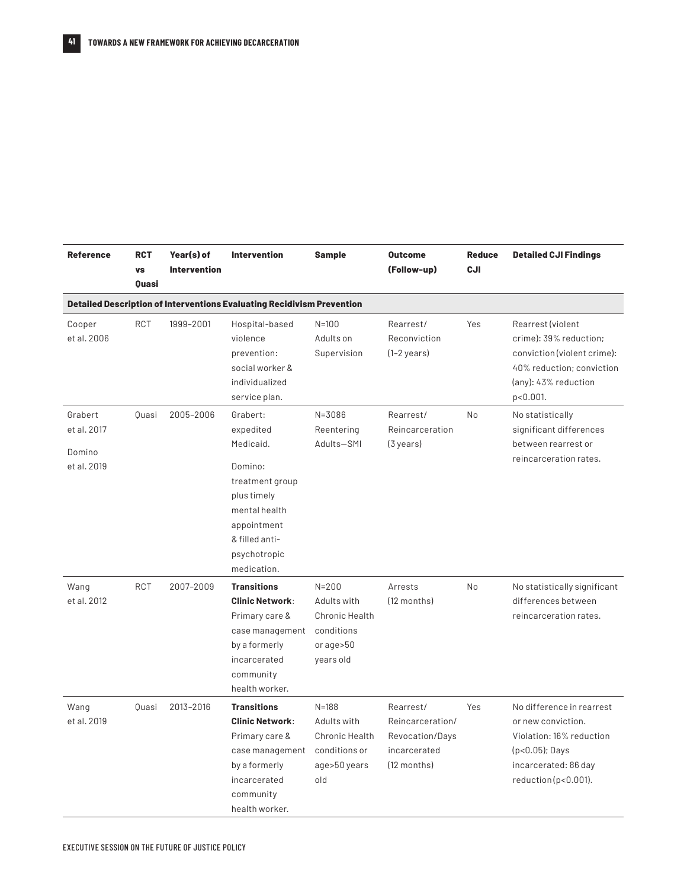| Reference | RCT vs Quasi | Year(s) of Intervention | Intervention | Sample | Outcome (Follow-up) | Reduce CJI | Detailed CJI Findings |
|---|---|---|---|---|---|---|---|
| **Detailed Description of Interventions Evaluating Recidivism Prevention** | | | | | | | |
| Cooper et al. 2006 | RCT | 1999–2001 | Hospital-based violence prevention: social worker & individualized service plan. | N=100 Adults on Supervision | Rearrest/ Reconviction (1–2 years) | Yes | Rearrest (violent crime): 39% reduction; conviction (violent crime): 40% reduction; conviction (any): 43% reduction $p<0.001$. |
| Grabert et al. 2017<br><br>Domino et al. 2019 | Quasi | 2005–2006 | Grabert: expedited Medicaid.<br><br>Domino: treatment group plus timely mental health appointment & filled anti-psychotropic medication. | N=3086 Reentering Adults—SMI | Rearrest/ Reincarceration (3 years) | No | No statistically significant differences between rearrest or reincarceration rates. |
| Wang et al. 2012 | RCT | 2007–2009 | **Transitions Clinic Network**: Primary care & case management by a formerly incarcerated community health worker. | N=200 Adults with Chronic Health conditions or age>50 years old | Arrests (12 months) | No | No statistically significant differences between reincarceration rates. |
| Wang et al. 2019 | Quasi | 2013–2016 | **Transitions Clinic Network**: Primary care & case management by a formerly incarcerated community health worker. | N=188 Adults with Chronic Health conditions or age>50 years old | Rearrest/ Reincarceration/ Revocation/Days incarcerated (12 months) | Yes | No difference in rearrest or new conviction. Violation: 16% reduction ($p<0.05$); Days incarcerated: 86 day reduction ($p<0.001$). |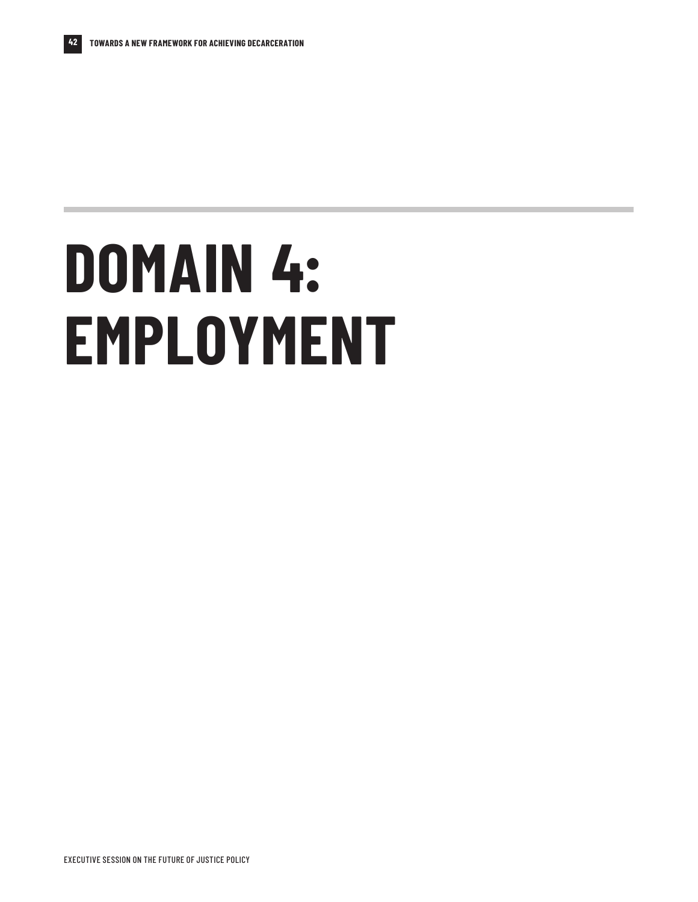# DOMAIN 4: EMPLOYMENT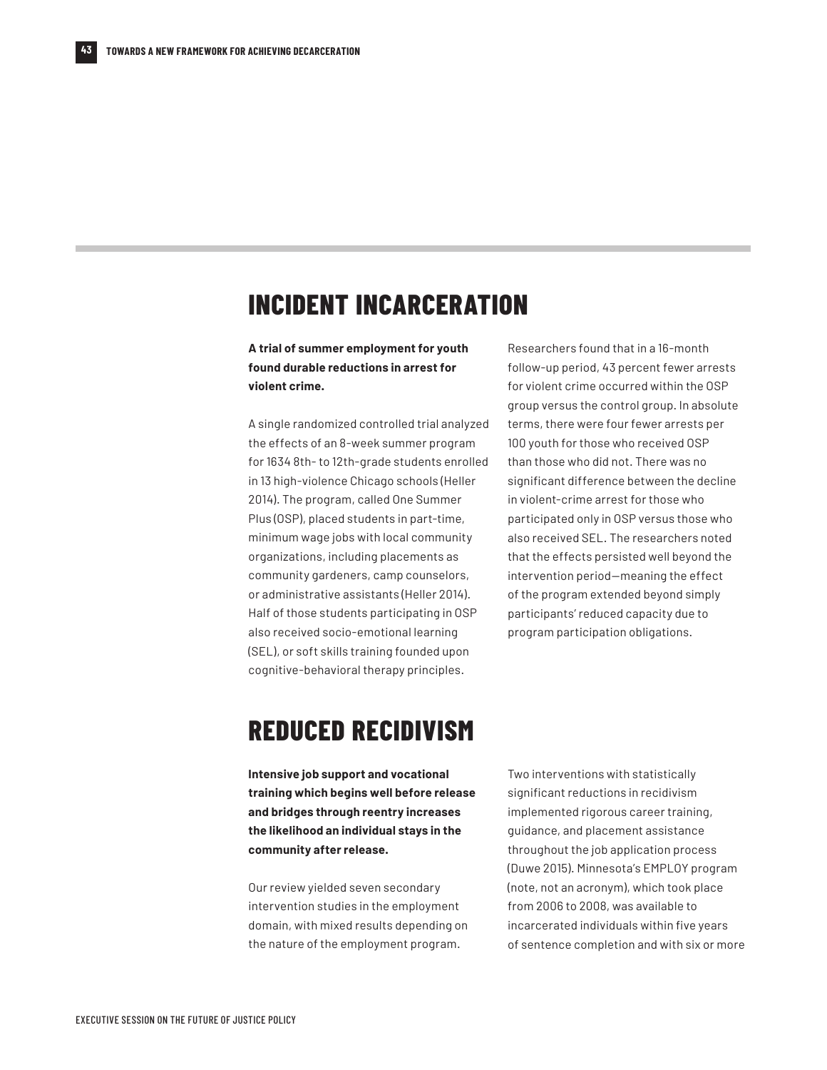## INCIDENT INCARCERATION

**A trial of summer employment for youth found durable reductions in arrest for violent crime.**

A single randomized controlled trial analyzed the effects of an 8-week summer program for 1634 8th- to 12th-grade students enrolled in 13 high-violence Chicago schools (Heller 2014). The program, called One Summer Plus (OSP), placed students in part-time, minimum wage jobs with local community organizations, including placements as community gardeners, camp counselors, or administrative assistants (Heller 2014). Half of those students participating in OSP also received socio-emotional learning (SEL), or soft skills training founded upon cognitive-behavioral therapy principles.

Researchers found that in a 16-month follow-up period, 43 percent fewer arrests for violent crime occurred within the OSP group versus the control group. In absolute terms, there were four fewer arrests per 100 youth for those who received OSP than those who did not. There was no significant difference between the decline in violent-crime arrest for those who participated only in OSP versus those who also received SEL. The researchers noted that the effects persisted well beyond the intervention period—meaning the effect of the program extended beyond simply participants' reduced capacity due to program participation obligations.

## REDUCED RECIDIVISM

**Intensive job support and vocational training which begins well before release and bridges through reentry increases the likelihood an individual stays in the community after release.**

Our review yielded seven secondary intervention studies in the employment domain, with mixed results depending on the nature of the employment program.

Two interventions with statistically significant reductions in recidivism implemented rigorous career training, guidance, and placement assistance throughout the job application process (Duwe 2015). Minnesota's EMPLOY program (note, not an acronym), which took place from 2006 to 2008, was available to incarcerated individuals within five years of sentence completion and with six or more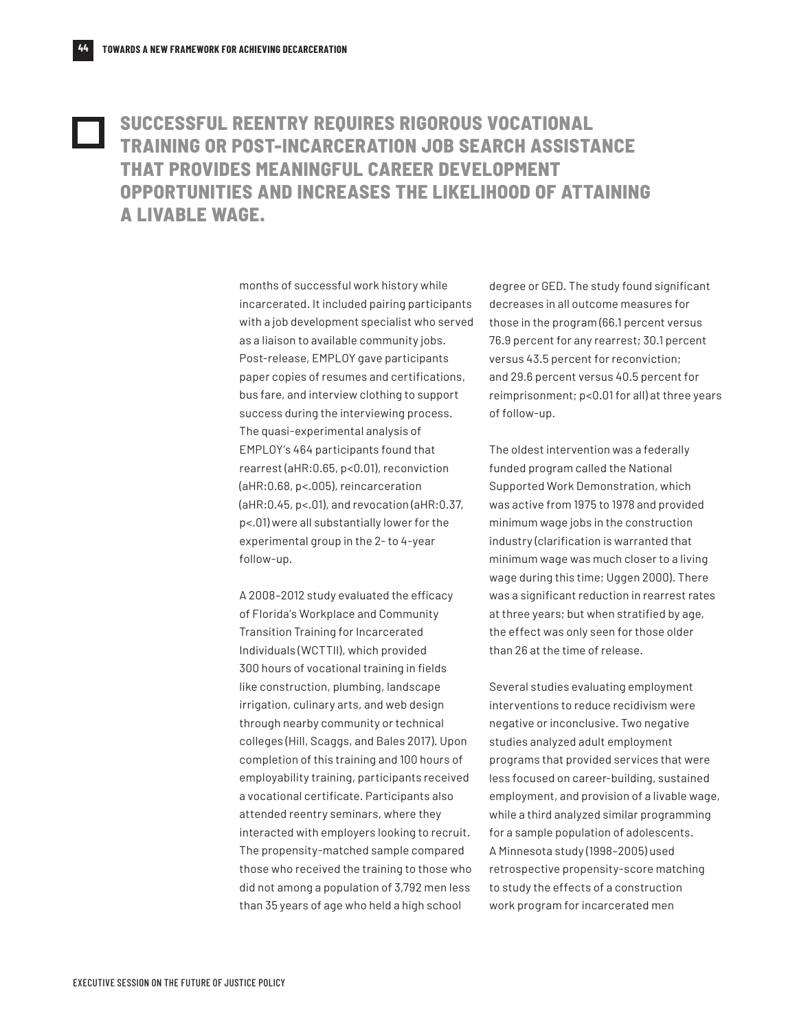## SUCCESSFUL REENTRY REQUIRES RIGOROUS VOCATIONAL TRAINING OR POST-INCARCERATION JOB SEARCH ASSISTANCE THAT PROVIDES MEANINGFUL CAREER DEVELOPMENT OPPORTUNITIES AND INCREASES THE LIKELIHOOD OF ATTAINING A LIVABLE WAGE.

months of successful work history while incarcerated. It included pairing participants with a job development specialist who served as a liaison to available community jobs. Post-release, EMPLOY gave participants paper copies of resumes and certifications, bus fare, and interview clothing to support success during the interviewing process. The quasi-experimental analysis of EMPLOY's 464 participants found that rearrest (aHR:0.65, $p<0.01$), reconviction (aHR:0.68, $p<.005$), reincarceration (aHR:0.45, $p<.01$), and revocation (aHR:0.37, $p<.01$) were all substantially lower for the experimental group in the 2- to 4-year follow-up.

A 2008–2012 study evaluated the efficacy of Florida's Workplace and Community Transition Training for Incarcerated Individuals (WCTTII), which provided 300 hours of vocational training in fields like construction, plumbing, landscape irrigation, culinary arts, and web design through nearby community or technical colleges (Hill, Scaggs, and Bales 2017). Upon completion of this training and 100 hours of employability training, participants received a vocational certificate. Participants also attended reentry seminars, where they interacted with employers looking to recruit. The propensity-matched sample compared those who received the training to those who did not among a population of 3,792 men less than 35 years of age who held a high school degree or GED. The study found significant decreases in all outcome measures for those in the program (66.1 percent versus 76.9 percent for any rearrest; 30.1 percent versus 43.5 percent for reconviction; and 29.6 percent versus 40.5 percent for reimprisonment; $p<0.01$ for all) at three years of follow-up.

The oldest intervention was a federally funded program called the National Supported Work Demonstration, which was active from 1975 to 1978 and provided minimum wage jobs in the construction industry (clarification is warranted that minimum wage was much closer to a living wage during this time; Uggen 2000). There was a significant reduction in rearrest rates at three years; but when stratified by age, the effect was only seen for those older than 26 at the time of release.

Several studies evaluating employment interventions to reduce recidivism were negative or inconclusive. Two negative studies analyzed adult employment programs that provided services that were less focused on career-building, sustained employment, and provision of a livable wage, while a third analyzed similar programming for a sample population of adolescents. A Minnesota study (1998–2005) used retrospective propensity-score matching to study the effects of a construction work program for incarcerated men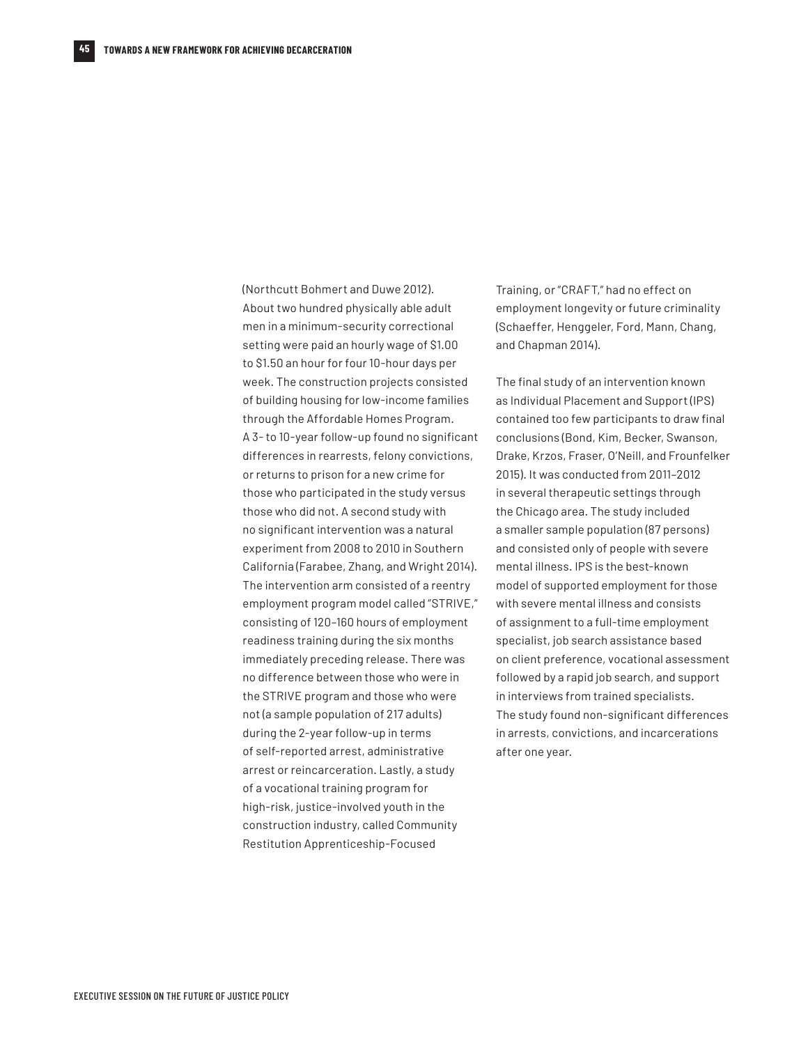(Northcutt Bohmert and Duwe 2012). About two hundred physically able adult men in a minimum-security correctional setting were paid an hourly wage of $1.00 to $1.50 an hour for four 10-hour days per week. The construction projects consisted of building housing for low-income families through the Affordable Homes Program. A 3- to 10-year follow-up found no significant differences in rearrests, felony convictions, or returns to prison for a new crime for those who participated in the study versus those who did not. A second study with no significant intervention was a natural experiment from 2008 to 2010 in Southern California (Farabee, Zhang, and Wright 2014). The intervention arm consisted of a reentry employment program model called "STRIVE," consisting of 120–160 hours of employment readiness training during the six months immediately preceding release. There was no difference between those who were in the STRIVE program and those who were not (a sample population of 217 adults) during the 2-year follow-up in terms of self-reported arrest, administrative arrest or reincarceration. Lastly, a study of a vocational training program for high-risk, justice-involved youth in the construction industry, called Community Restitution Apprenticeship-Focused Training, or "CRAFT," had no effect on employment longevity or future criminality (Schaeffer, Henggeler, Ford, Mann, Chang, and Chapman 2014).

The final study of an intervention known as Individual Placement and Support (IPS) contained too few participants to draw final conclusions (Bond, Kim, Becker, Swanson, Drake, Krzos, Fraser, O'Neill, and Frounfelker 2015). It was conducted from 2011–2012 in several therapeutic settings through the Chicago area. The study included a smaller sample population (87 persons) and consisted only of people with severe mental illness. IPS is the best-known model of supported employment for those with severe mental illness and consists of assignment to a full-time employment specialist, job search assistance based on client preference, vocational assessment followed by a rapid job search, and support in interviews from trained specialists. The study found non-significant differences in arrests, convictions, and incarcerations after one year.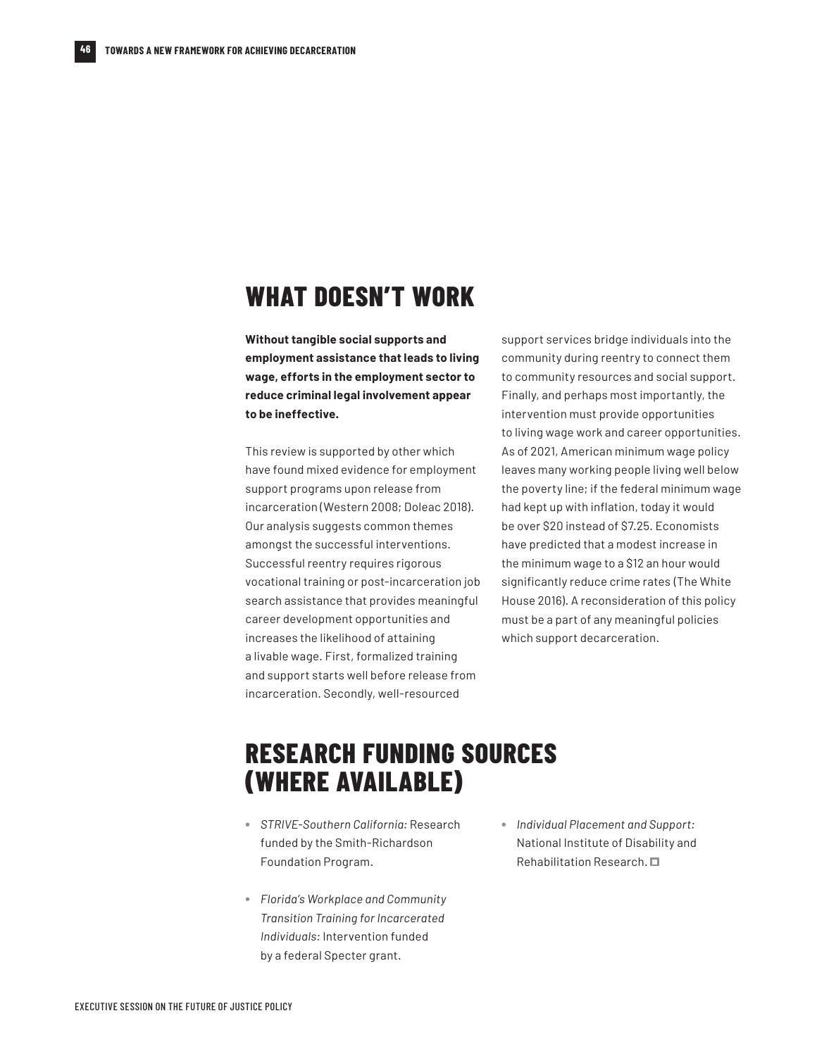## WHAT DOESN'T WORK

**Without tangible social supports and employment assistance that leads to living wage, efforts in the employment sector to reduce criminal legal involvement appear to be ineffective.**

This review is supported by other which have found mixed evidence for employment support programs upon release from incarceration (Western 2008; Doleac 2018). Our analysis suggests common themes amongst the successful interventions. Successful reentry requires rigorous vocational training or post-incarceration job search assistance that provides meaningful career development opportunities and increases the likelihood of attaining a livable wage. First, formalized training and support starts well before release from incarceration. Secondly, well-resourced support services bridge individuals into the community during reentry to connect them to community resources and social support. Finally, and perhaps most importantly, the intervention must provide opportunities to living wage work and career opportunities. As of 2021, American minimum wage policy leaves many working people living well below the poverty line; if the federal minimum wage had kept up with inflation, today it would be over $20 instead of $7.25. Economists have predicted that a modest increase in the minimum wage to a $12 an hour would significantly reduce crime rates (The White House 2016). A reconsideration of this policy must be a part of any meaningful policies which support decarceration.

## RESEARCH FUNDING SOURCES (WHERE AVAILABLE)

- *STRIVE-Southern California:* Research funded by the Smith-Richardson Foundation Program.
- *Florida's Workplace and Community Transition Training for Incarcerated Individuals:* Intervention funded by a federal Specter grant.
- *Individual Placement and Support:* National Institute of Disability and Rehabilitation Research. ◻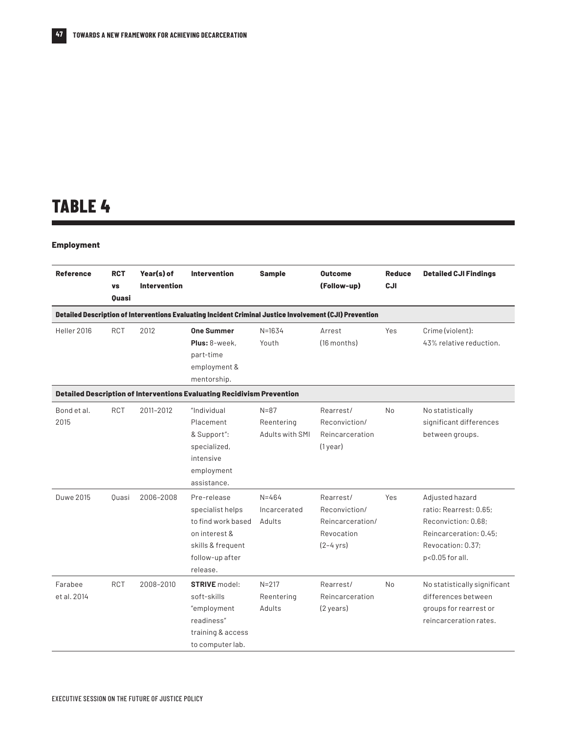# TABLE 4

### Employment

| Reference | RCT vs Quasi | Year(s) of Intervention | Intervention | Sample | Outcome (Follow-up) | Reduce CJI | Detailed CJI Findings |
|---|---|---|---|---|---|---|---|
| **Detailed Description of Interventions Evaluating Incident Criminal Justice Involvement (CJI) Prevention** | | | | | | | |
| Heller 2016 | RCT | 2012 | **One Summer Plus:** 8-week, part-time employment & mentorship. | N=1634 Youth | Arrest (16 months) | Yes | Crime (violent): 43% relative reduction. |
| **Detailed Description of Interventions Evaluating Recidivism Prevention** | | | | | | | |
| Bond et al. 2015 | RCT | 2011–2012 | "Individual Placement & Support": specialized, intensive employment assistance. | N=87 Reentering Adults with SMI | Rearrest/ Reconviction/ Reincarceration (1 year) | No | No statistically significant differences between groups. |
| Duwe 2015 | Quasi | 2006–2008 | Pre-release specialist helps to find work based on interest & skills & frequent follow-up after release. | N=464 Incarcerated Adults | Rearrest/ Reconviction/ Reincarceration/ Revocation (2–4 yrs) | Yes | Adjusted hazard ratio: Rearrest: 0.65; Reconviction: 0.68; Reincarceration: 0.45; Revocation: 0.37; $p<0.05$ for all. |
| Farabee et al. 2014 | RCT | 2008–2010 | **STRIVE** model: soft-skills "employment readiness" training & access to computer lab. | N=217 Reentering Adults | Rearrest/ Reincarceration (2 years) | No | No statistically significant differences between groups for rearrest or reincarceration rates. |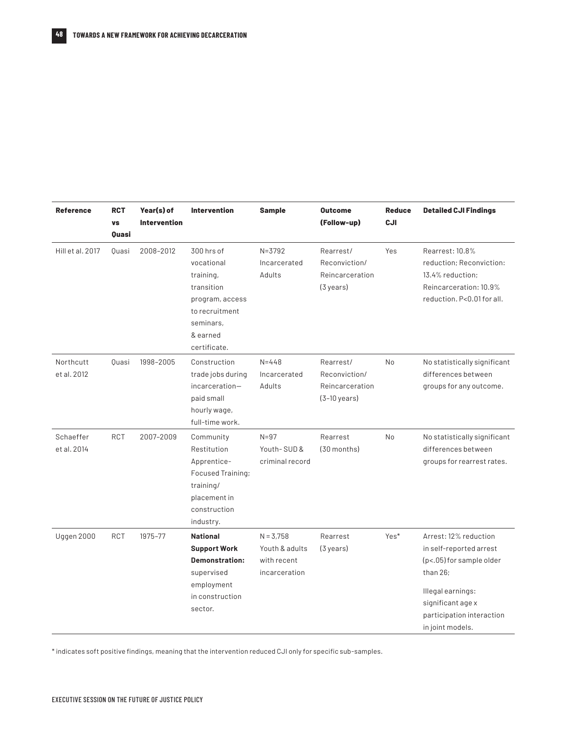| Reference | RCT vs Quasi | Year(s) of Intervention | Intervention | Sample | Outcome (Follow-up) | Reduce CJI | Detailed CJI Findings |
|---|---|---|---|---|---|---|---|
| Hill et al. 2017 | Quasi | 2008–2012 | 300 hrs of vocational training, transition program, access to recruitment seminars, & earned certificate. | N=3792 Incarcerated Adults | Rearrest/ Reconviction/ Reincarceration (3 years) | Yes | Rearrest: 10.8% reduction; Reconviction: 13.4% reduction; Reincarceration: 10.9% reduction. P<0.01 for all. |
| Northcutt et al. 2012 | Quasi | 1998–2005 | Construction trade jobs during incarceration—paid small hourly wage, full-time work. | N=448 Incarcerated Adults | Rearrest/ Reconviction/ Reincarceration (3–10 years) | No | No statistically significant differences between groups for any outcome. |
| Schaeffer et al. 2014 | RCT | 2007–2009 | Community Restitution Apprentice-Focused Training; training/ placement in construction industry. | N=97 Youth- SUD & criminal record | Rearrest (30 months) | No | No statistically significant differences between groups for rearrest rates. |
| Uggen 2000 | RCT | 1975–77 | **National Support Work Demonstration:** supervised employment in construction sector. | N = 3,758 Youth & adults with recent incarceration | Rearrest (3 years) | Yes* | Arrest: 12% reduction in self-reported arrest (p<.05) for sample older than 26; Illegal earnings: significant age x participation interaction in joint models. |

* indicates soft positive findings, meaning that the intervention reduced CJI only for specific sub-samples.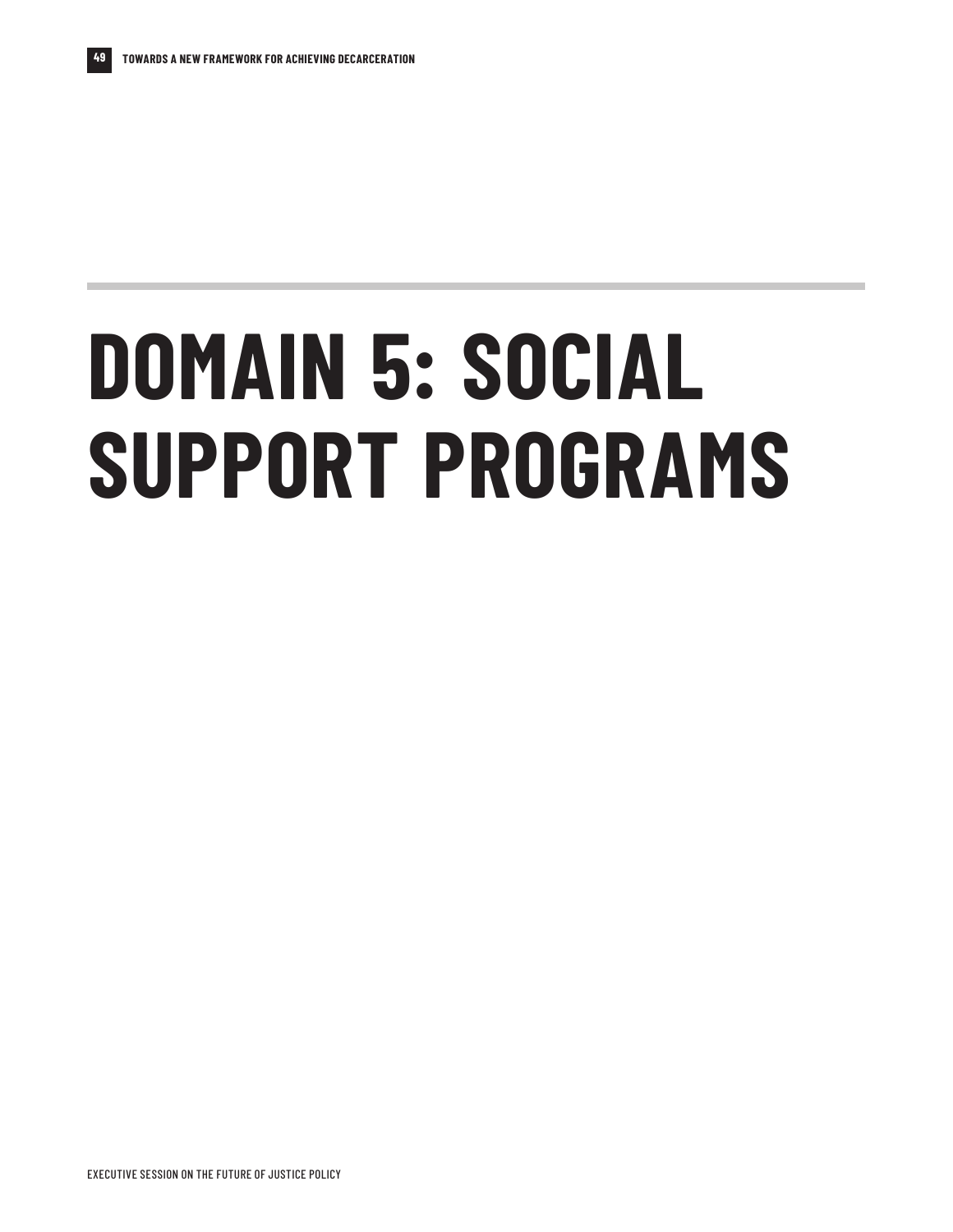# DOMAIN 5: SOCIAL SUPPORT PROGRAMS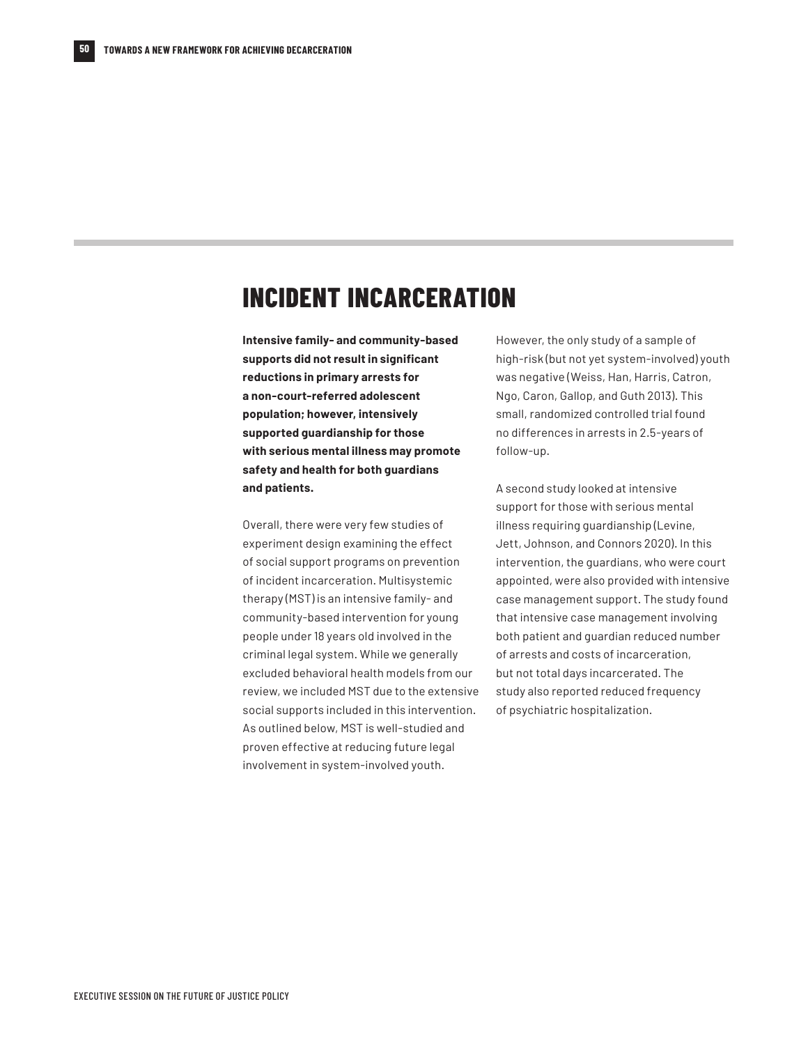# INCIDENT INCARCERATION

**Intensive family- and community-based supports did not result in significant reductions in primary arrests for a non-court-referred adolescent population; however, intensively supported guardianship for those with serious mental illness may promote safety and health for both guardians and patients.**

Overall, there were very few studies of experiment design examining the effect of social support programs on prevention of incident incarceration. Multisystemic therapy (MST) is an intensive family- and community-based intervention for young people under 18 years old involved in the criminal legal system. While we generally excluded behavioral health models from our review, we included MST due to the extensive social supports included in this intervention. As outlined below, MST is well-studied and proven effective at reducing future legal involvement in system-involved youth.

However, the only study of a sample of high-risk (but not yet system-involved) youth was negative (Weiss, Han, Harris, Catron, Ngo, Caron, Gallop, and Guth 2013). This small, randomized controlled trial found no differences in arrests in 2.5-years of follow-up.

A second study looked at intensive support for those with serious mental illness requiring guardianship (Levine, Jett, Johnson, and Connors 2020). In this intervention, the guardians, who were court appointed, were also provided with intensive case management support. The study found that intensive case management involving both patient and guardian reduced number of arrests and costs of incarceration, but not total days incarcerated. The study also reported reduced frequency of psychiatric hospitalization.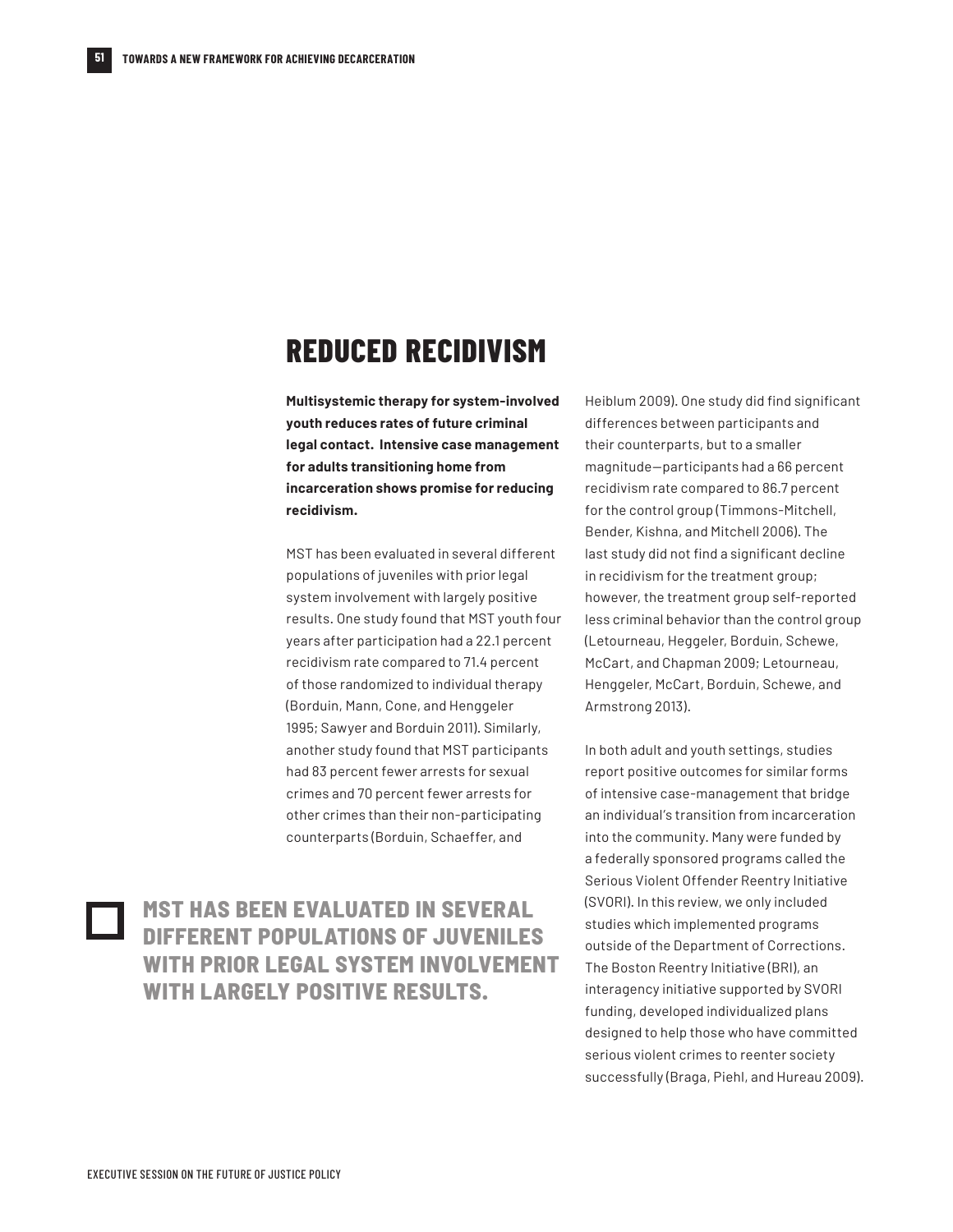# REDUCED RECIDIVISM

**Multisystemic therapy for system-involved youth reduces rates of future criminal legal contact. Intensive case management for adults transitioning home from incarceration shows promise for reducing recidivism.**

MST has been evaluated in several different populations of juveniles with prior legal system involvement with largely positive results. One study found that MST youth four years after participation had a 22.1 percent recidivism rate compared to 71.4 percent of those randomized to individual therapy (Borduin, Mann, Cone, and Henggeler 1995; Sawyer and Borduin 2011). Similarly, another study found that MST participants had 83 percent fewer arrests for sexual crimes and 70 percent fewer arrests for other crimes than their non-participating counterparts (Borduin, Schaeffer, and Heiblum 2009). One study did find significant differences between participants and their counterparts, but to a smaller magnitude—participants had a 66 percent recidivism rate compared to 86.7 percent for the control group (Timmons-Mitchell, Bender, Kishna, and Mitchell 2006). The last study did not find a significant decline in recidivism for the treatment group; however, the treatment group self-reported less criminal behavior than the control group (Letourneau, Heggeler, Borduin, Schewe, McCart, and Chapman 2009; Letourneau, Henggeler, McCart, Borduin, Schewe, and Armstrong 2013).

**MST HAS BEEN EVALUATED IN SEVERAL DIFFERENT POPULATIONS OF JUVENILES WITH PRIOR LEGAL SYSTEM INVOLVEMENT WITH LARGELY POSITIVE RESULTS.**

In both adult and youth settings, studies report positive outcomes for similar forms of intensive case-management that bridge an individual's transition from incarceration into the community. Many were funded by a federally sponsored programs called the Serious Violent Offender Reentry Initiative (SVORI). In this review, we only included studies which implemented programs outside of the Department of Corrections. The Boston Reentry Initiative (BRI), an interagency initiative supported by SVORI funding, developed individualized plans designed to help those who have committed serious violent crimes to reenter society successfully (Braga, Piehl, and Hureau 2009).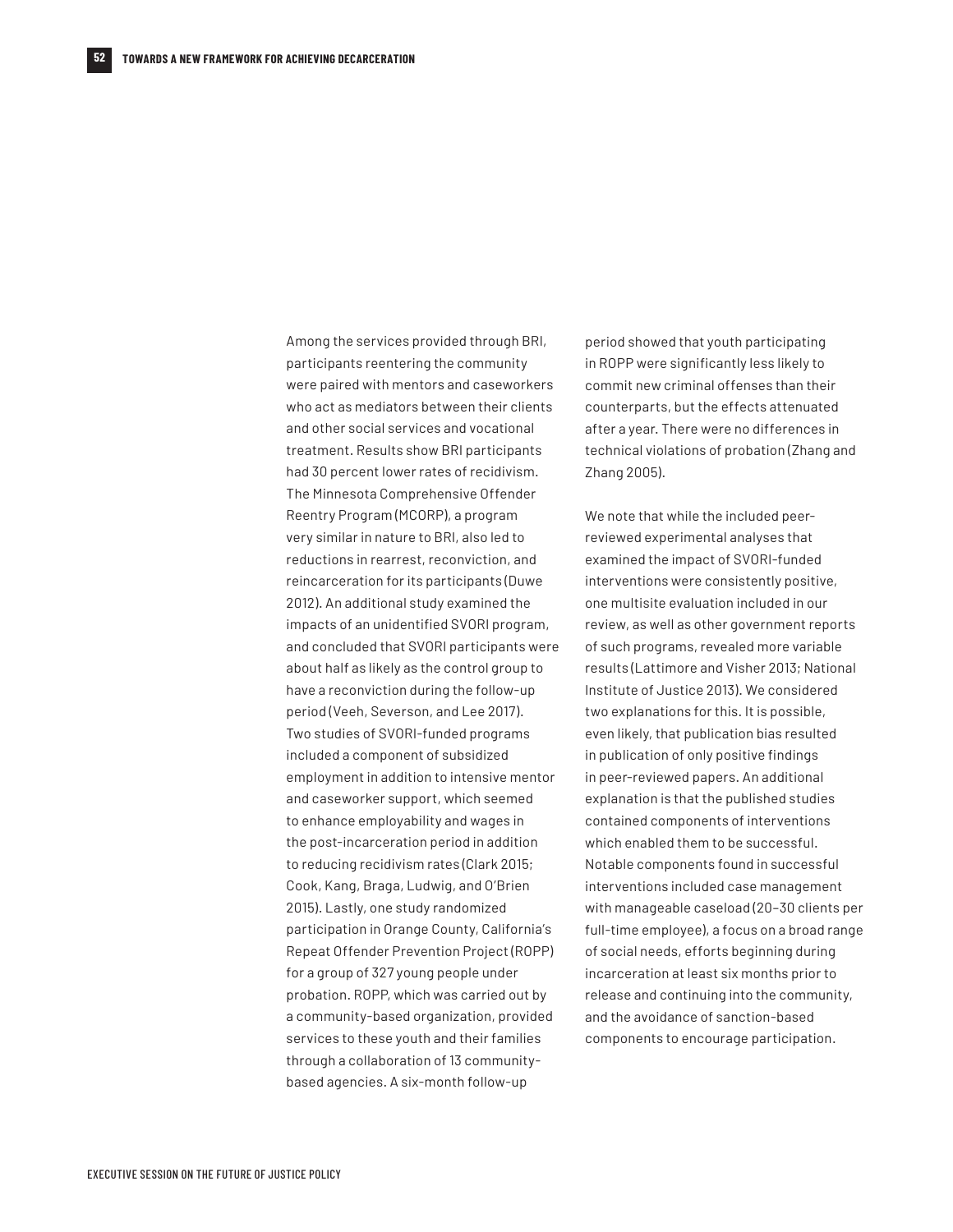Among the services provided through BRI, participants reentering the community were paired with mentors and caseworkers who act as mediators between their clients and other social services and vocational treatment. Results show BRI participants had 30 percent lower rates of recidivism. The Minnesota Comprehensive Offender Reentry Program (MCORP), a program very similar in nature to BRI, also led to reductions in rearrest, reconviction, and reincarceration for its participants (Duwe 2012). An additional study examined the impacts of an unidentified SVORI program, and concluded that SVORI participants were about half as likely as the control group to have a reconviction during the follow-up period (Veeh, Severson, and Lee 2017). Two studies of SVORI-funded programs included a component of subsidized employment in addition to intensive mentor and caseworker support, which seemed to enhance employability and wages in the post-incarceration period in addition to reducing recidivism rates (Clark 2015; Cook, Kang, Braga, Ludwig, and O'Brien 2015). Lastly, one study randomized participation in Orange County, California's Repeat Offender Prevention Project (ROPP) for a group of 327 young people under probation. ROPP, which was carried out by a community-based organization, provided services to these youth and their families through a collaboration of 13 community-based agencies. A six-month follow-up period showed that youth participating in ROPP were significantly less likely to commit new criminal offenses than their counterparts, but the effects attenuated after a year. There were no differences in technical violations of probation (Zhang and Zhang 2005).

We note that while the included peer-reviewed experimental analyses that examined the impact of SVORI-funded interventions were consistently positive, one multisite evaluation included in our review, as well as other government reports of such programs, revealed more variable results (Lattimore and Visher 2013; National Institute of Justice 2013). We considered two explanations for this. It is possible, even likely, that publication bias resulted in publication of only positive findings in peer-reviewed papers. An additional explanation is that the published studies contained components of interventions which enabled them to be successful. Notable components found in successful interventions included case management with manageable caseload (20–30 clients per full-time employee), a focus on a broad range of social needs, efforts beginning during incarceration at least six months prior to release and continuing into the community, and the avoidance of sanction-based components to encourage participation.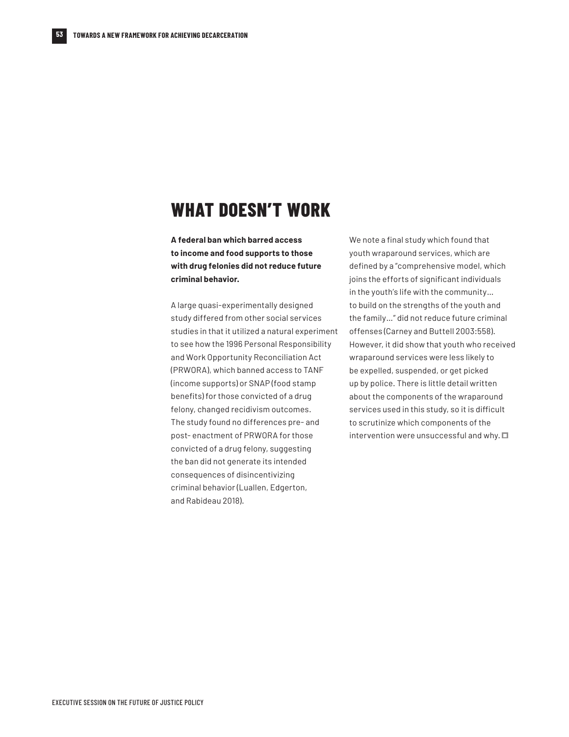# WHAT DOESN'T WORK

**A federal ban which barred access to income and food supports to those with drug felonies did not reduce future criminal behavior.**

A large quasi-experimentally designed study differed from other social services studies in that it utilized a natural experiment to see how the 1996 Personal Responsibility and Work Opportunity Reconciliation Act (PRWORA), which banned access to TANF (income supports) or SNAP (food stamp benefits) for those convicted of a drug felony, changed recidivism outcomes. The study found no differences pre- and post- enactment of PRWORA for those convicted of a drug felony, suggesting the ban did not generate its intended consequences of disincentivizing criminal behavior (Luallen, Edgerton, and Rabideau 2018).

We note a final study which found that youth wraparound services, which are defined by a "comprehensive model, which joins the efforts of significant individuals in the youth's life with the community… to build on the strengths of the youth and the family…" did not reduce future criminal offenses (Carney and Buttell 2003:558). However, it did show that youth who received wraparound services were less likely to be expelled, suspended, or get picked up by police. There is little detail written about the components of the wraparound services used in this study, so it is difficult to scrutinize which components of the intervention were unsuccessful and why. ◻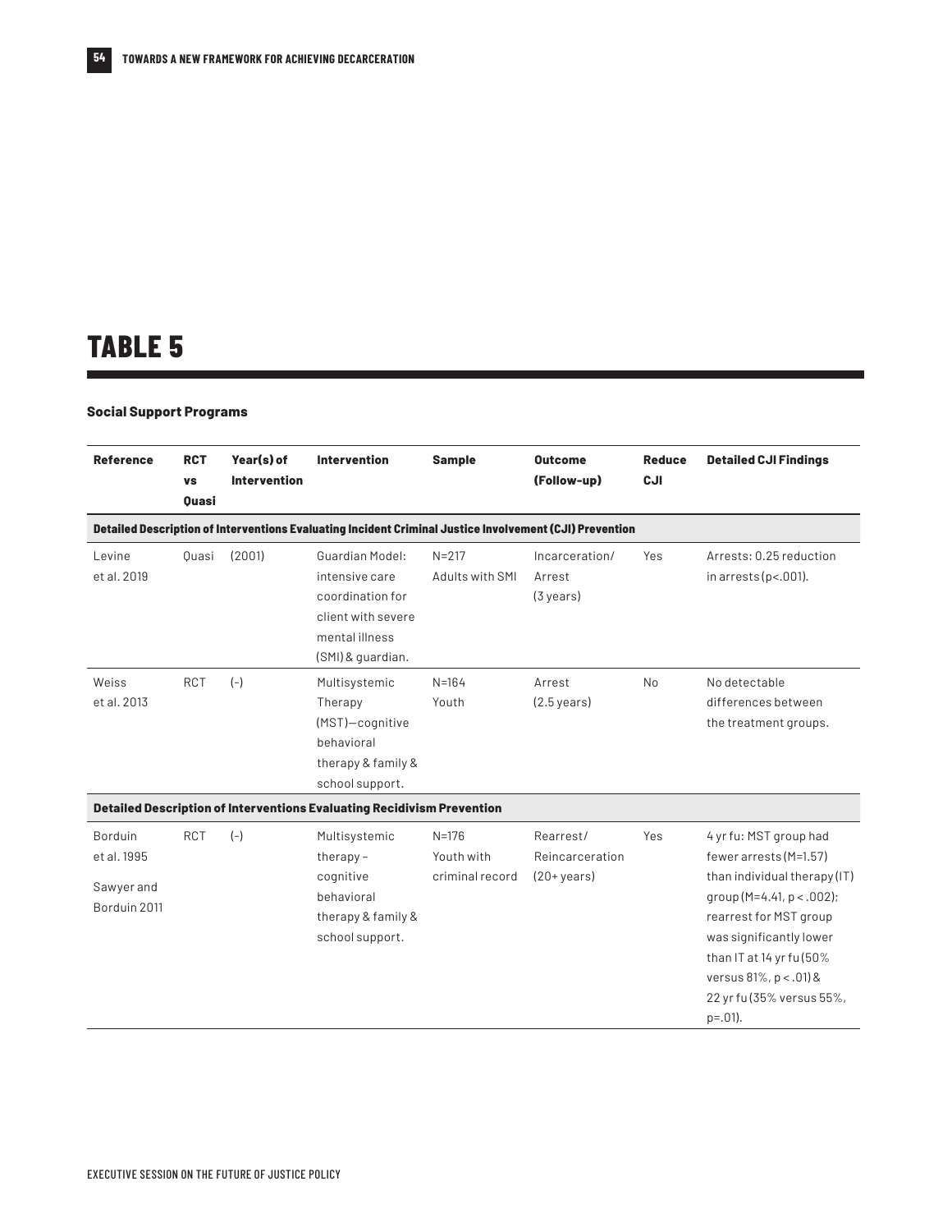# TABLE 5

**Social Support Programs**

| Reference | RCT vs Quasi | Year(s) of Intervention | Intervention | Sample | Outcome (Follow-up) | Reduce CJI | Detailed CJI Findings |
|---|---|---|---|---|---|---|---|
| **Detailed Description of Interventions Evaluating Incident Criminal Justice Involvement (CJI) Prevention** | | | | | | | |
| Levine et al. 2019 | Quasi | (2001) | Guardian Model: intensive care coordination for client with severe mental illness (SMI) & guardian. | N=217 Adults with SMI | Incarceration/ Arrest (3 years) | Yes | Arrests: 0.25 reduction in arrests (p<.001). |
| Weiss et al. 2013 | RCT | (-) | Multisystemic Therapy (MST)—cognitive behavioral therapy & family & school support. | N=164 Youth | Arrest (2.5 years) | No | No detectable differences between the treatment groups. |
| **Detailed Description of Interventions Evaluating Recidivism Prevention** | | | | | | | |
| Borduin et al. 1995<br><br>Sawyer and Borduin 2011 | RCT | (-) | Multisystemic therapy – cognitive behavioral therapy & family & school support. | N=176 Youth with criminal record | Rearrest/ Reincarceration (20+ years) | Yes | 4 yr fu: MST group had fewer arrests (M=1.57) than individual therapy (IT) group (M=4.41, p < .002); rearrest for MST group was significantly lower than IT at 14 yr fu (50% versus 81%, p < .01) & 22 yr fu (35% versus 55%, p=.01). |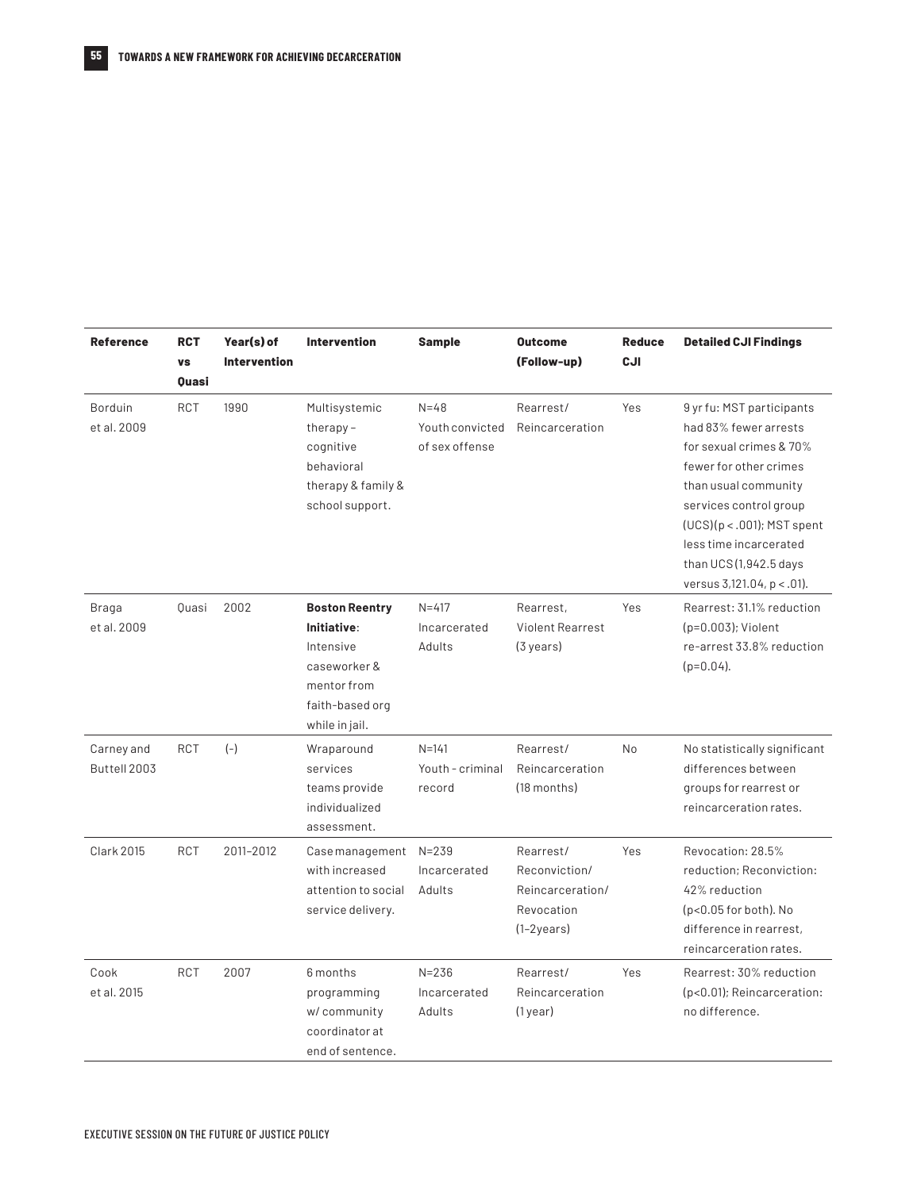| Reference | RCT vs Quasi | Year(s) of Intervention | Intervention | Sample | Outcome (Follow-up) | Reduce CJI | Detailed CJI Findings |
|---|---|---|---|---|---|---|---|
| Borduin et al. 2009 | RCT | 1990 | Multisystemic therapy – cognitive behavioral therapy & family & school support. | N=48 Youth convicted of sex offense | Rearrest/ Reincarceration | Yes | 9 yr fu: MST participants had 83% fewer arrests for sexual crimes & 70% fewer for other crimes than usual community services control group (UCS)($p < .001$); MST spent less time incarcerated than UCS (1,942.5 days versus 3,121.04, $p < .01$). |
| Braga et al. 2009 | Quasi | 2002 | **Boston Reentry Initiative**: Intensive caseworker & mentor from faith-based org while in jail. | N=417 Incarcerated Adults | Rearrest, Violent Rearrest (3 years) | Yes | Rearrest: 31.1% reduction ($p=0.003$); Violent re-arrest 33.8% reduction ($p=0.04$). |
| Carney and Buttell 2003 | RCT | (-) | Wraparound services teams provide individualized assessment. | N=141 Youth - criminal record | Rearrest/ Reincarceration (18 months) | No | No statistically significant differences between groups for rearrest or reincarceration rates. |
| Clark 2015 | RCT | 2011–2012 | Case management with increased attention to social service delivery. | N=239 Incarcerated Adults | Rearrest/ Reconviction/ Reincarceration/ Revocation (1–2years) | Yes | Revocation: 28.5% reduction; Reconviction: 42% reduction ($p<0.05$ for both). No difference in rearrest, reincarceration rates. |
| Cook et al. 2015 | RCT | 2007 | 6 months programming w/ community coordinator at end of sentence. | N=236 Incarcerated Adults | Rearrest/ Reincarceration (1 year) | Yes | Rearrest: 30% reduction ($p<0.01$); Reincarceration: no difference. |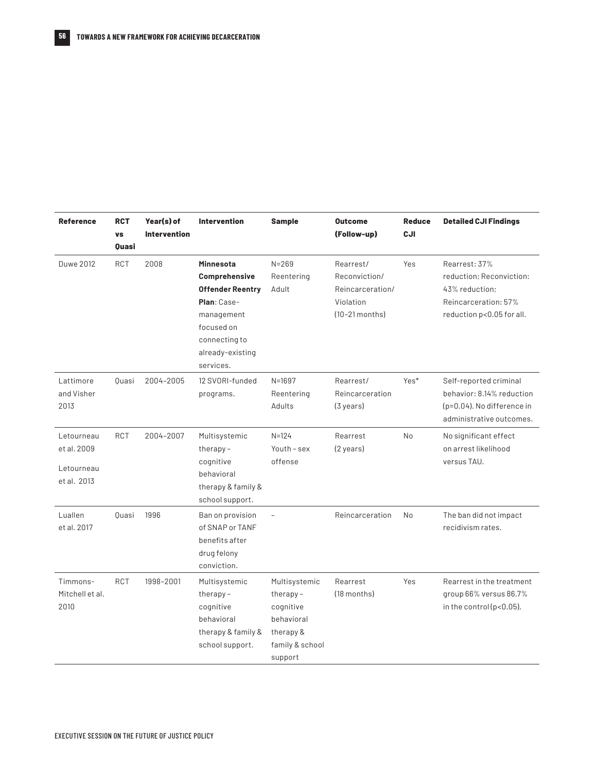| Reference | RCT vs Quasi | Year(s) of Intervention | Intervention | Sample | Outcome (Follow-up) | Reduce CJI | Detailed CJI Findings |
|---|---|---|---|---|---|---|---|
| Duwe 2012 | RCT | 2008 | **Minnesota Comprehensive Offender Reentry Plan**: Case-management focused on connecting to already-existing services. | N=269 Reentering Adult | Rearrest/ Reconviction/ Reincarceration/ Violation (10–21 months) | Yes | Rearrest: 37% reduction; Reconviction: 43% reduction; Reincarceration: 57% reduction $p<0.05$ for all. |
| Lattimore and Visher 2013 | Quasi | 2004–2005 | 12 SVORI-funded programs. | N=1697 Reentering Adults | Rearrest/ Reincarceration (3 years) | Yes* | Self-reported criminal behavior: 8.14% reduction ($p=0.04$). No difference in administrative outcomes. |
| Letourneau et al. 2009<br><br>Letourneau et al. 2013 | RCT | 2004–2007 | Multisystemic therapy – cognitive behavioral therapy & family & school support. | N=124 Youth – sex offense | Rearrest (2 years) | No | No significant effect on arrest likelihood versus TAU. |
| Luallen et al. 2017 | Quasi | 1996 | Ban on provision of SNAP or TANF benefits after drug felony conviction. | – | Reincarceration | No | The ban did not impact recidivism rates. |
| Timmons-Mitchell et al. 2010 | RCT | 1998–2001 | Multisystemic therapy – cognitive behavioral therapy & family & school support. | Multisystemic therapy – cognitive behavioral therapy & family & school support | Rearrest (18 months) | Yes | Rearrest in the treatment group 66% versus 86.7% in the control ($p<0.05$). |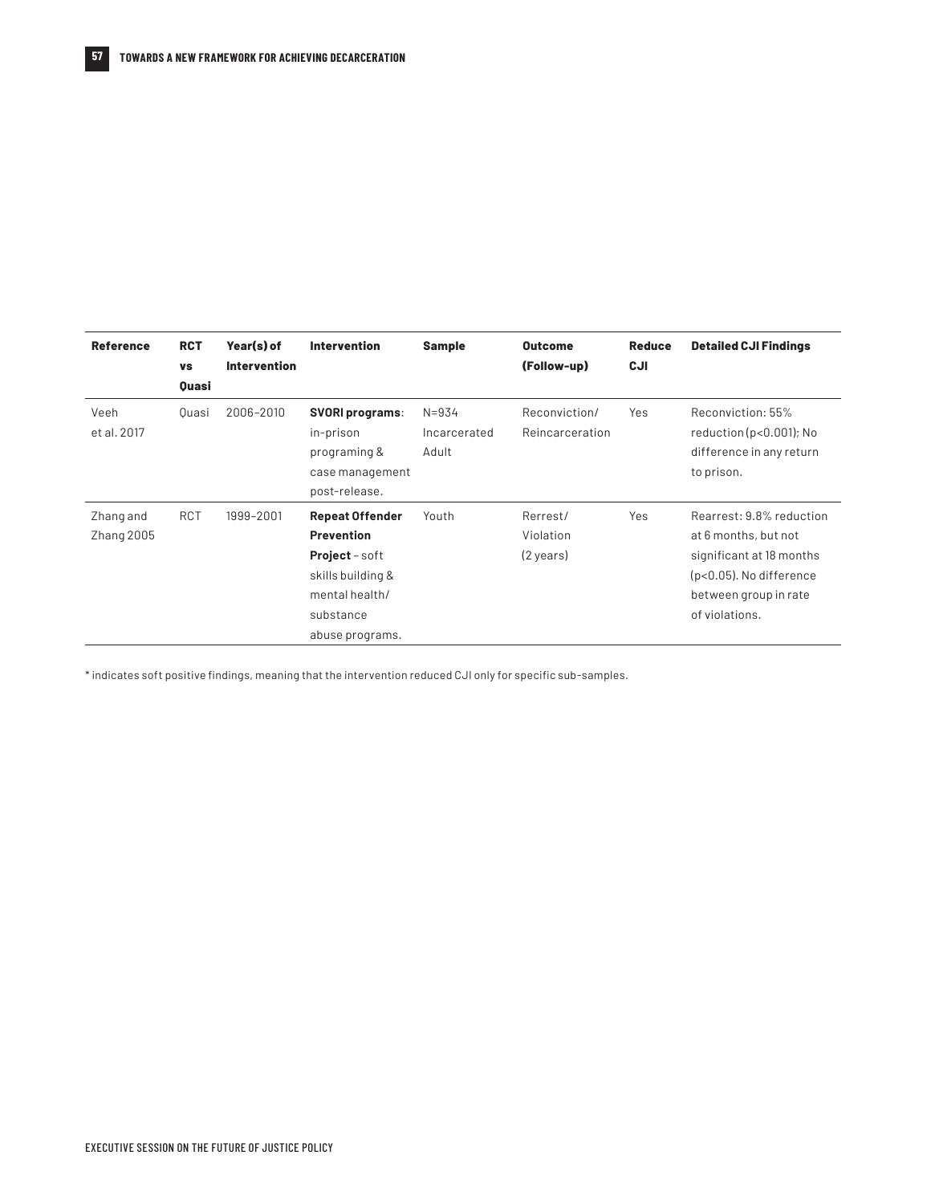| **Reference** | **RCT vs Quasi** | **Year(s) of Intervention** | **Intervention** | **Sample** | **Outcome (Follow-up)** | **Reduce CJI** | **Detailed CJI Findings** |
|---|---|---|---|---|---|---|---|
| Veeh et al. 2017 | Quasi | 2006–2010 | **SVORI programs**: in-prison programing & case management post-release. | N=934 Incarcerated Adult | Reconviction/ Reincarceration | Yes | Reconviction: 55% reduction ($p<0.001$); No difference in any return to prison. |
| Zhang and Zhang 2005 | RCT | 1999–2001 | **Repeat Offender Prevention Project** – soft skills building & mental health/ substance abuse programs. | Youth | Rerrest/ Violation (2 years) | Yes | Rearrest: 9.8% reduction at 6 months, but not significant at 18 months ($p<0.05$). No difference between group in rate of violations. |

* indicates soft positive findings, meaning that the intervention reduced CJI only for specific sub-samples.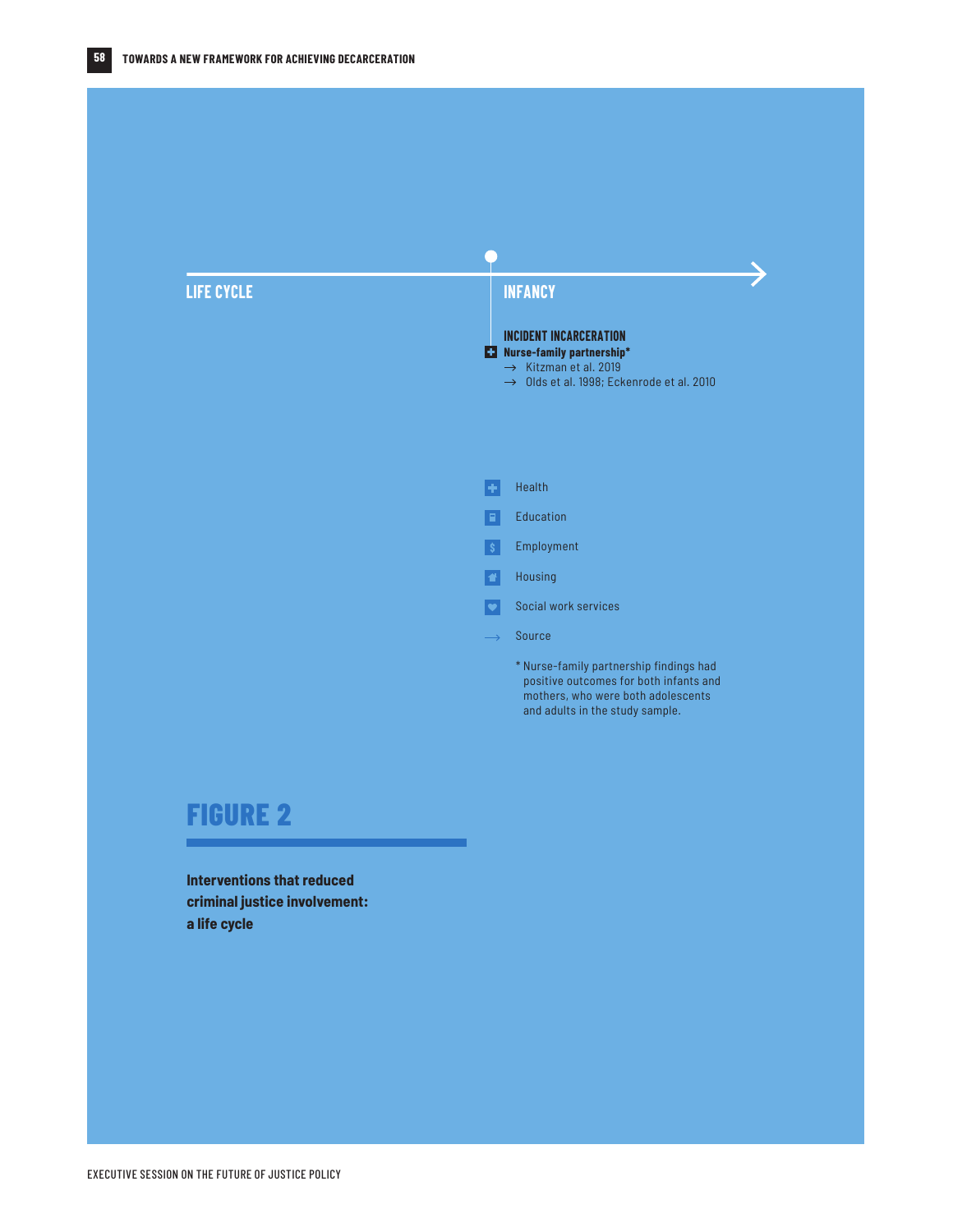LIFE CYCLE

INFANCY

INCIDENT INCARCERATION

**Nurse-family partnership***

→ Kitzman et al. 2019

→ Olds et al. 1998; Eckenrode et al. 2010

Health

Education

Employment

Housing

Social work services

→ Source

* Nurse-family partnership findings had positive outcomes for both infants and mothers, who were both adolescents and adults in the study sample.

# FIGURE 2

**Interventions that reduced criminal justice involvement: a life cycle**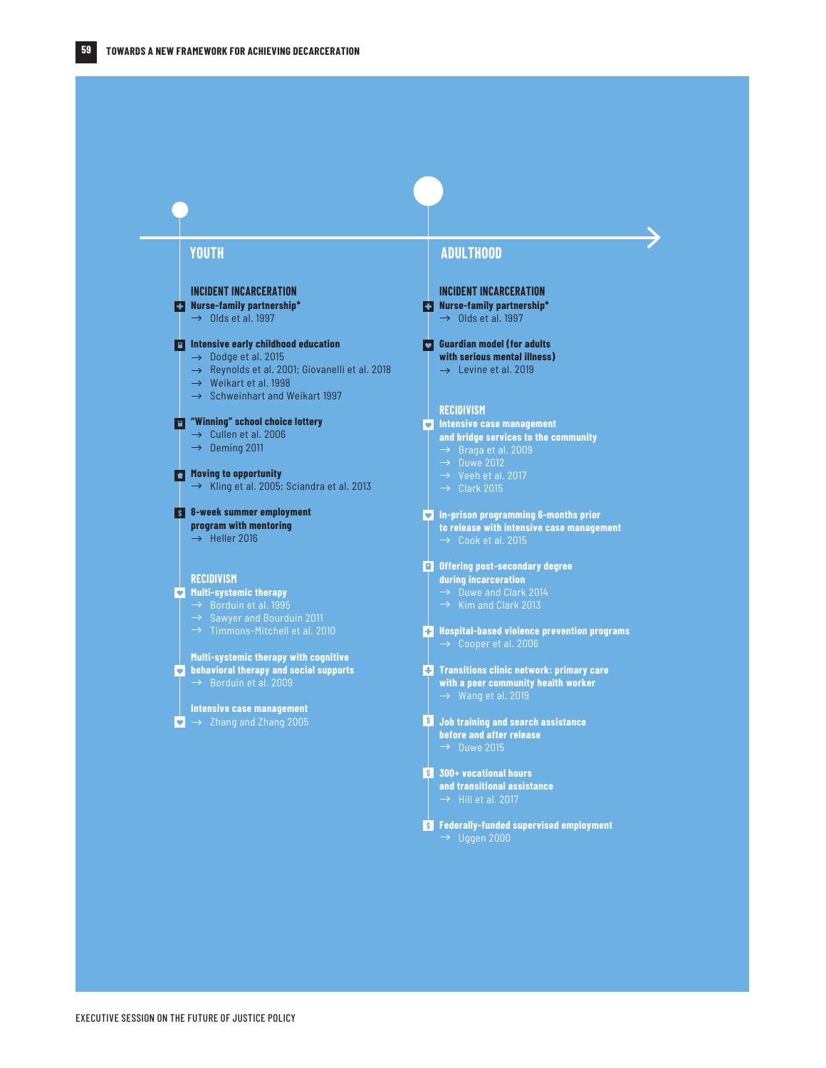## YOUTH

### INCIDENT INCARCERATION

**Nurse-family partnership***
- → Olds et al. 1997

**Intensive early childhood education**
- → Dodge et al. 2015
- → Reynolds et al. 2001; Giovanelli et al. 2018
- → Weikart et al. 1998
- → Schweinhart and Weikart 1997

**"Winning" school choice lottery**
- → Cullen et al. 2006
- → Deming 2011

**Moving to opportunity**
- → Kling et al. 2005; Sciandra et al. 2013

**8-week summer employment program with mentoring**
- → Heller 2016

### RECIDIVISM

**Multi-systemic therapy**
- → Borduin et al. 1995
- → Sawyer and Bourduin 2011
- → Timmons-Mitchell et al. 2010

**Multi-systemic therapy with cognitive behavioral therapy and social supports**
- → Borduin et al. 2009

**Intensive case management**
- → Zhang and Zhang 2005

## ADULTHOOD

### INCIDENT INCARCERATION

**Nurse-family partnership***
- → Olds et al. 1997

**Guardian model (for adults with serious mental illness)**
- → Levine et al. 2019

### RECIDIVISM

**Intensive case management and bridge services to the community**
- → Braga et al. 2009
- → Duwe 2012
- → Veeh et al. 2017
- → Clark 2015

**In-prison programming 6-months prior to release with intensive case management**
- → Cook et al. 2015

**Offering post-secondary degree during incarceration**
- → Duwe and Clark 2014
- → Kim and Clark 2013

**Hospital-based violence prevention programs**
- → Cooper et al. 2006

**Transitions clinic network: primary care with a peer community health worker**
- → Wang et al. 2019

**Job training and search assistance before and after release**
- → Duwe 2015

**300+ vocational hours and transitional assistance**
- → Hill et al. 2017

**Federally-funded supervised employment**
- → Uggen 2000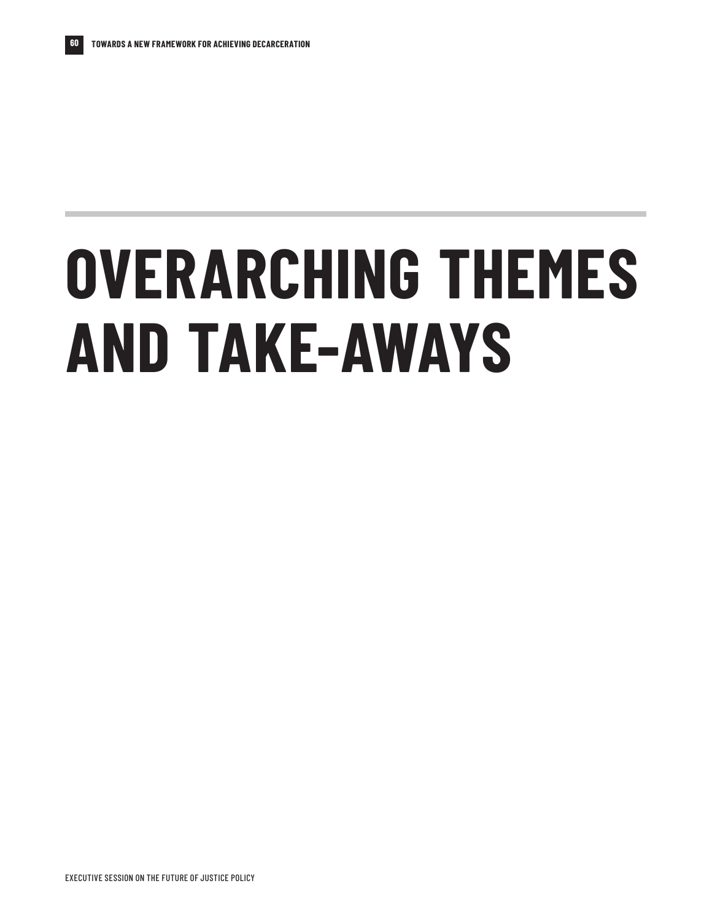# OVERARCHING THEMES AND TAKE-AWAYS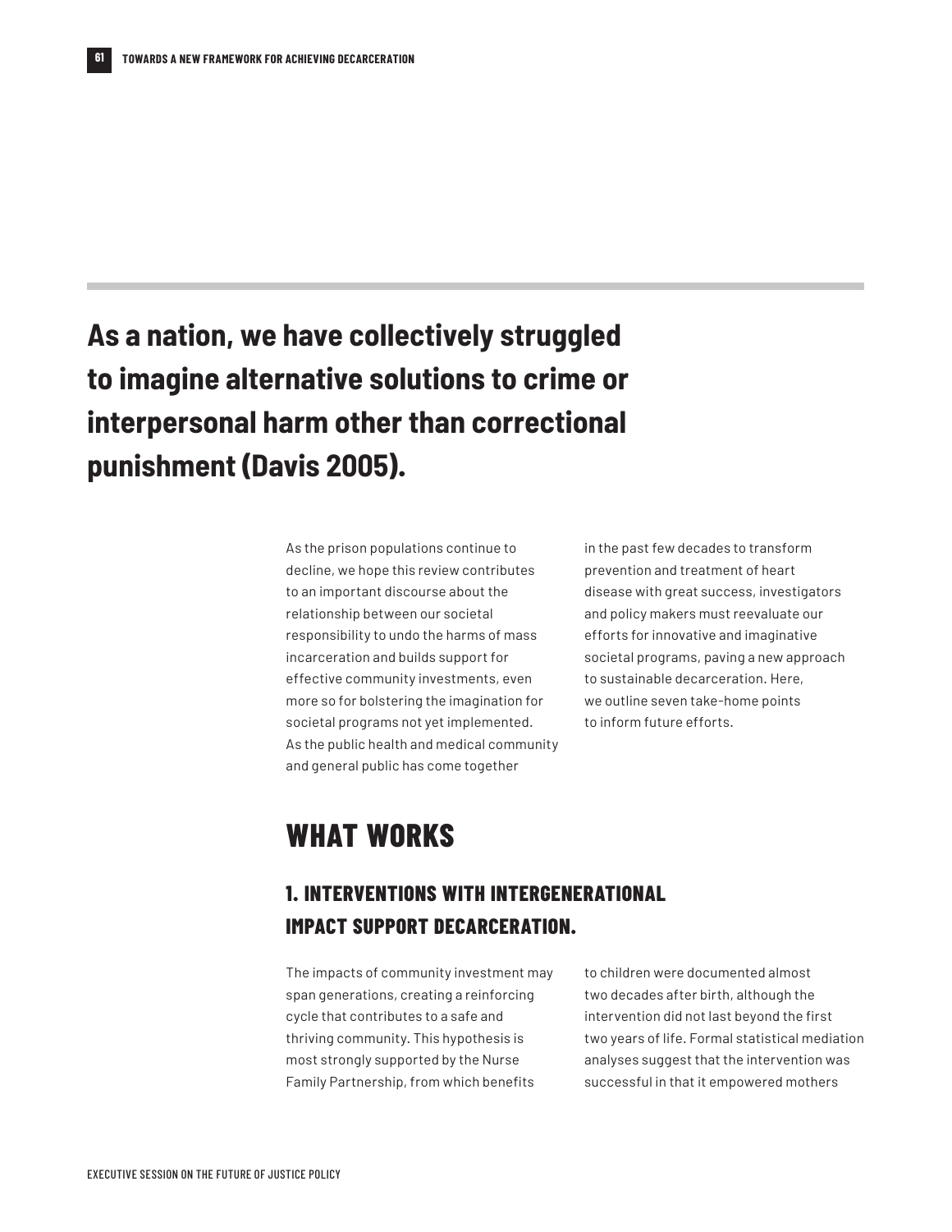**As a nation, we have collectively struggled to imagine alternative solutions to crime or interpersonal harm other than correctional punishment (Davis 2005).**

As the prison populations continue to decline, we hope this review contributes to an important discourse about the relationship between our societal responsibility to undo the harms of mass incarceration and builds support for effective community investments, even more so for bolstering the imagination for societal programs not yet implemented. As the public health and medical community and general public has come together in the past few decades to transform prevention and treatment of heart disease with great success, investigators and policy makers must reevaluate our efforts for innovative and imaginative societal programs, paving a new approach to sustainable decarceration. Here, we outline seven take-home points to inform future efforts.

## WHAT WORKS

### 1. INTERVENTIONS WITH INTERGENERATIONAL IMPACT SUPPORT DECARCERATION.

The impacts of community investment may span generations, creating a reinforcing cycle that contributes to a safe and thriving community. This hypothesis is most strongly supported by the Nurse Family Partnership, from which benefits to children were documented almost two decades after birth, although the intervention did not last beyond the first two years of life. Formal statistical mediation analyses suggest that the intervention was successful in that it empowered mothers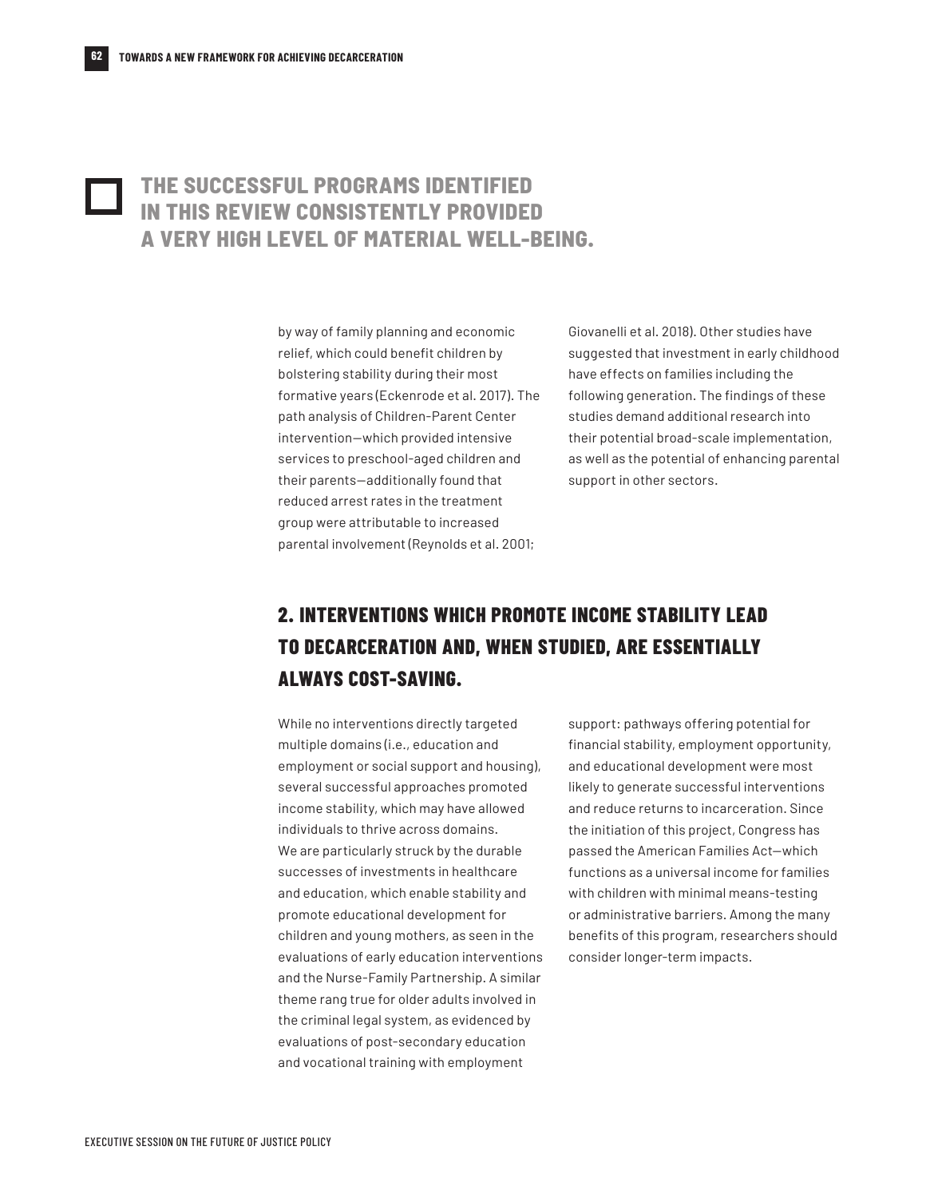**THE SUCCESSFUL PROGRAMS IDENTIFIED IN THIS REVIEW CONSISTENTLY PROVIDED A VERY HIGH LEVEL OF MATERIAL WELL-BEING.**

by way of family planning and economic relief, which could benefit children by bolstering stability during their most formative years (Eckenrode et al. 2017). The path analysis of Children-Parent Center intervention—which provided intensive services to preschool-aged children and their parents—additionally found that reduced arrest rates in the treatment group were attributable to increased parental involvement (Reynolds et al. 2001; Giovanelli et al. 2018). Other studies have suggested that investment in early childhood have effects on families including the following generation. The findings of these studies demand additional research into their potential broad-scale implementation, as well as the potential of enhancing parental support in other sectors.

## 2. INTERVENTIONS WHICH PROMOTE INCOME STABILITY LEAD TO DECARCERATION AND, WHEN STUDIED, ARE ESSENTIALLY ALWAYS COST-SAVING.

While no interventions directly targeted multiple domains (i.e., education and employment or social support and housing), several successful approaches promoted income stability, which may have allowed individuals to thrive across domains. We are particularly struck by the durable successes of investments in healthcare and education, which enable stability and promote educational development for children and young mothers, as seen in the evaluations of early education interventions and the Nurse-Family Partnership. A similar theme rang true for older adults involved in the criminal legal system, as evidenced by evaluations of post-secondary education and vocational training with employment support: pathways offering potential for financial stability, employment opportunity, and educational development were most likely to generate successful interventions and reduce returns to incarceration. Since the initiation of this project, Congress has passed the American Families Act—which functions as a universal income for families with children with minimal means-testing or administrative barriers. Among the many benefits of this program, researchers should consider longer-term impacts.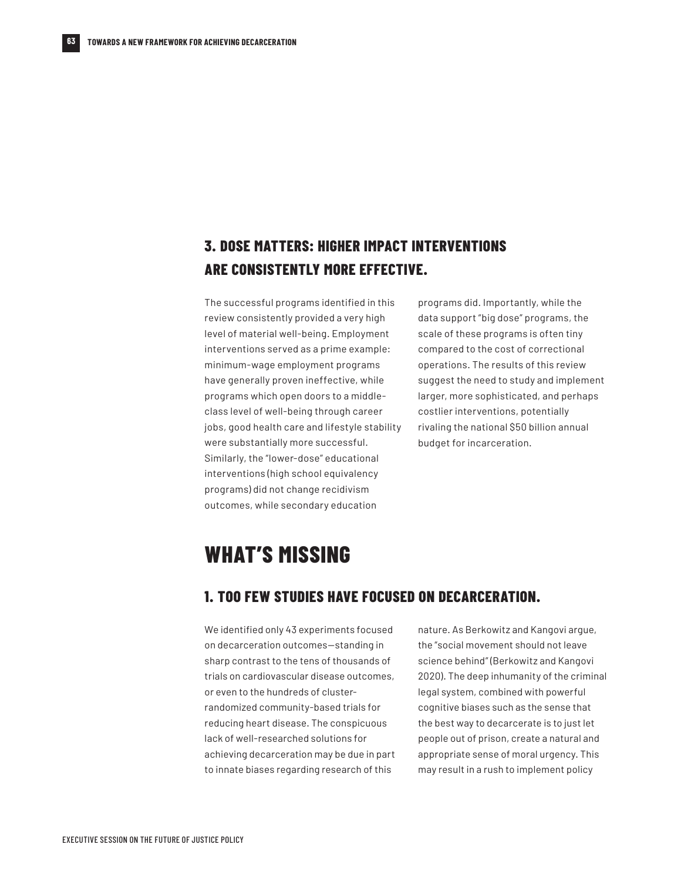### 3. DOSE MATTERS: HIGHER IMPACT INTERVENTIONS ARE CONSISTENTLY MORE EFFECTIVE.

The successful programs identified in this review consistently provided a very high level of material well-being. Employment interventions served as a prime example: minimum-wage employment programs have generally proven ineffective, while programs which open doors to a middle-class level of well-being through career jobs, good health care and lifestyle stability were substantially more successful. Similarly, the "lower-dose" educational interventions (high school equivalency programs) did not change recidivism outcomes, while secondary education programs did. Importantly, while the data support "big dose" programs, the scale of these programs is often tiny compared to the cost of correctional operations. The results of this review suggest the need to study and implement larger, more sophisticated, and perhaps costlier interventions, potentially rivaling the national $50 billion annual budget for incarceration.

## WHAT'S MISSING

### 1. TOO FEW STUDIES HAVE FOCUSED ON DECARCERATION.

We identified only 43 experiments focused on decarceration outcomes—standing in sharp contrast to the tens of thousands of trials on cardiovascular disease outcomes, or even to the hundreds of cluster-randomized community-based trials for reducing heart disease. The conspicuous lack of well-researched solutions for achieving decarceration may be due in part to innate biases regarding research of this nature. As Berkowitz and Kangovi argue, the "social movement should not leave science behind" (Berkowitz and Kangovi 2020). The deep inhumanity of the criminal legal system, combined with powerful cognitive biases such as the sense that the best way to decarcerate is to just let people out of prison, create a natural and appropriate sense of moral urgency. This may result in a rush to implement policy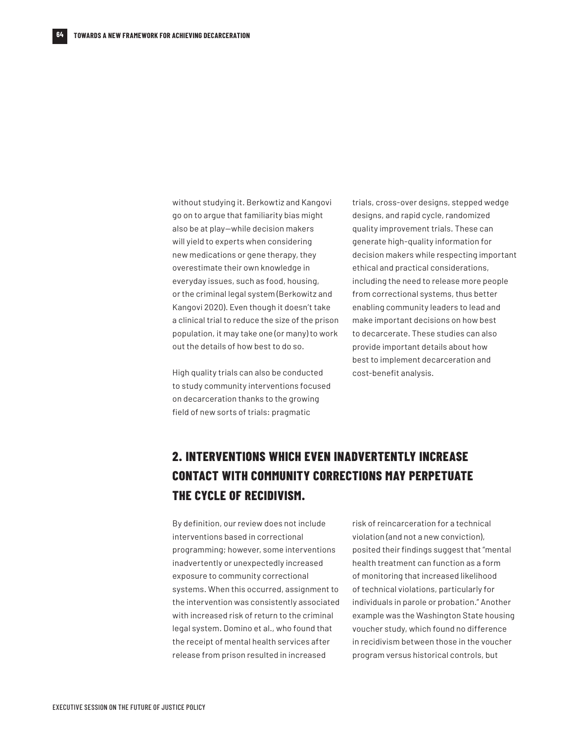without studying it. Berkowtiz and Kangovi go on to argue that familiarity bias might also be at play—while decision makers will yield to experts when considering new medications or gene therapy, they overestimate their own knowledge in everyday issues, such as food, housing, or the criminal legal system (Berkowitz and Kangovi 2020). Even though it doesn't take a clinical trial to reduce the size of the prison population, it may take one (or many) to work out the details of how best to do so.

High quality trials can also be conducted to study community interventions focused on decarceration thanks to the growing field of new sorts of trials: pragmatic trials, cross-over designs, stepped wedge designs, and rapid cycle, randomized quality improvement trials. These can generate high-quality information for decision makers while respecting important ethical and practical considerations, including the need to release more people from correctional systems, thus better enabling community leaders to lead and make important decisions on how best to decarcerate. These studies can also provide important details about how best to implement decarceration and cost-benefit analysis.

## 2. INTERVENTIONS WHICH EVEN INADVERTENTLY INCREASE CONTACT WITH COMMUNITY CORRECTIONS MAY PERPETUATE THE CYCLE OF RECIDIVISM.

By definition, our review does not include interventions based in correctional programming; however, some interventions inadvertently or unexpectedly increased exposure to community correctional systems. When this occurred, assignment to the intervention was consistently associated with increased risk of return to the criminal legal system. Domino et al., who found that the receipt of mental health services after release from prison resulted in increased risk of reincarceration for a technical violation (and not a new conviction), posited their findings suggest that "mental health treatment can function as a form of monitoring that increased likelihood of technical violations, particularly for individuals in parole or probation." Another example was the Washington State housing voucher study, which found no difference in recidivism between those in the voucher program versus historical controls, but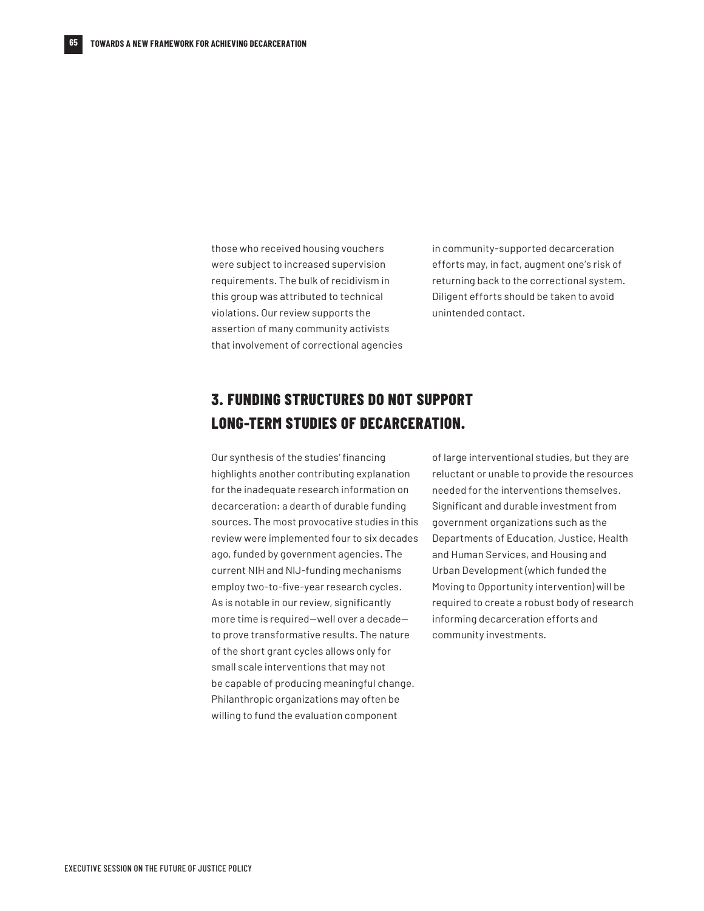those who received housing vouchers were subject to increased supervision requirements. The bulk of recidivism in this group was attributed to technical violations. Our review supports the assertion of many community activists that involvement of correctional agencies in community-supported decarceration efforts may, in fact, augment one's risk of returning back to the correctional system. Diligent efforts should be taken to avoid unintended contact.

## 3. FUNDING STRUCTURES DO NOT SUPPORT LONG-TERM STUDIES OF DECARCERATION.

Our synthesis of the studies' financing highlights another contributing explanation for the inadequate research information on decarceration: a dearth of durable funding sources. The most provocative studies in this review were implemented four to six decades ago, funded by government agencies. The current NIH and NIJ-funding mechanisms employ two-to-five-year research cycles. As is notable in our review, significantly more time is required—well over a decade—to prove transformative results. The nature of the short grant cycles allows only for small scale interventions that may not be capable of producing meaningful change. Philanthropic organizations may often be willing to fund the evaluation component of large interventional studies, but they are reluctant or unable to provide the resources needed for the interventions themselves. Significant and durable investment from government organizations such as the Departments of Education, Justice, Health and Human Services, and Housing and Urban Development (which funded the Moving to Opportunity intervention) will be required to create a robust body of research informing decarceration efforts and community investments.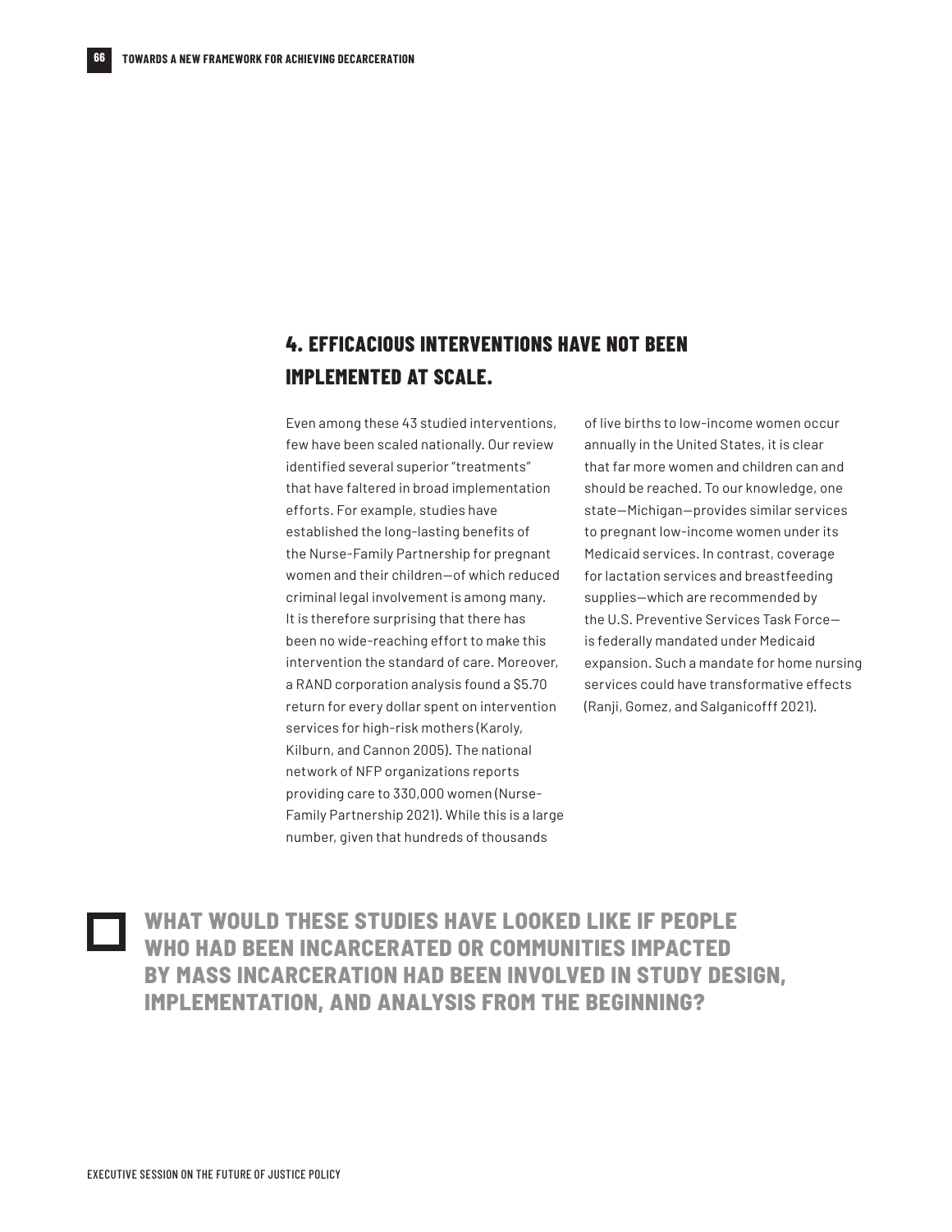## 4. EFFICACIOUS INTERVENTIONS HAVE NOT BEEN IMPLEMENTED AT SCALE.

Even among these 43 studied interventions, few have been scaled nationally. Our review identified several superior "treatments" that have faltered in broad implementation efforts. For example, studies have established the long-lasting benefits of the Nurse-Family Partnership for pregnant women and their children—of which reduced criminal legal involvement is among many. It is therefore surprising that there has been no wide-reaching effort to make this intervention the standard of care. Moreover, a RAND corporation analysis found a $5.70 return for every dollar spent on intervention services for high-risk mothers (Karoly, Kilburn, and Cannon 2005). The national network of NFP organizations reports providing care to 330,000 women (Nurse-Family Partnership 2021). While this is a large number, given that hundreds of thousands of live births to low-income women occur annually in the United States, it is clear that far more women and children can and should be reached. To our knowledge, one state—Michigan—provides similar services to pregnant low-income women under its Medicaid services. In contrast, coverage for lactation services and breastfeeding supplies—which are recommended by the U.S. Preventive Services Task Force—is federally mandated under Medicaid expansion. Such a mandate for home nursing services could have transformative effects (Ranji, Gomez, and Salganicofff 2021).

**WHAT WOULD THESE STUDIES HAVE LOOKED LIKE IF PEOPLE WHO HAD BEEN INCARCERATED OR COMMUNITIES IMPACTED BY MASS INCARCERATION HAD BEEN INVOLVED IN STUDY DESIGN, IMPLEMENTATION, AND ANALYSIS FROM THE BEGINNING?**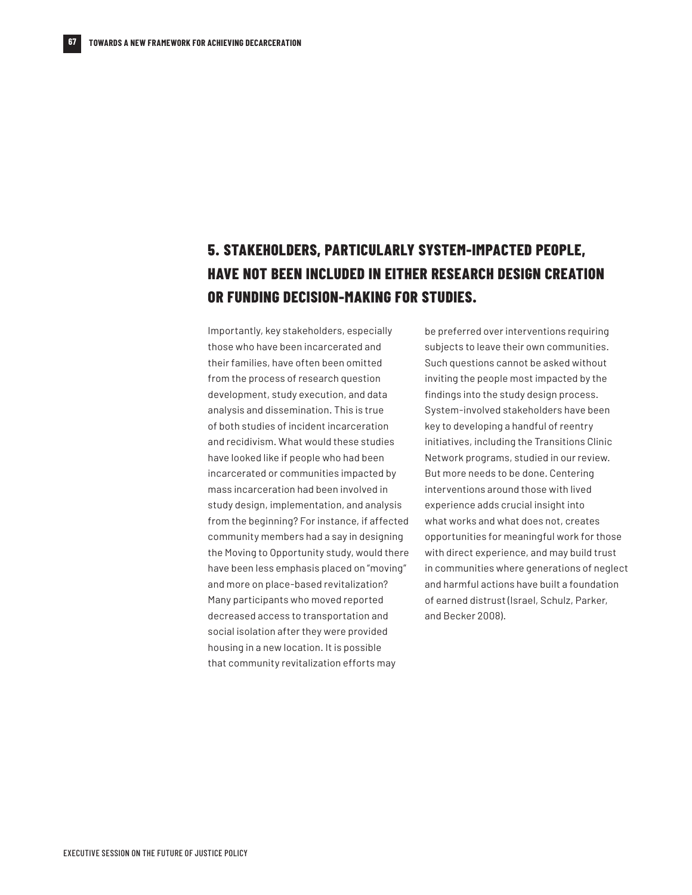## 5. STAKEHOLDERS, PARTICULARLY SYSTEM-IMPACTED PEOPLE, HAVE NOT BEEN INCLUDED IN EITHER RESEARCH DESIGN CREATION OR FUNDING DECISION-MAKING FOR STUDIES.

Importantly, key stakeholders, especially those who have been incarcerated and their families, have often been omitted from the process of research question development, study execution, and data analysis and dissemination. This is true of both studies of incident incarceration and recidivism. What would these studies have looked like if people who had been incarcerated or communities impacted by mass incarceration had been involved in study design, implementation, and analysis from the beginning? For instance, if affected community members had a say in designing the Moving to Opportunity study, would there have been less emphasis placed on "moving" and more on place-based revitalization? Many participants who moved reported decreased access to transportation and social isolation after they were provided housing in a new location. It is possible that community revitalization efforts may be preferred over interventions requiring subjects to leave their own communities. Such questions cannot be asked without inviting the people most impacted by the findings into the study design process. System-involved stakeholders have been key to developing a handful of reentry initiatives, including the Transitions Clinic Network programs, studied in our review. But more needs to be done. Centering interventions around those with lived experience adds crucial insight into what works and what does not, creates opportunities for meaningful work for those with direct experience, and may build trust in communities where generations of neglect and harmful actions have built a foundation of earned distrust (Israel, Schulz, Parker, and Becker 2008).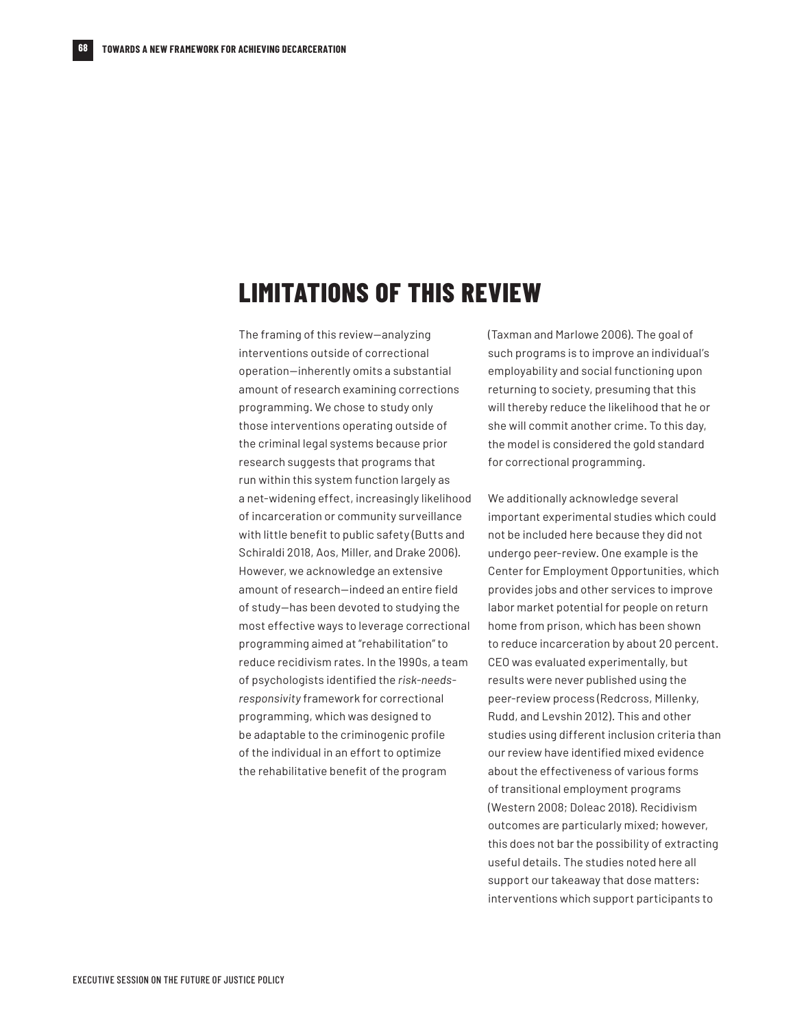## LIMITATIONS OF THIS REVIEW

The framing of this review—analyzing interventions outside of correctional operation—inherently omits a substantial amount of research examining corrections programming. We chose to study only those interventions operating outside of the criminal legal systems because prior research suggests that programs that run within this system function largely as a net-widening effect, increasingly likelihood of incarceration or community surveillance with little benefit to public safety (Butts and Schiraldi 2018, Aos, Miller, and Drake 2006). However, we acknowledge an extensive amount of research—indeed an entire field of study—has been devoted to studying the most effective ways to leverage correctional programming aimed at "rehabilitation" to reduce recidivism rates. In the 1990s, a team of psychologists identified the *risk-needs-responsivity* framework for correctional programming, which was designed to be adaptable to the criminogenic profile of the individual in an effort to optimize the rehabilitative benefit of the program (Taxman and Marlowe 2006). The goal of such programs is to improve an individual's employability and social functioning upon returning to society, presuming that this will thereby reduce the likelihood that he or she will commit another crime. To this day, the model is considered the gold standard for correctional programming.

We additionally acknowledge several important experimental studies which could not be included here because they did not undergo peer-review. One example is the Center for Employment Opportunities, which provides jobs and other services to improve labor market potential for people on return home from prison, which has been shown to reduce incarceration by about 20 percent. CEO was evaluated experimentally, but results were never published using the peer-review process (Redcross, Millenky, Rudd, and Levshin 2012). This and other studies using different inclusion criteria than our review have identified mixed evidence about the effectiveness of various forms of transitional employment programs (Western 2008; Doleac 2018). Recidivism outcomes are particularly mixed; however, this does not bar the possibility of extracting useful details. The studies noted here all support our takeaway that dose matters: interventions which support participants to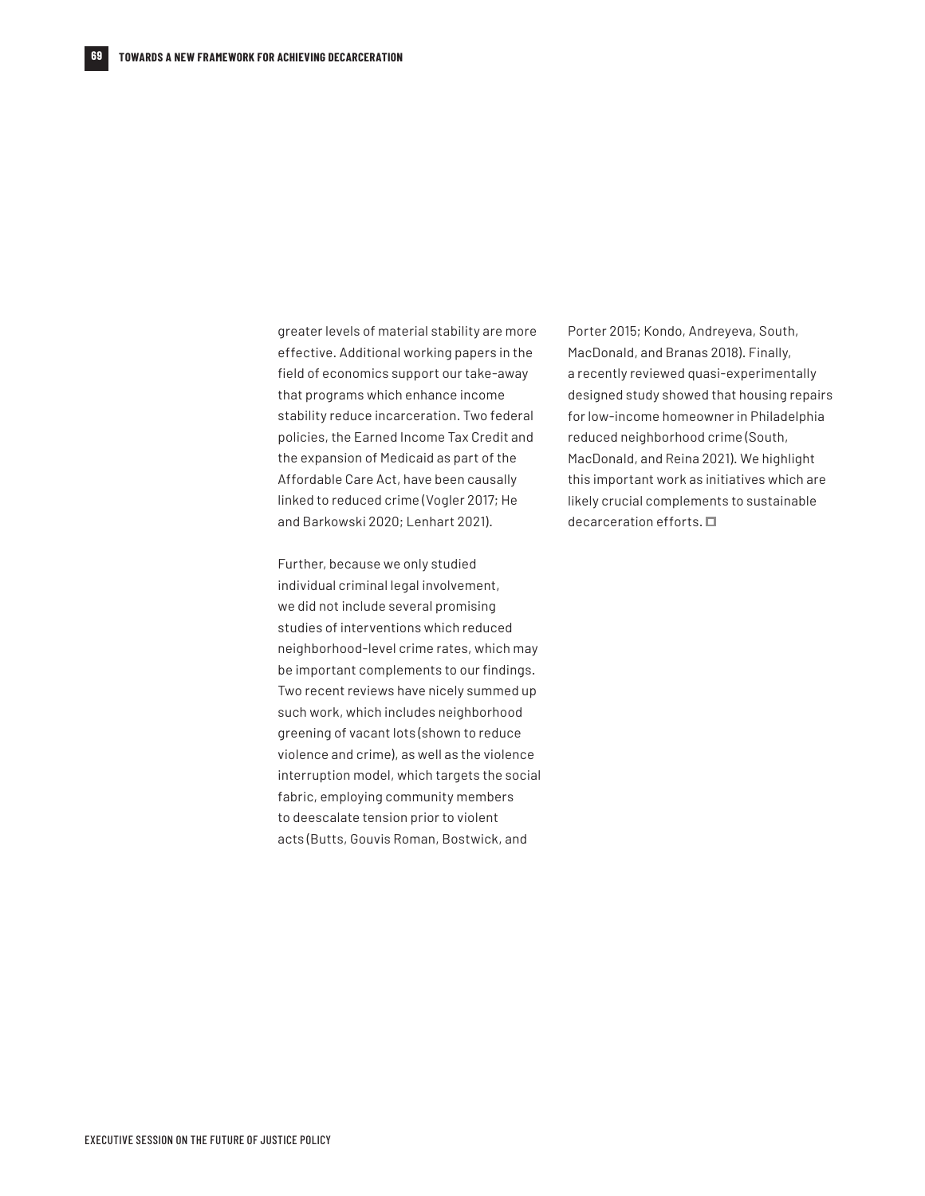greater levels of material stability are more effective. Additional working papers in the field of economics support our take-away that programs which enhance income stability reduce incarceration. Two federal policies, the Earned Income Tax Credit and the expansion of Medicaid as part of the Affordable Care Act, have been causally linked to reduced crime (Vogler 2017; He and Barkowski 2020; Lenhart 2021).

Further, because we only studied individual criminal legal involvement, we did not include several promising studies of interventions which reduced neighborhood-level crime rates, which may be important complements to our findings. Two recent reviews have nicely summed up such work, which includes neighborhood greening of vacant lots (shown to reduce violence and crime), as well as the violence interruption model, which targets the social fabric, employing community members to deescalate tension prior to violent acts (Butts, Gouvis Roman, Bostwick, and Porter 2015; Kondo, Andreyeva, South, MacDonald, and Branas 2018). Finally, a recently reviewed quasi-experimentally designed study showed that housing repairs for low-income homeowner in Philadelphia reduced neighborhood crime (South, MacDonald, and Reina 2021). We highlight this important work as initiatives which are likely crucial complements to sustainable decarceration efforts. ◻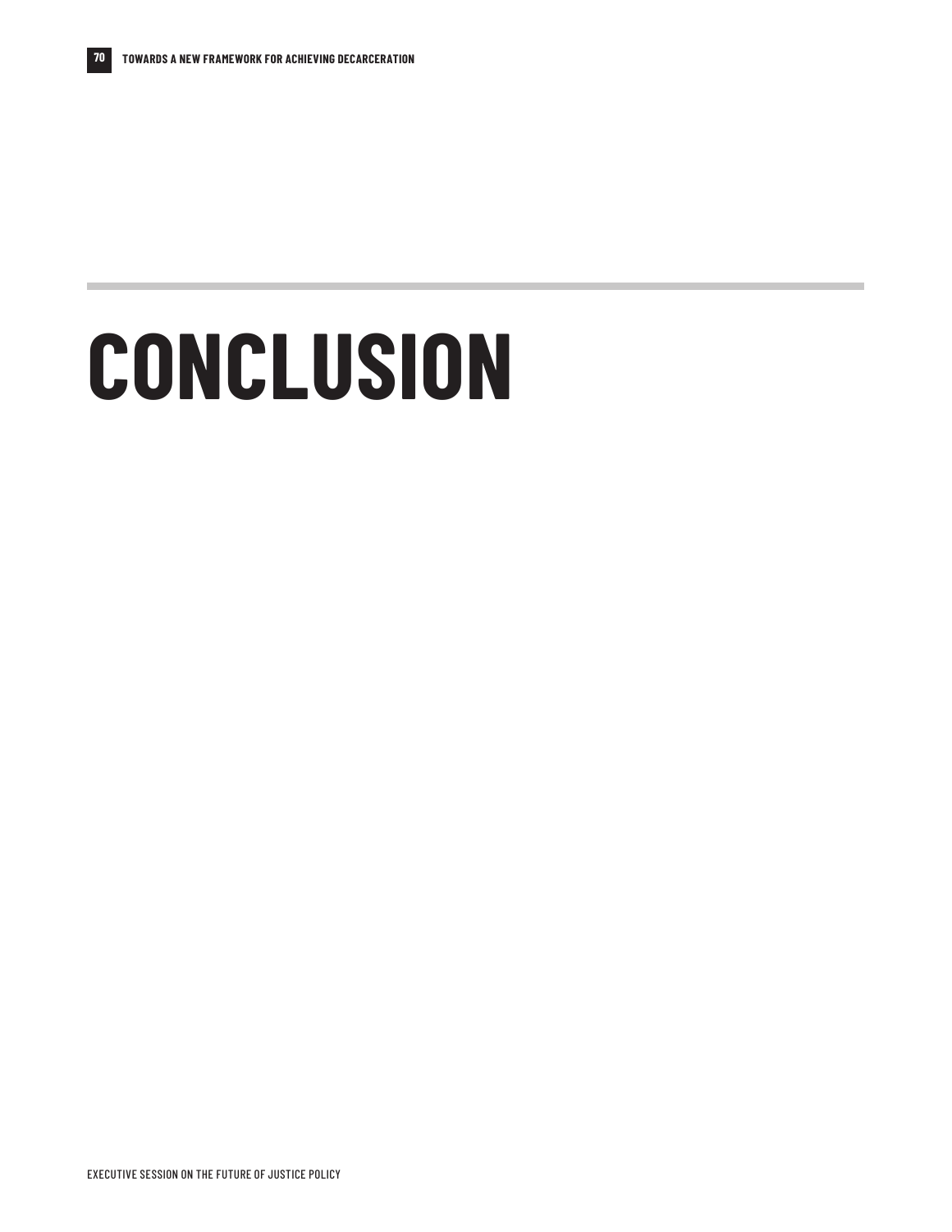# CONCLUSION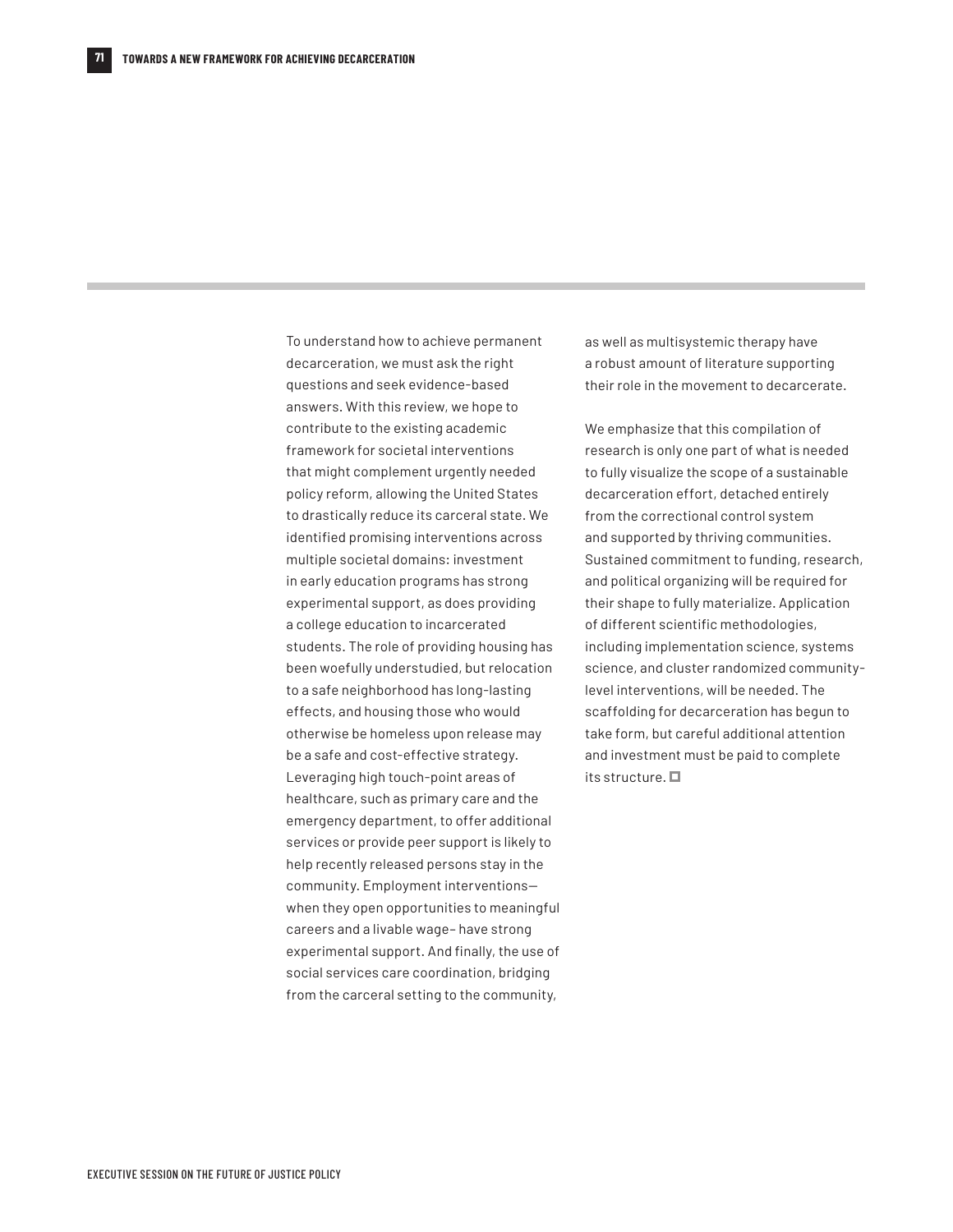To understand how to achieve permanent decarceration, we must ask the right questions and seek evidence-based answers. With this review, we hope to contribute to the existing academic framework for societal interventions that might complement urgently needed policy reform, allowing the United States to drastically reduce its carceral state. We identified promising interventions across multiple societal domains: investment in early education programs has strong experimental support, as does providing a college education to incarcerated students. The role of providing housing has been woefully understudied, but relocation to a safe neighborhood has long-lasting effects, and housing those who would otherwise be homeless upon release may be a safe and cost-effective strategy. Leveraging high touch-point areas of healthcare, such as primary care and the emergency department, to offer additional services or provide peer support is likely to help recently released persons stay in the community. Employment interventions—when they open opportunities to meaningful careers and a livable wage– have strong experimental support. And finally, the use of social services care coordination, bridging from the carceral setting to the community, as well as multisystemic therapy have a robust amount of literature supporting their role in the movement to decarcerate.

We emphasize that this compilation of research is only one part of what is needed to fully visualize the scope of a sustainable decarceration effort, detached entirely from the correctional control system and supported by thriving communities. Sustained commitment to funding, research, and political organizing will be required for their shape to fully materialize. Application of different scientific methodologies, including implementation science, systems science, and cluster randomized community-level interventions, will be needed. The scaffolding for decarceration has begun to take form, but careful additional attention and investment must be paid to complete its structure. □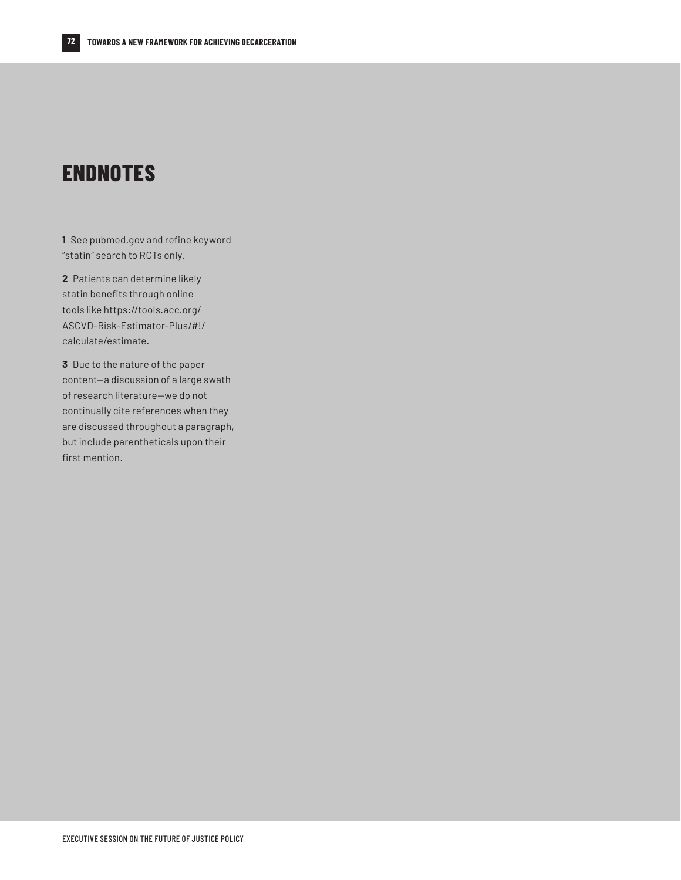# ENDNOTES

**1** See pubmed.gov and refine keyword "statin" search to RCTs only.

**2** Patients can determine likely statin benefits through online tools like https://tools.acc.org/ASCVD-Risk-Estimator-Plus/#!/calculate/estimate.

**3** Due to the nature of the paper content—a discussion of a large swath of research literature—we do not continually cite references when they are discussed throughout a paragraph, but include parentheticals upon their first mention.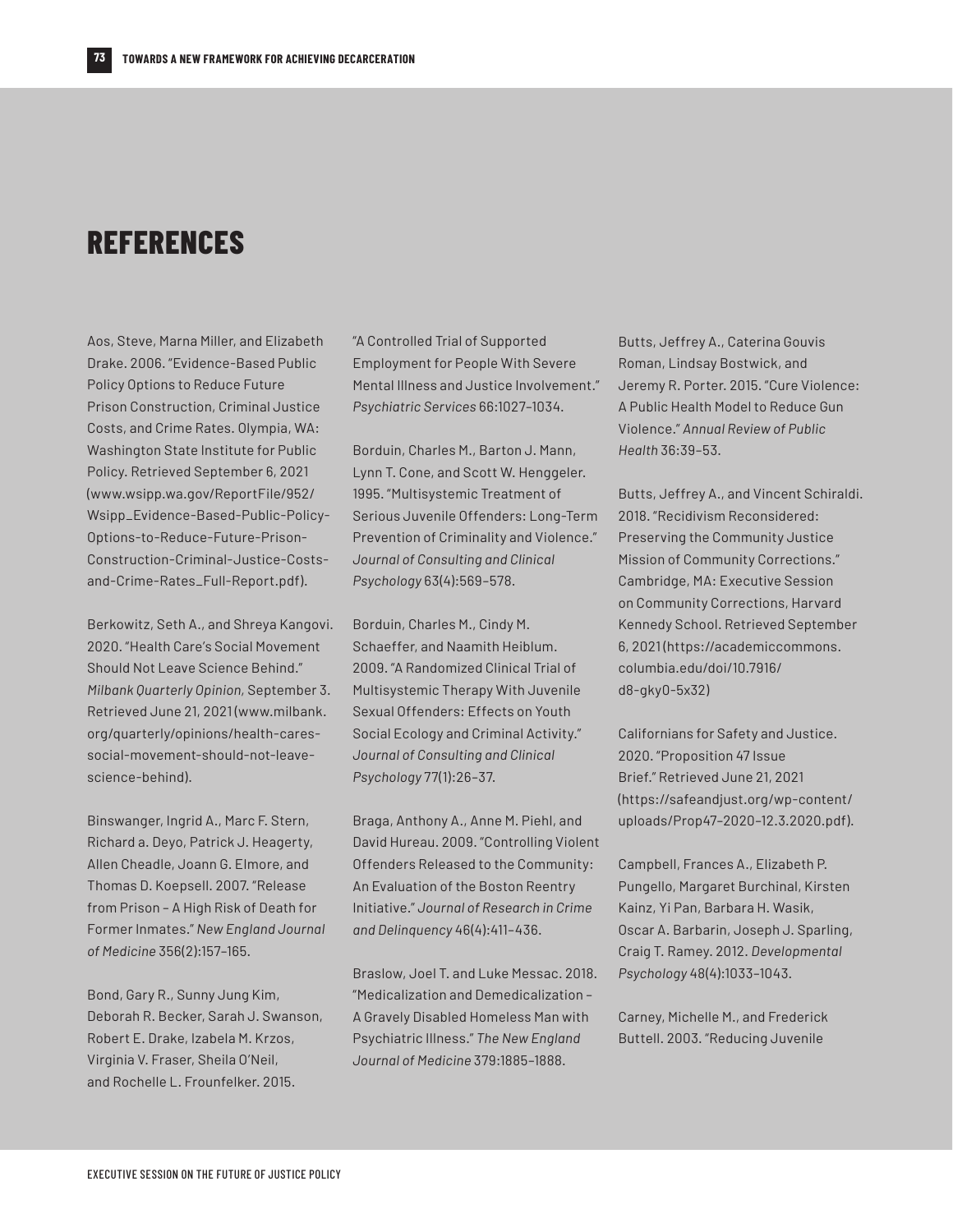# REFERENCES

Aos, Steve, Marna Miller, and Elizabeth Drake. 2006. "Evidence-Based Public Policy Options to Reduce Future Prison Construction, Criminal Justice Costs, and Crime Rates. Olympia, WA: Washington State Institute for Public Policy. Retrieved September 6, 2021 (www.wsipp.wa.gov/ReportFile/952/Wsipp_Evidence-Based-Public-Policy-Options-to-Reduce-Future-Prison-Construction-Criminal-Justice-Costs-and-Crime-Rates_Full-Report.pdf).

Berkowitz, Seth A., and Shreya Kangovi. 2020. "Health Care's Social Movement Should Not Leave Science Behind." *Milbank Quarterly Opinion,* September 3. Retrieved June 21, 2021 (www.milbank.org/quarterly/opinions/health-cares-social-movement-should-not-leave-science-behind).

Binswanger, Ingrid A., Marc F. Stern, Richard a. Deyo, Patrick J. Heagerty, Allen Cheadle, Joann G. Elmore, and Thomas D. Koepsell. 2007. "Release from Prison – A High Risk of Death for Former Inmates." *New England Journal of Medicine* 356(2):157–165.

Bond, Gary R., Sunny Jung Kim, Deborah R. Becker, Sarah J. Swanson, Robert E. Drake, Izabela M. Krzos, Virginia V. Fraser, Sheila O'Neil, and Rochelle L. Frounfelker. 2015. "A Controlled Trial of Supported Employment for People With Severe Mental Illness and Justice Involvement." *Psychiatric Services* 66:1027–1034.

Borduin, Charles M., Barton J. Mann, Lynn T. Cone, and Scott W. Henggeler. 1995. "Multisystemic Treatment of Serious Juvenile Offenders: Long-Term Prevention of Criminality and Violence." *Journal of Consulting and Clinical Psychology* 63(4):569–578.

Borduin, Charles M., Cindy M. Schaeffer, and Naamith Heiblum. 2009. "A Randomized Clinical Trial of Multisystemic Therapy With Juvenile Sexual Offenders: Effects on Youth Social Ecology and Criminal Activity." *Journal of Consulting and Clinical Psychology* 77(1):26–37.

Braga, Anthony A., Anne M. Piehl, and David Hureau. 2009. "Controlling Violent Offenders Released to the Community: An Evaluation of the Boston Reentry Initiative." *Journal of Research in Crime and Delinquency* 46(4):411–436.

Braslow, Joel T. and Luke Messac. 2018. "Medicalization and Demedicalization – A Gravely Disabled Homeless Man with Psychiatric Illness." *The New England Journal of Medicine* 379:1885–1888.

Butts, Jeffrey A., Caterina Gouvis Roman, Lindsay Bostwick, and Jeremy R. Porter. 2015. "Cure Violence: A Public Health Model to Reduce Gun Violence." *Annual Review of Public Health* 36:39–53.

Butts, Jeffrey A., and Vincent Schiraldi. 2018. "Recidivism Reconsidered: Preserving the Community Justice Mission of Community Corrections." Cambridge, MA: Executive Session on Community Corrections, Harvard Kennedy School. Retrieved September 6, 2021 (https://academiccommons.columbia.edu/doi/10.7916/d8-gky0-5x32)

Californians for Safety and Justice. 2020. "Proposition 47 Issue Brief." Retrieved June 21, 2021 (https://safeandjust.org/wp-content/uploads/Prop47-2020-12.3.2020.pdf).

Campbell, Frances A., Elizabeth P. Pungello, Margaret Burchinal, Kirsten Kainz, Yi Pan, Barbara H. Wasik, Oscar A. Barbarin, Joseph J. Sparling, Craig T. Ramey. 2012. *Developmental Psychology* 48(4):1033–1043.

Carney, Michelle M., and Frederick Buttell. 2003. "Reducing Juvenile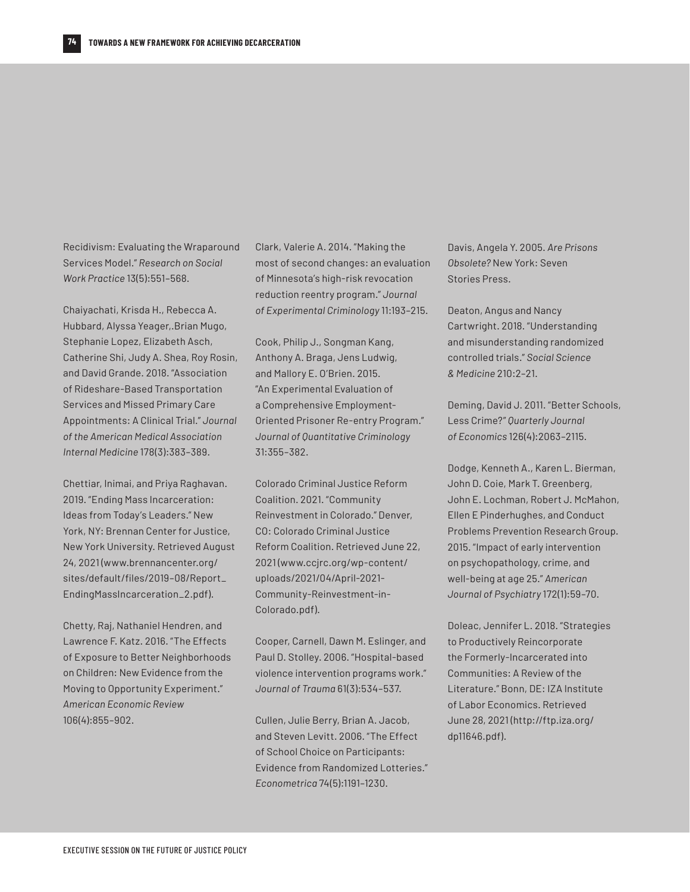Recidivism: Evaluating the Wraparound Services Model." *Research on Social Work Practice* 13(5):551–568.

Chaiyachati, Krisda H., Rebecca A. Hubbard, Alyssa Yeager,.Brian Mugo, Stephanie Lopez, Elizabeth Asch, Catherine Shi, Judy A. Shea, Roy Rosin, and David Grande. 2018. "Association of Rideshare-Based Transportation Services and Missed Primary Care Appointments: A Clinical Trial." *Journal of the American Medical Association Internal Medicine* 178(3):383–389.

Chettiar, Inimai, and Priya Raghavan. 2019. "Ending Mass Incarceration: Ideas from Today's Leaders." New York, NY: Brennan Center for Justice, New York University. Retrieved August 24, 2021 (www.brennancenter.org/sites/default/files/2019-08/Report_EndingMassIncarceration_2.pdf).

Chetty, Raj, Nathaniel Hendren, and Lawrence F. Katz. 2016. "The Effects of Exposure to Better Neighborhoods on Children: New Evidence from the Moving to Opportunity Experiment." *American Economic Review* 106(4):855–902.

Clark, Valerie A. 2014. "Making the most of second changes: an evaluation of Minnesota's high-risk revocation reduction reentry program." *Journal of Experimental Criminology* 11:193–215.

Cook, Philip J., Songman Kang, Anthony A. Braga, Jens Ludwig, and Mallory E. O'Brien. 2015. "An Experimental Evaluation of a Comprehensive Employment-Oriented Prisoner Re-entry Program." *Journal of Quantitative Criminology* 31:355–382.

Colorado Criminal Justice Reform Coalition. 2021. "Community Reinvestment in Colorado." Denver, CO: Colorado Criminal Justice Reform Coalition. Retrieved June 22, 2021 (www.ccjrc.org/wp-content/uploads/2021/04/April-2021-Community-Reinvestment-in-Colorado.pdf).

Cooper, Carnell, Dawn M. Eslinger, and Paul D. Stolley. 2006. "Hospital-based violence intervention programs work." *Journal of Trauma* 61(3):534–537.

Cullen, Julie Berry, Brian A. Jacob, and Steven Levitt. 2006. "The Effect of School Choice on Participants: Evidence from Randomized Lotteries." *Econometrica* 74(5):1191–1230.

Davis, Angela Y. 2005. *Are Prisons Obsolete?* New York: Seven Stories Press.

Deaton, Angus and Nancy Cartwright. 2018. "Understanding and misunderstanding randomized controlled trials." *Social Science & Medicine* 210:2–21.

Deming, David J. 2011. "Better Schools, Less Crime?" *Quarterly Journal of Economics* 126(4):2063–2115.

Dodge, Kenneth A., Karen L. Bierman, John D. Coie, Mark T. Greenberg, John E. Lochman, Robert J. McMahon, Ellen E Pinderhughes, and Conduct Problems Prevention Research Group. 2015. "Impact of early intervention on psychopathology, crime, and well-being at age 25." *American Journal of Psychiatry* 172(1):59–70.

Doleac, Jennifer L. 2018. "Strategies to Productively Reincorporate the Formerly-Incarcerated into Communities: A Review of the Literature." Bonn, DE: IZA Institute of Labor Economics. Retrieved June 28, 2021 (http://ftp.iza.org/dp11646.pdf).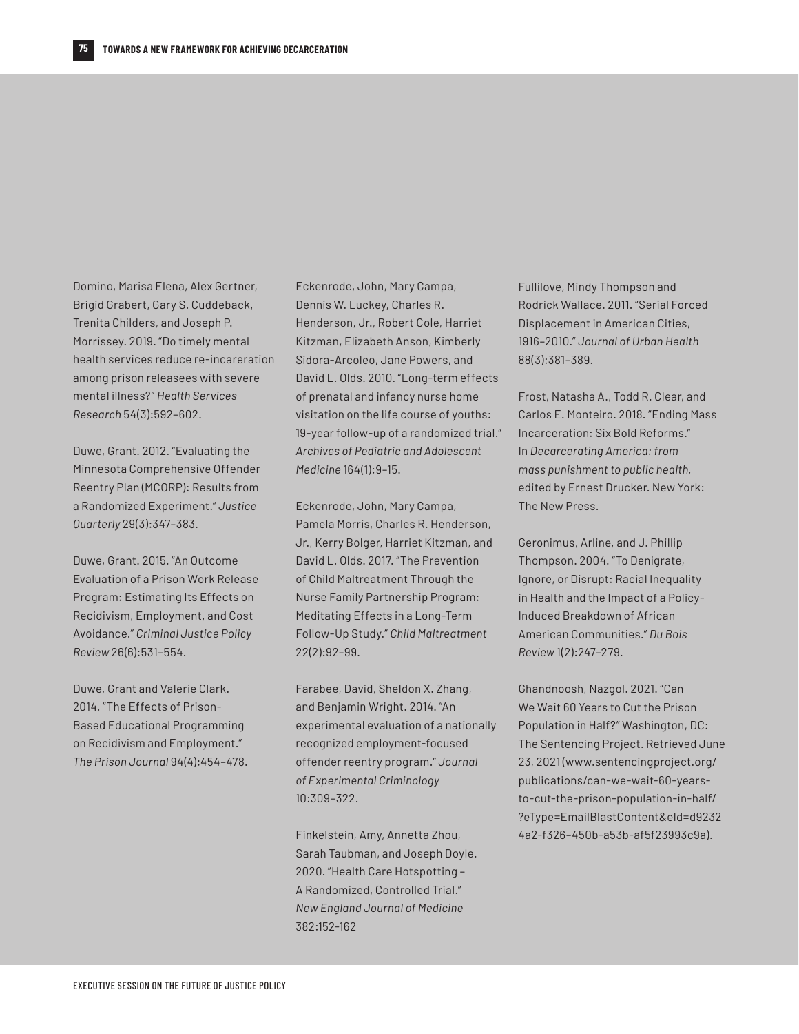Domino, Marisa Elena, Alex Gertner, Brigid Grabert, Gary S. Cuddeback, Trenita Childers, and Joseph P. Morrissey. 2019. "Do timely mental health services reduce re-incareration among prison releasees with severe mental illness?" *Health Services Research* 54(3):592–602.

Duwe, Grant. 2012. "Evaluating the Minnesota Comprehensive Offender Reentry Plan (MCORP): Results from a Randomized Experiment." *Justice Quarterly* 29(3):347–383.

Duwe, Grant. 2015. "An Outcome Evaluation of a Prison Work Release Program: Estimating Its Effects on Recidivism, Employment, and Cost Avoidance." *Criminal Justice Policy Review* 26(6):531–554.

Duwe, Grant and Valerie Clark. 2014. "The Effects of Prison-Based Educational Programming on Recidivism and Employment." *The Prison Journal* 94(4):454–478.

Eckenrode, John, Mary Campa, Dennis W. Luckey, Charles R. Henderson, Jr., Robert Cole, Harriet Kitzman, Elizabeth Anson, Kimberly Sidora-Arcoleo, Jane Powers, and David L. Olds. 2010. "Long-term effects of prenatal and infancy nurse home visitation on the life course of youths: 19-year follow-up of a randomized trial." *Archives of Pediatric and Adolescent Medicine* 164(1):9–15.

Eckenrode, John, Mary Campa, Pamela Morris, Charles R. Henderson, Jr., Kerry Bolger, Harriet Kitzman, and David L. Olds. 2017. "The Prevention of Child Maltreatment Through the Nurse Family Partnership Program: Meditating Effects in a Long-Term Follow-Up Study." *Child Maltreatment* 22(2):92–99.

Farabee, David, Sheldon X. Zhang, and Benjamin Wright. 2014. "An experimental evaluation of a nationally recognized employment-focused offender reentry program." *Journal of Experimental Criminology* 10:309–322.

Finkelstein, Amy, Annetta Zhou, Sarah Taubman, and Joseph Doyle. 2020. "Health Care Hotspotting – A Randomized, Controlled Trial." *New England Journal of Medicine* 382:152-162

Fullilove, Mindy Thompson and Rodrick Wallace. 2011. "Serial Forced Displacement in American Cities, 1916–2010." *Journal of Urban Health* 88(3):381–389.

Frost, Natasha A., Todd R. Clear, and Carlos E. Monteiro. 2018. "Ending Mass Incarceration: Six Bold Reforms." In *Decarcerating America: from mass punishment to public health*, edited by Ernest Drucker. New York: The New Press.

Geronimus, Arline, and J. Phillip Thompson. 2004. "To Denigrate, Ignore, or Disrupt: Racial Inequality in Health and the Impact of a Policy-Induced Breakdown of African American Communities." *Du Bois Review* 1(2):247–279.

Ghandnoosh, Nazgol. 2021. "Can We Wait 60 Years to Cut the Prison Population in Half?" Washington, DC: The Sentencing Project. Retrieved June 23, 2021 (www.sentencingproject.org/publications/can-we-wait-60-years-to-cut-the-prison-population-in-half/?eType=EmailBlastContent&eId=d92324a2-f326-450b-a53b-af5f23993c9a).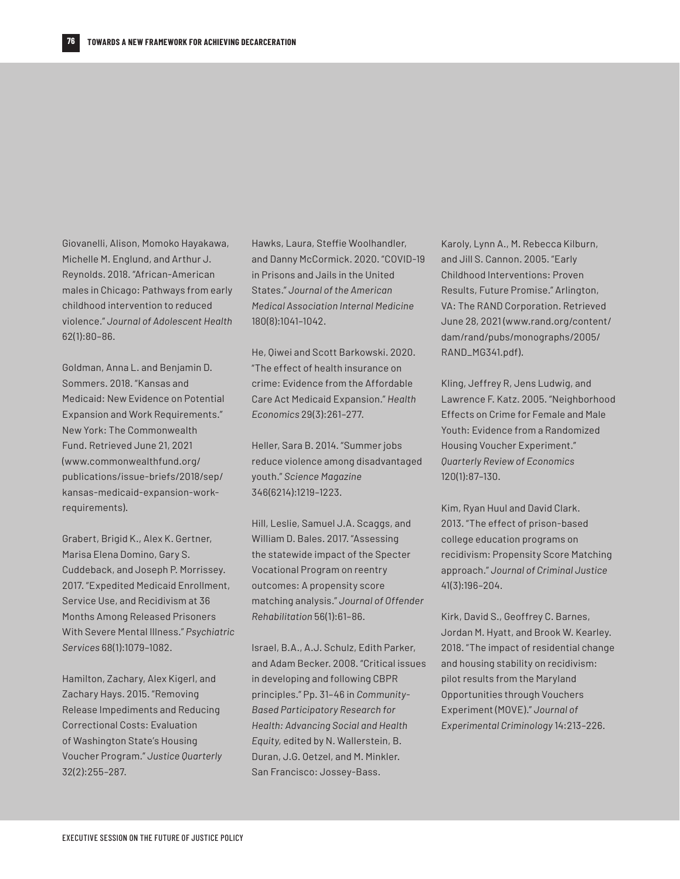Giovanelli, Alison, Momoko Hayakawa, Michelle M. Englund, and Arthur J. Reynolds. 2018. "African-American males in Chicago: Pathways from early childhood intervention to reduced violence." *Journal of Adolescent Health* 62(1):80–86.

Goldman, Anna L. and Benjamin D. Sommers. 2018. "Kansas and Medicaid: New Evidence on Potential Expansion and Work Requirements." New York: The Commonwealth Fund. Retrieved June 21, 2021 (www.commonwealthfund.org/publications/issue-briefs/2018/sep/kansas-medicaid-expansion-work-requirements).

Grabert, Brigid K., Alex K. Gertner, Marisa Elena Domino, Gary S. Cuddeback, and Joseph P. Morrissey. 2017. "Expedited Medicaid Enrollment, Service Use, and Recidivism at 36 Months Among Released Prisoners With Severe Mental Illness." *Psychiatric Services* 68(1):1079–1082.

Hamilton, Zachary, Alex Kigerl, and Zachary Hays. 2015. "Removing Release Impediments and Reducing Correctional Costs: Evaluation of Washington State's Housing Voucher Program." *Justice Quarterly* 32(2):255–287.

Hawks, Laura, Steffie Woolhandler, and Danny McCormick. 2020. "COVID-19 in Prisons and Jails in the United States." *Journal of the American Medical Association Internal Medicine* 180(8):1041–1042.

He, Qiwei and Scott Barkowski. 2020. "The effect of health insurance on crime: Evidence from the Affordable Care Act Medicaid Expansion." *Health Economics* 29(3):261–277.

Heller, Sara B. 2014. "Summer jobs reduce violence among disadvantaged youth." *Science Magazine* 346(6214):1219–1223.

Hill, Leslie, Samuel J.A. Scaggs, and William D. Bales. 2017. "Assessing the statewide impact of the Specter Vocational Program on reentry outcomes: A propensity score matching analysis." *Journal of Offender Rehabilitation* 56(1):61–86.

Israel, B.A., A.J. Schulz, Edith Parker, and Adam Becker. 2008. "Critical issues in developing and following CBPR principles." Pp. 31–46 in *Community-Based Participatory Research for Health: Advancing Social and Health Equity,* edited by N. Wallerstein, B. Duran, J.G. Oetzel, and M. Minkler. San Francisco: Jossey-Bass.

Karoly, Lynn A., M. Rebecca Kilburn, and Jill S. Cannon. 2005. "Early Childhood Interventions: Proven Results, Future Promise." Arlington, VA: The RAND Corporation. Retrieved June 28, 2021 (www.rand.org/content/dam/rand/pubs/monographs/2005/RAND_MG341.pdf).

Kling, Jeffrey R, Jens Ludwig, and Lawrence F. Katz. 2005. "Neighborhood Effects on Crime for Female and Male Youth: Evidence from a Randomized Housing Voucher Experiment." *Quarterly Review of Economics* 120(1):87–130.

Kim, Ryan Huul and David Clark. 2013. "The effect of prison-based college education programs on recidivism: Propensity Score Matching approach." *Journal of Criminal Justice* 41(3):196–204.

Kirk, David S., Geoffrey C. Barnes, Jordan M. Hyatt, and Brook W. Kearley. 2018. "The impact of residential change and housing stability on recidivism: pilot results from the Maryland Opportunities through Vouchers Experiment (MOVE)." *Journal of Experimental Criminology* 14:213–226.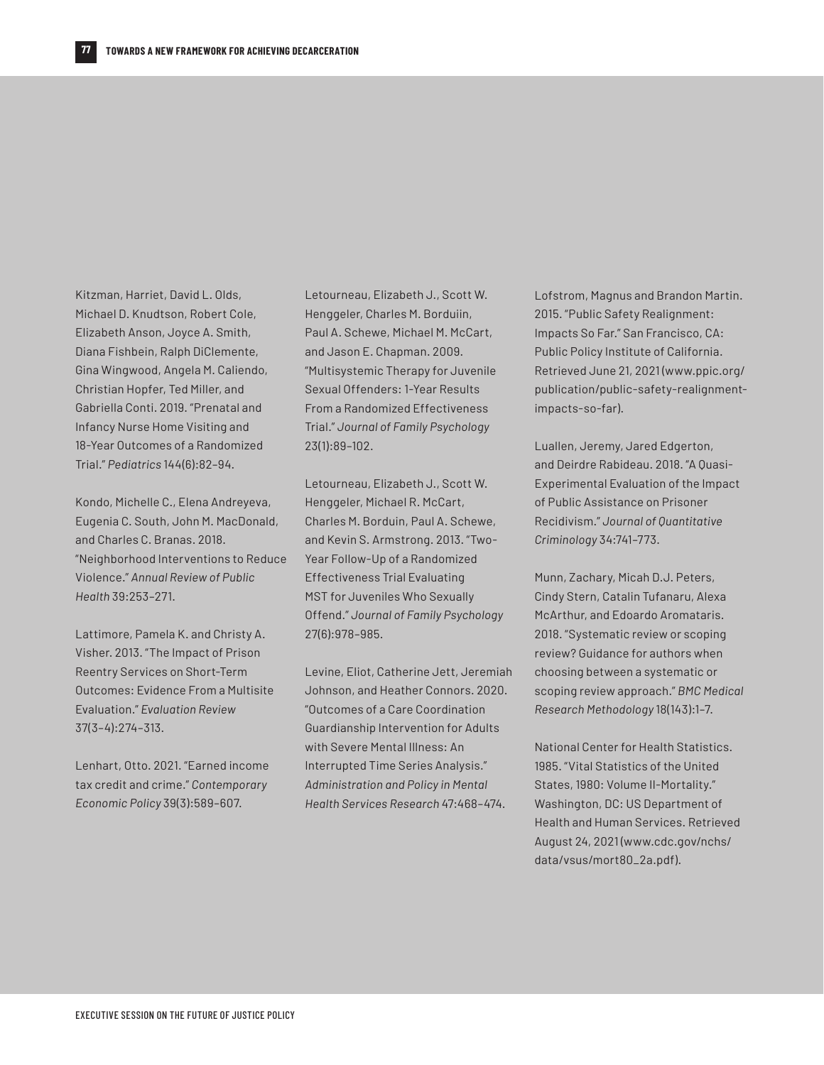Kitzman, Harriet, David L. Olds, Michael D. Knudtson, Robert Cole, Elizabeth Anson, Joyce A. Smith, Diana Fishbein, Ralph DiClemente, Gina Wingwood, Angela M. Caliendo, Christian Hopfer, Ted Miller, and Gabriella Conti. 2019. "Prenatal and Infancy Nurse Home Visiting and 18-Year Outcomes of a Randomized Trial." *Pediatrics* 144(6):82–94.

Kondo, Michelle C., Elena Andreyeva, Eugenia C. South, John M. MacDonald, and Charles C. Branas. 2018. "Neighborhood Interventions to Reduce Violence." *Annual Review of Public Health* 39:253–271.

Lattimore, Pamela K. and Christy A. Visher. 2013. "The Impact of Prison Reentry Services on Short-Term Outcomes: Evidence From a Multisite Evaluation." *Evaluation Review* 37(3–4):274–313.

Lenhart, Otto. 2021. "Earned income tax credit and crime." *Contemporary Economic Policy* 39(3):589–607.

Letourneau, Elizabeth J., Scott W. Henggeler, Charles M. Borduiin, Paul A. Schewe, Michael M. McCart, and Jason E. Chapman. 2009. "Multisystemic Therapy for Juvenile Sexual Offenders: 1-Year Results From a Randomized Effectiveness Trial." *Journal of Family Psychology* 23(1):89–102.

Letourneau, Elizabeth J., Scott W. Henggeler, Michael R. McCart, Charles M. Borduin, Paul A. Schewe, and Kevin S. Armstrong. 2013. "Two-Year Follow-Up of a Randomized Effectiveness Trial Evaluating MST for Juveniles Who Sexually Offend." *Journal of Family Psychology* 27(6):978–985.

Levine, Eliot, Catherine Jett, Jeremiah Johnson, and Heather Connors. 2020. "Outcomes of a Care Coordination Guardianship Intervention for Adults with Severe Mental Illness: An Interrupted Time Series Analysis." *Administration and Policy in Mental Health Services Research* 47:468–474.

Lofstrom, Magnus and Brandon Martin. 2015. "Public Safety Realignment: Impacts So Far." San Francisco, CA: Public Policy Institute of California. Retrieved June 21, 2021 (www.ppic.org/publication/public-safety-realignment-impacts-so-far).

Luallen, Jeremy, Jared Edgerton, and Deirdre Rabideau. 2018. "A Quasi-Experimental Evaluation of the Impact of Public Assistance on Prisoner Recidivism." *Journal of Quantitative Criminology* 34:741–773.

Munn, Zachary, Micah D.J. Peters, Cindy Stern, Catalin Tufanaru, Alexa McArthur, and Edoardo Aromataris. 2018. "Systematic review or scoping review? Guidance for authors when choosing between a systematic or scoping review approach." *BMC Medical Research Methodology* 18(143):1–7.

National Center for Health Statistics. 1985. "Vital Statistics of the United States, 1980: Volume II-Mortality." Washington, DC: US Department of Health and Human Services. Retrieved August 24, 2021 (www.cdc.gov/nchs/data/vsus/mort80_2a.pdf).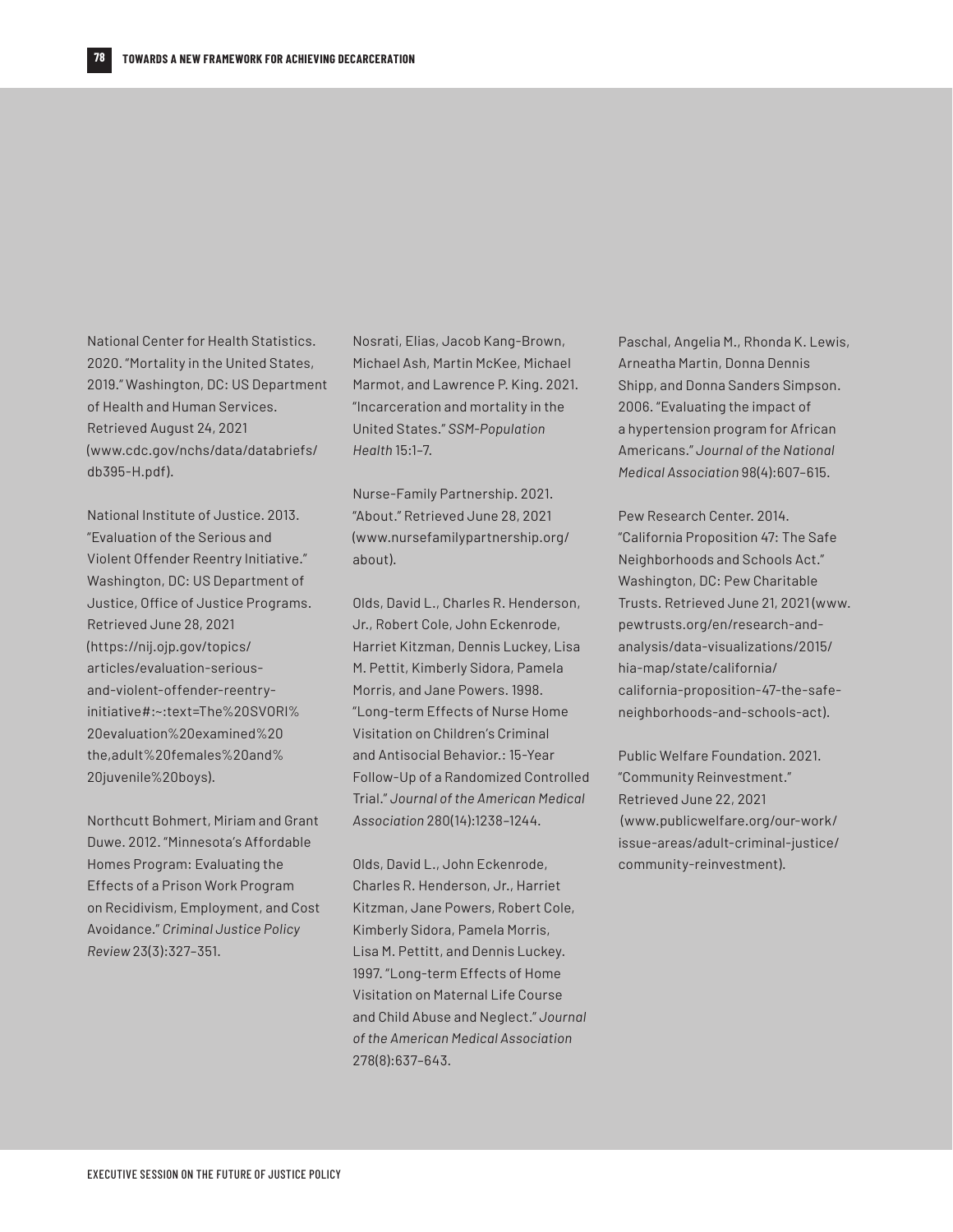National Center for Health Statistics. 2020. "Mortality in the United States, 2019." Washington, DC: US Department of Health and Human Services. Retrieved August 24, 2021 (www.cdc.gov/nchs/data/databriefs/db395-H.pdf).

National Institute of Justice. 2013. "Evaluation of the Serious and Violent Offender Reentry Initiative." Washington, DC: US Department of Justice, Office of Justice Programs. Retrieved June 28, 2021 (https://nij.ojp.gov/topics/articles/evaluation-serious-and-violent-offender-reentry-initiative#:~:text=The%20SVORI%20evaluation%20examined%20the,adult%20females%20and%20juvenile%20boys).

Northcutt Bohmert, Miriam and Grant Duwe. 2012. "Minnesota's Affordable Homes Program: Evaluating the Effects of a Prison Work Program on Recidivism, Employment, and Cost Avoidance." *Criminal Justice Policy Review* 23(3):327–351.

Nosrati, Elias, Jacob Kang-Brown, Michael Ash, Martin McKee, Michael Marmot, and Lawrence P. King. 2021. "Incarceration and mortality in the United States." *SSM-Population Health* 15:1–7.

Nurse-Family Partnership. 2021. "About." Retrieved June 28, 2021 (www.nursefamilypartnership.org/about).

Olds, David L., Charles R. Henderson, Jr., Robert Cole, John Eckenrode, Harriet Kitzman, Dennis Luckey, Lisa M. Pettit, Kimberly Sidora, Pamela Morris, and Jane Powers. 1998. "Long-term Effects of Nurse Home Visitation on Children's Criminal and Antisocial Behavior.: 15-Year Follow-Up of a Randomized Controlled Trial." *Journal of the American Medical Association* 280(14):1238–1244.

Olds, David L., John Eckenrode, Charles R. Henderson, Jr., Harriet Kitzman, Jane Powers, Robert Cole, Kimberly Sidora, Pamela Morris, Lisa M. Pettitt, and Dennis Luckey. 1997. "Long-term Effects of Home Visitation on Maternal Life Course and Child Abuse and Neglect." *Journal of the American Medical Association* 278(8):637–643.

Paschal, Angelia M., Rhonda K. Lewis, Arneatha Martin, Donna Dennis Shipp, and Donna Sanders Simpson. 2006. "Evaluating the impact of a hypertension program for African Americans." *Journal of the National Medical Association* 98(4):607–615.

Pew Research Center. 2014. "California Proposition 47: The Safe Neighborhoods and Schools Act." Washington, DC: Pew Charitable Trusts. Retrieved June 21, 2021 (www.pewtrusts.org/en/research-and-analysis/data-visualizations/2015/hia-map/state/california/california-proposition-47-the-safe-neighborhoods-and-schools-act).

Public Welfare Foundation. 2021. "Community Reinvestment." Retrieved June 22, 2021 (www.publicwelfare.org/our-work/issue-areas/adult-criminal-justice/community-reinvestment).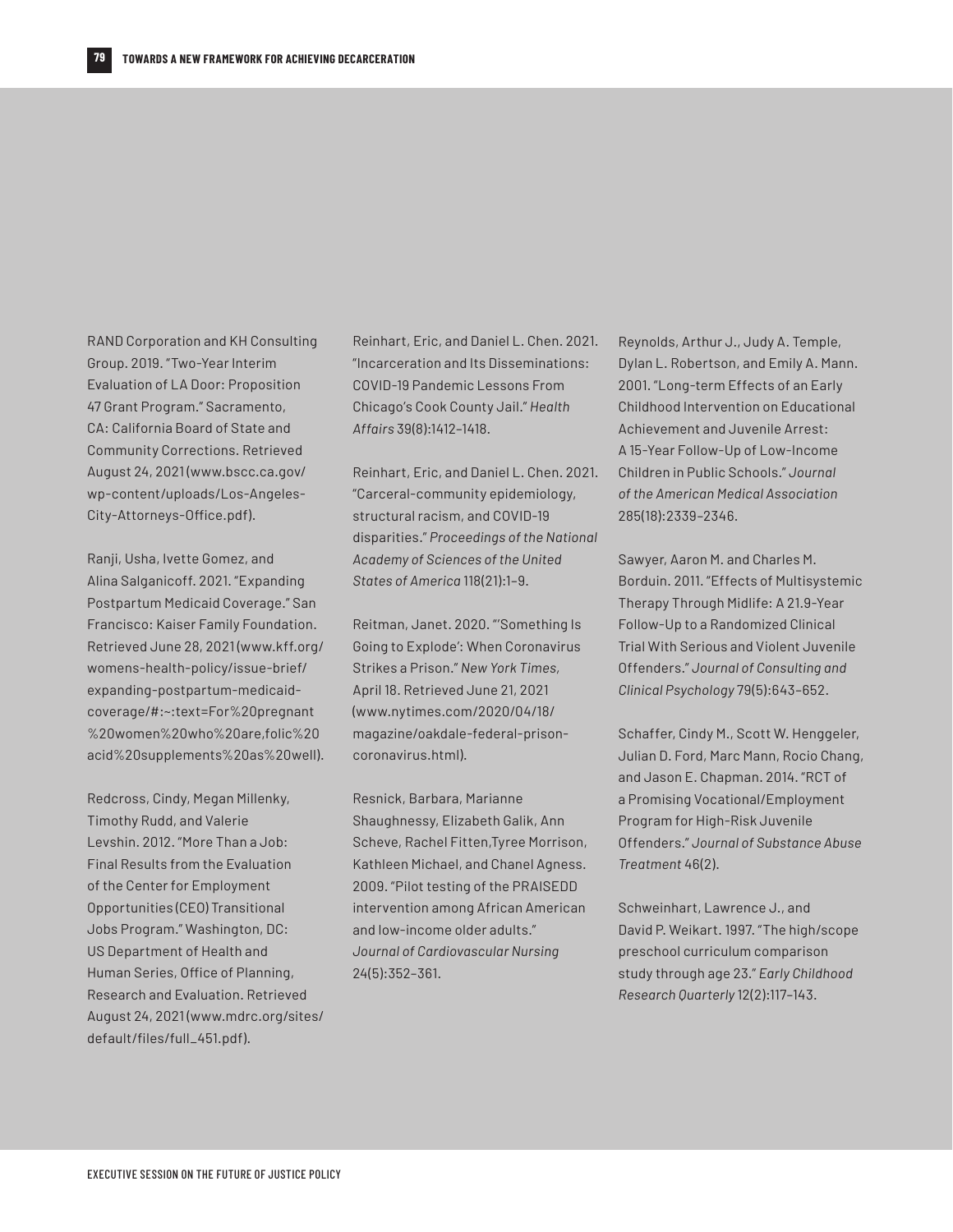RAND Corporation and KH Consulting Group. 2019. "Two-Year Interim Evaluation of LA Door: Proposition 47 Grant Program." Sacramento, CA: California Board of State and Community Corrections. Retrieved August 24, 2021 (www.bscc.ca.gov/wp-content/uploads/Los-Angeles-City-Attorneys-Office.pdf).

Ranji, Usha, Ivette Gomez, and Alina Salganicoff. 2021. "Expanding Postpartum Medicaid Coverage." San Francisco: Kaiser Family Foundation. Retrieved June 28, 2021 (www.kff.org/womens-health-policy/issue-brief/expanding-postpartum-medicaid-coverage/#:~:text=For%20pregnant%20women%20who%20are,folic%20acid%20supplements%20as%20well).

Redcross, Cindy, Megan Millenky, Timothy Rudd, and Valerie Levshin. 2012. "More Than a Job: Final Results from the Evaluation of the Center for Employment Opportunities (CEO) Transitional Jobs Program." Washington, DC: US Department of Health and Human Series, Office of Planning, Research and Evaluation. Retrieved August 24, 2021 (www.mdrc.org/sites/default/files/full_451.pdf).

Reinhart, Eric, and Daniel L. Chen. 2021. "Incarceration and Its Disseminations: COVID-19 Pandemic Lessons From Chicago's Cook County Jail." *Health Affairs* 39(8):1412–1418.

Reinhart, Eric, and Daniel L. Chen. 2021. "Carceral-community epidemiology, structural racism, and COVID-19 disparities." *Proceedings of the National Academy of Sciences of the United States of America* 118(21):1–9.

Reitman, Janet. 2020. "'Something Is Going to Explode': When Coronavirus Strikes a Prison." *New York Times*, April 18. Retrieved June 21, 2021 (www.nytimes.com/2020/04/18/magazine/oakdale-federal-prison-coronavirus.html).

Resnick, Barbara, Marianne Shaughnessy, Elizabeth Galik, Ann Scheve, Rachel Fitten,Tyree Morrison, Kathleen Michael, and Chanel Agness. 2009. "Pilot testing of the PRAISEDD intervention among African American and low-income older adults." *Journal of Cardiovascular Nursing* 24(5):352–361.

Reynolds, Arthur J., Judy A. Temple, Dylan L. Robertson, and Emily A. Mann. 2001. "Long-term Effects of an Early Childhood Intervention on Educational Achievement and Juvenile Arrest: A 15-Year Follow-Up of Low-Income Children in Public Schools." *Journal of the American Medical Association* 285(18):2339–2346.

Sawyer, Aaron M. and Charles M. Borduin. 2011. "Effects of Multisystemic Therapy Through Midlife: A 21.9-Year Follow-Up to a Randomized Clinical Trial With Serious and Violent Juvenile Offenders." *Journal of Consulting and Clinical Psychology* 79(5):643–652.

Schaffer, Cindy M., Scott W. Henggeler, Julian D. Ford, Marc Mann, Rocio Chang, and Jason E. Chapman. 2014. "RCT of a Promising Vocational/Employment Program for High-Risk Juvenile Offenders." *Journal of Substance Abuse Treatment* 46(2).

Schweinhart, Lawrence J., and David P. Weikart. 1997. "The high/scope preschool curriculum comparison study through age 23." *Early Childhood Research Quarterly* 12(2):117–143.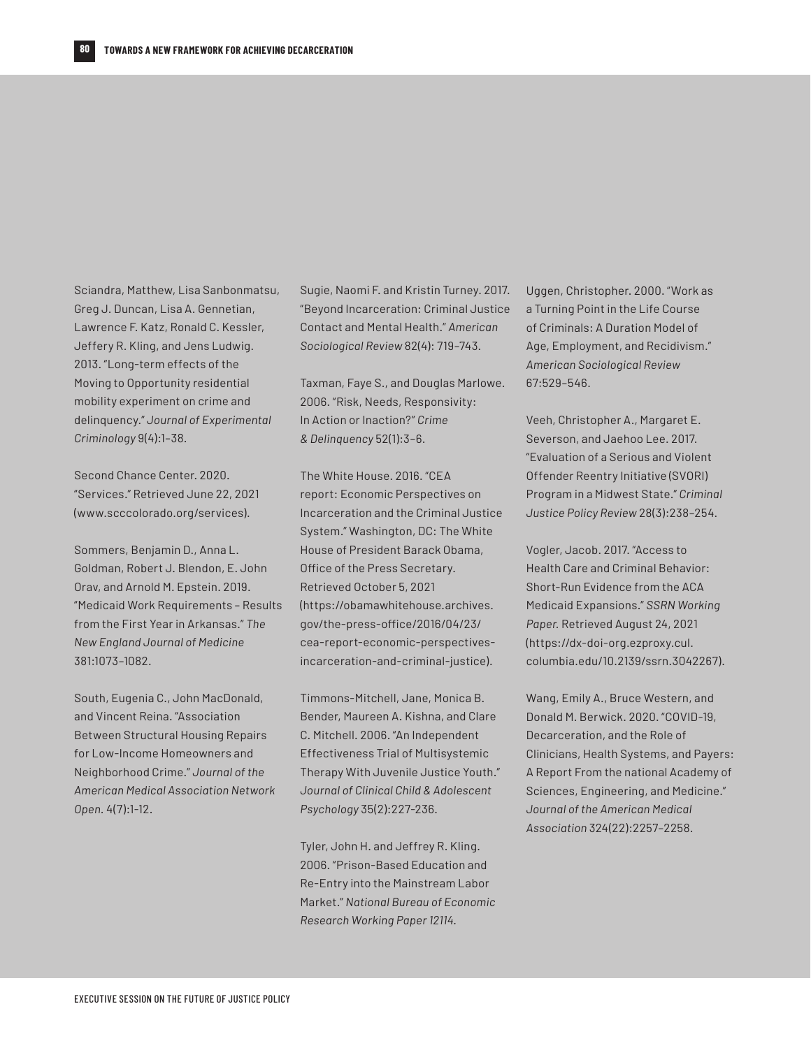Sciandra, Matthew, Lisa Sanbonmatsu, Greg J. Duncan, Lisa A. Gennetian, Lawrence F. Katz, Ronald C. Kessler, Jeffery R. Kling, and Jens Ludwig. 2013. "Long-term effects of the Moving to Opportunity residential mobility experiment on crime and delinquency." *Journal of Experimental Criminology* 9(4):1–38.

Second Chance Center. 2020. "Services." Retrieved June 22, 2021 (www.scccolorado.org/services).

Sommers, Benjamin D., Anna L. Goldman, Robert J. Blendon, E. John Orav, and Arnold M. Epstein. 2019. "Medicaid Work Requirements – Results from the First Year in Arkansas." *The New England Journal of Medicine* 381:1073–1082.

South, Eugenia C., John MacDonald, and Vincent Reina. "Association Between Structural Housing Repairs for Low-Income Homeowners and Neighborhood Crime." *Journal of the American Medical Association Network Open.* 4(7):1-12.

Sugie, Naomi F. and Kristin Turney. 2017. "Beyond Incarceration: Criminal Justice Contact and Mental Health." *American Sociological Review* 82(4): 719–743.

Taxman, Faye S., and Douglas Marlowe. 2006. "Risk, Needs, Responsivity: In Action or Inaction?" *Crime & Delinquency* 52(1):3–6.

The White House. 2016. "CEA report: Economic Perspectives on Incarceration and the Criminal Justice System." Washington, DC: The White House of President Barack Obama, Office of the Press Secretary. Retrieved October 5, 2021 (https://obamawhitehouse.archives.gov/the-press-office/2016/04/23/cea-report-economic-perspectives-incarceration-and-criminal-justice).

Timmons-Mitchell, Jane, Monica B. Bender, Maureen A. Kishna, and Clare C. Mitchell. 2006. "An Independent Effectiveness Trial of Multisystemic Therapy With Juvenile Justice Youth." *Journal of Clinical Child & Adolescent Psychology* 35(2):227-236.

Tyler, John H. and Jeffrey R. Kling. 2006. "Prison-Based Education and Re-Entry into the Mainstream Labor Market." *National Bureau of Economic Research Working Paper 12114.*

Uggen, Christopher. 2000. "Work as a Turning Point in the Life Course of Criminals: A Duration Model of Age, Employment, and Recidivism." *American Sociological Review* 67:529–546.

Veeh, Christopher A., Margaret E. Severson, and Jaehoo Lee. 2017. "Evaluation of a Serious and Violent Offender Reentry Initiative (SVORI) Program in a Midwest State." *Criminal Justice Policy Review* 28(3):238–254.

Vogler, Jacob. 2017. "Access to Health Care and Criminal Behavior: Short-Run Evidence from the ACA Medicaid Expansions." *SSRN Working Paper.* Retrieved August 24, 2021 (https://dx-doi-org.ezproxy.cul.columbia.edu/10.2139/ssrn.3042267).

Wang, Emily A., Bruce Western, and Donald M. Berwick. 2020. "COVID-19, Decarceration, and the Role of Clinicians, Health Systems, and Payers: A Report From the national Academy of Sciences, Engineering, and Medicine." *Journal of the American Medical Association* 324(22):2257–2258.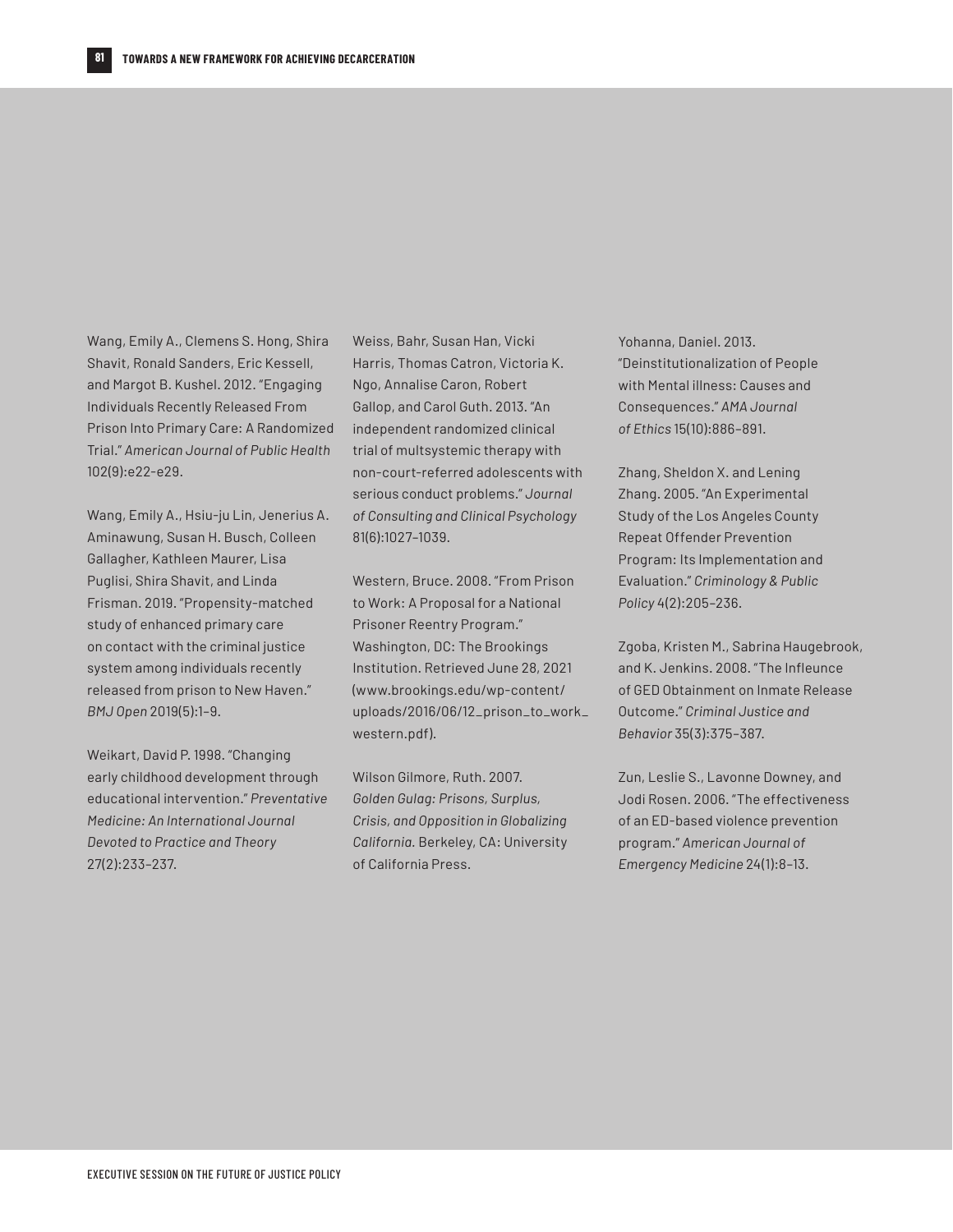Wang, Emily A., Clemens S. Hong, Shira Shavit, Ronald Sanders, Eric Kessell, and Margot B. Kushel. 2012. "Engaging Individuals Recently Released From Prison Into Primary Care: A Randomized Trial." *American Journal of Public Health* 102(9):e22–e29.

Wang, Emily A., Hsiu-ju Lin, Jenerius A. Aminawung, Susan H. Busch, Colleen Gallagher, Kathleen Maurer, Lisa Puglisi, Shira Shavit, and Linda Frisman. 2019. "Propensity-matched study of enhanced primary care on contact with the criminal justice system among individuals recently released from prison to New Haven." *BMJ Open* 2019(5):1–9.

Weikart, David P. 1998. "Changing early childhood development through educational intervention." *Preventative Medicine: An International Journal Devoted to Practice and Theory* 27(2):233–237.

Weiss, Bahr, Susan Han, Vicki Harris, Thomas Catron, Victoria K. Ngo, Annalise Caron, Robert Gallop, and Carol Guth. 2013. "An independent randomized clinical trial of multsystemic therapy with non-court-referred adolescents with serious conduct problems." *Journal of Consulting and Clinical Psychology* 81(6):1027–1039.

Western, Bruce. 2008. "From Prison to Work: A Proposal for a National Prisoner Reentry Program." Washington, DC: The Brookings Institution. Retrieved June 28, 2021 (www.brookings.edu/wp-content/uploads/2016/06/12_prison_to_work_western.pdf).

Wilson Gilmore, Ruth. 2007. *Golden Gulag: Prisons, Surplus, Crisis, and Opposition in Globalizing California.* Berkeley, CA: University of California Press.

Yohanna, Daniel. 2013. "Deinstitutionalization of People with Mental illness: Causes and Consequences." *AMA Journal of Ethics* 15(10):886–891.

Zhang, Sheldon X. and Lening Zhang. 2005. "An Experimental Study of the Los Angeles County Repeat Offender Prevention Program: Its Implementation and Evaluation." *Criminology & Public Policy* 4(2):205–236.

Zgoba, Kristen M., Sabrina Haugebrook, and K. Jenkins. 2008. "The Infleunce of GED Obtainment on Inmate Release Outcome." *Criminal Justice and Behavior* 35(3):375–387.

Zun, Leslie S., Lavonne Downey, and Jodi Rosen. 2006. "The effectiveness of an ED-based violence prevention program." *American Journal of Emergency Medicine* 24(1):8–13.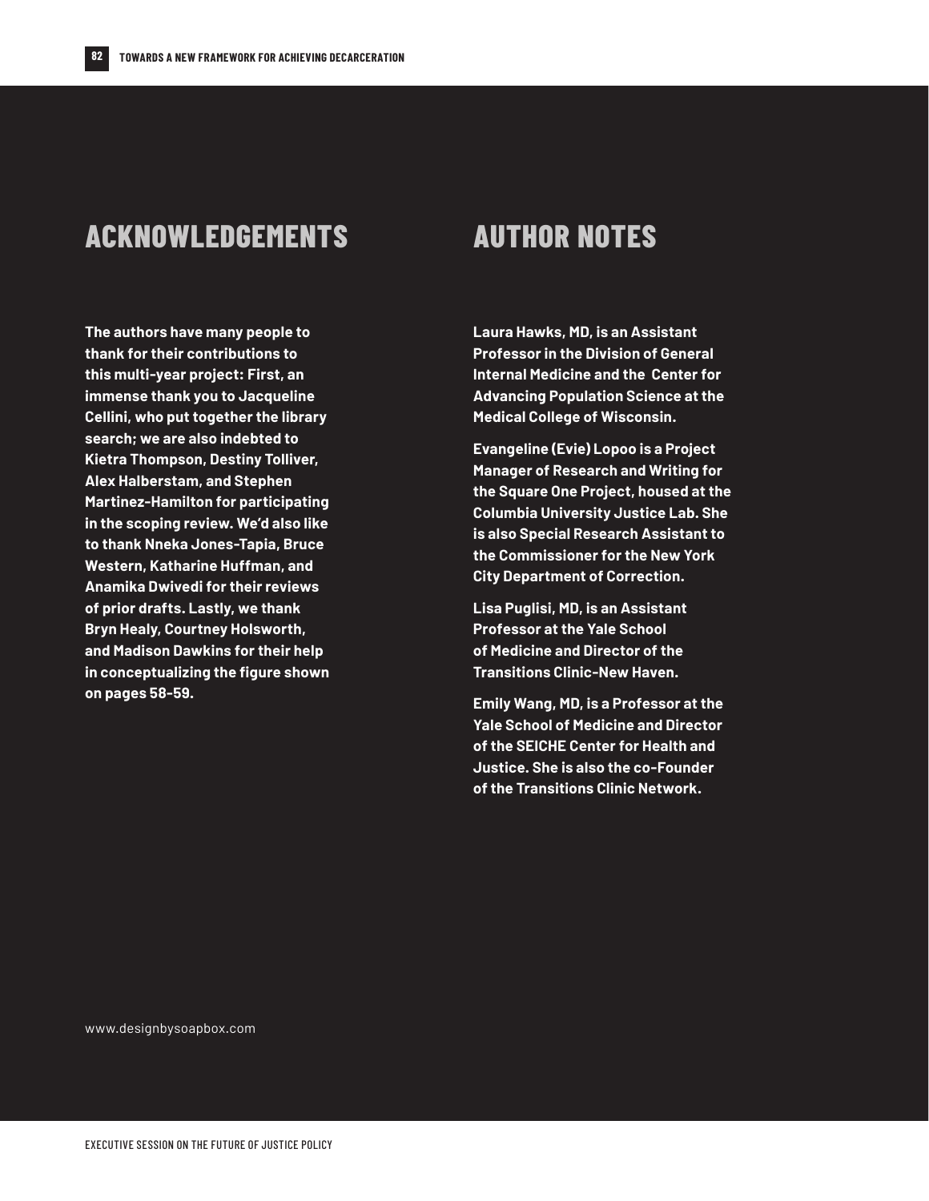## ACKNOWLEDGEMENTS

**The authors have many people to thank for their contributions to this multi-year project: First, an immense thank you to Jacqueline Cellini, who put together the library search; we are also indebted to Kietra Thompson, Destiny Tolliver, Alex Halberstam, and Stephen Martinez-Hamilton for participating in the scoping review. We'd also like to thank Nneka Jones-Tapia, Bruce Western, Katharine Huffman, and Anamika Dwivedi for their reviews of prior drafts. Lastly, we thank Bryn Healy, Courtney Holsworth, and Madison Dawkins for their help in conceptualizing the figure shown on pages 58-59.**

## AUTHOR NOTES

**Laura Hawks, MD, is an Assistant Professor in the Division of General Internal Medicine and the Center for Advancing Population Science at the Medical College of Wisconsin.**

**Evangeline (Evie) Lopoo is a Project Manager of Research and Writing for the Square One Project, housed at the Columbia University Justice Lab. She is also Special Research Assistant to the Commissioner for the New York City Department of Correction.**

**Lisa Puglisi, MD, is an Assistant Professor at the Yale School of Medicine and Director of the Transitions Clinic-New Haven.**

**Emily Wang, MD, is a Professor at the Yale School of Medicine and Director of the SEICHE Center for Health and Justice. She is also the co-Founder of the Transitions Clinic Network.**

www.designbysoapbox.com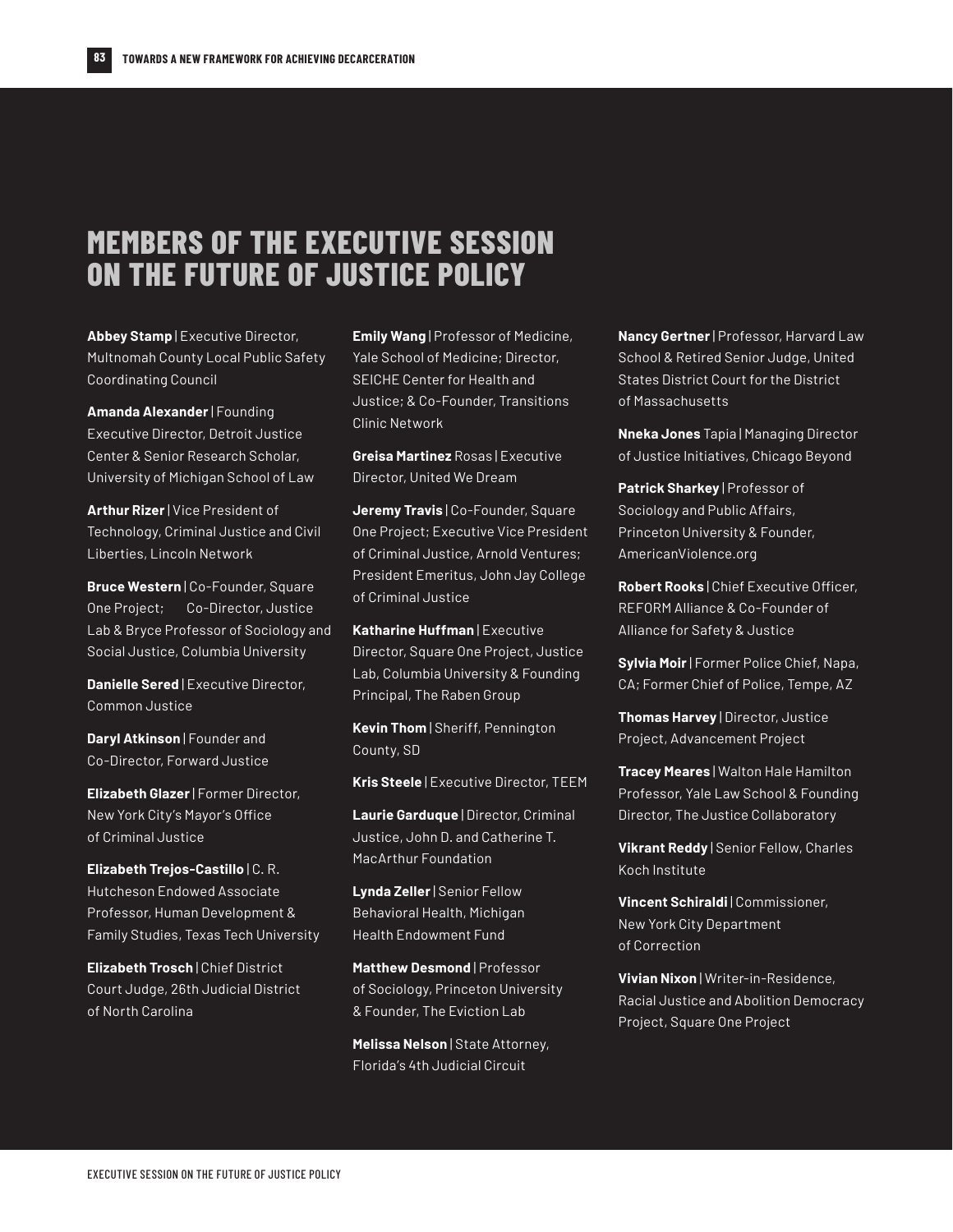# MEMBERS OF THE EXECUTIVE SESSION ON THE FUTURE OF JUSTICE POLICY

**Abbey Stamp** | Executive Director, Multnomah County Local Public Safety Coordinating Council

**Amanda Alexander** | Founding Executive Director, Detroit Justice Center & Senior Research Scholar, University of Michigan School of Law

**Arthur Rizer** | Vice President of Technology, Criminal Justice and Civil Liberties, Lincoln Network

**Bruce Western** | Co-Founder, Square One Project; Co-Director, Justice Lab & Bryce Professor of Sociology and Social Justice, Columbia University

**Danielle Sered** | Executive Director, Common Justice

**Daryl Atkinson** | Founder and Co-Director, Forward Justice

**Elizabeth Glazer** | Former Director, New York City's Mayor's Office of Criminal Justice

**Elizabeth Trejos-Castillo** | C. R. Hutcheson Endowed Associate Professor, Human Development & Family Studies, Texas Tech University

**Elizabeth Trosch** | Chief District Court Judge, 26th Judicial District of North Carolina

**Emily Wang** | Professor of Medicine, Yale School of Medicine; Director, SEICHE Center for Health and Justice; & Co-Founder, Transitions Clinic Network

**Greisa Martinez** Rosas | Executive Director, United We Dream

**Jeremy Travis** | Co-Founder, Square One Project; Executive Vice President of Criminal Justice, Arnold Ventures; President Emeritus, John Jay College of Criminal Justice

**Katharine Huffman** | Executive Director, Square One Project, Justice Lab, Columbia University & Founding Principal, The Raben Group

**Kevin Thom** | Sheriff, Pennington County, SD

**Kris Steele** | Executive Director, TEEM

**Laurie Garduque** | Director, Criminal Justice, John D. and Catherine T. MacArthur Foundation

**Lynda Zeller** | Senior Fellow Behavioral Health, Michigan Health Endowment Fund

**Matthew Desmond** | Professor of Sociology, Princeton University & Founder, The Eviction Lab

**Melissa Nelson** | State Attorney, Florida's 4th Judicial Circuit

**Nancy Gertner** | Professor, Harvard Law School & Retired Senior Judge, United States District Court for the District of Massachusetts

**Nneka Jones** Tapia | Managing Director of Justice Initiatives, Chicago Beyond

**Patrick Sharkey** | Professor of Sociology and Public Affairs, Princeton University & Founder, AmericanViolence.org

**Robert Rooks** | Chief Executive Officer, REFORM Alliance & Co-Founder of Alliance for Safety & Justice

**Sylvia Moir** | Former Police Chief, Napa, CA; Former Chief of Police, Tempe, AZ

**Thomas Harvey** | Director, Justice Project, Advancement Project

**Tracey Meares** | Walton Hale Hamilton Professor, Yale Law School & Founding Director, The Justice Collaboratory

**Vikrant Reddy** | Senior Fellow, Charles Koch Institute

**Vincent Schiraldi** | Commissioner, New York City Department of Correction

**Vivian Nixon** | Writer-in-Residence, Racial Justice and Abolition Democracy Project, Square One Project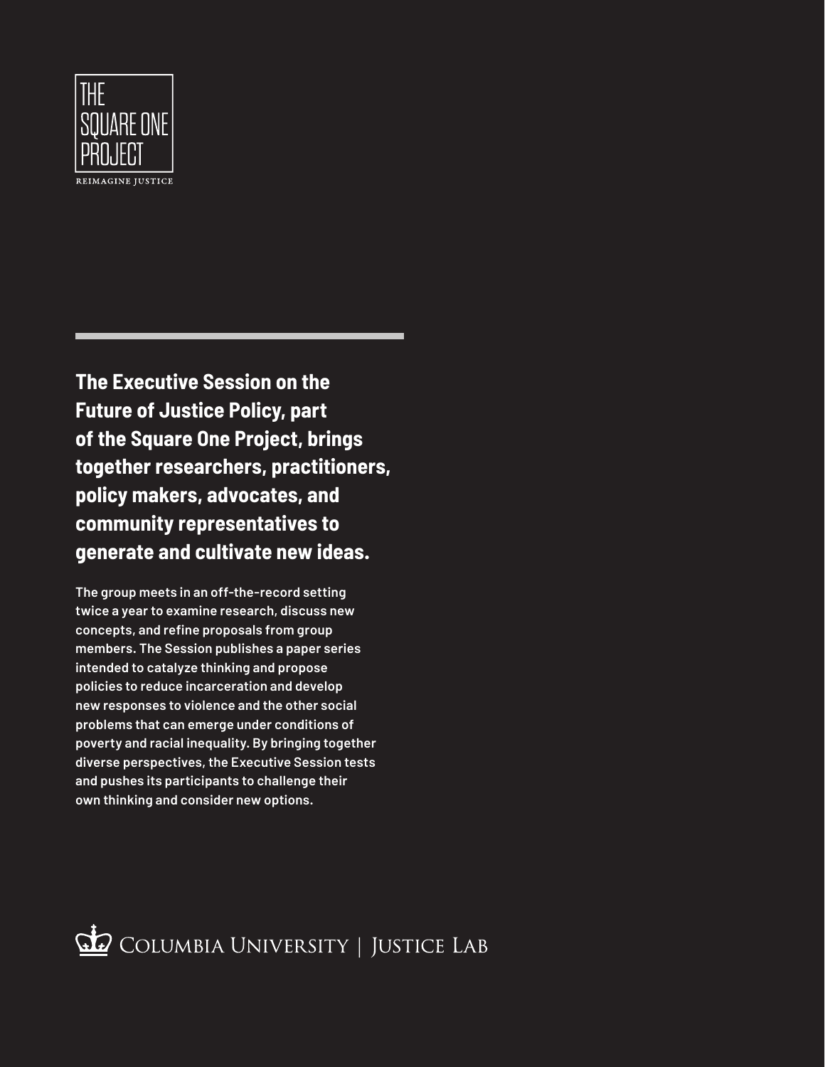THE SQUARE ONE PROJECT

REIMAGINE JUSTICE

**The Executive Session on the Future of Justice Policy, part of the Square One Project, brings together researchers, practitioners, policy makers, advocates, and community representatives to generate and cultivate new ideas.**

The group meets in an off-the-record setting twice a year to examine research, discuss new concepts, and refine proposals from group members. The Session publishes a paper series intended to catalyze thinking and propose policies to reduce incarceration and develop new responses to violence and the other social problems that can emerge under conditions of poverty and racial inequality. By bringing together diverse perspectives, the Executive Session tests and pushes its participants to challenge their own thinking and consider new options.

COLUMBIA UNIVERSITY | JUSTICE LAB